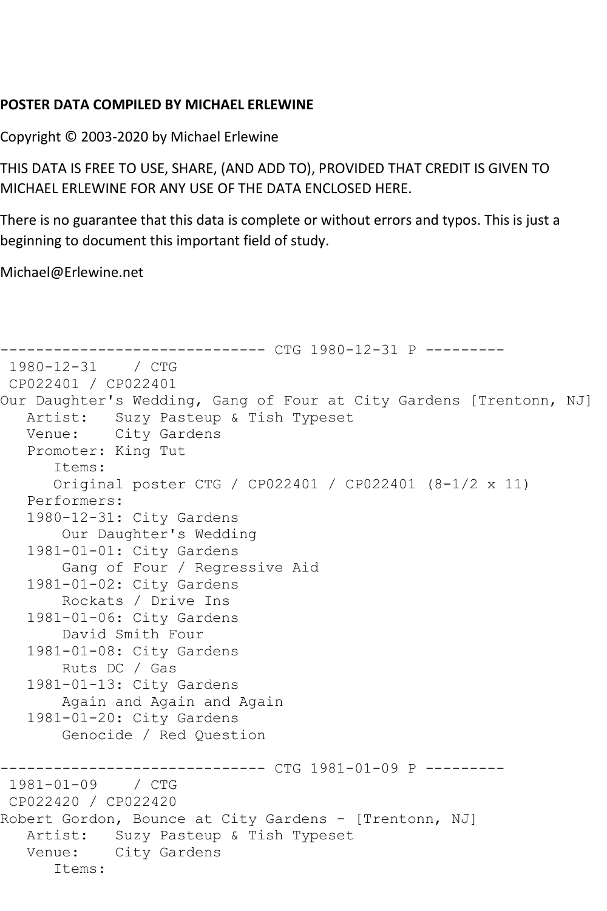**POSTER DATA COMPILED BY MICHAEL ERLEWINE**

Copyright © 2003-2020 by Michael Erlewine

THIS DATA IS FREE TO USE, SHARE, (AND ADD TO), PROVIDED THAT CREDIT IS GIVEN TO MICHAEL ERLEWINE FOR ANY USE OF THE DATA ENCLOSED HERE.

There is no guarantee that this data is complete or without errors and typos. This is just a beginning to document this important field of study.

Michael@Erlewine.net

```
------------------------------ CTG 1980-12-31 P ---------
 1980-12-31    / CTG
 CP022401 / CP022401
Our Daughter's Wedding, Gang of Four at City Gardens [Trentonn, NJ]
   Artist:   Suzy Pasteup & Tish Typeset
   Venue:    City Gardens
   Promoter: King Tut
      Items:
      Original poster CTG / CP022401 / CP022401 (8-1/2 x 11)
   Performers:
   1980-12-31: City Gardens
       Our Daughter's Wedding
   1981-01-01: City Gardens
       Gang of Four / Regressive Aid
   1981-01-02: City Gardens
       Rockats / Drive Ins
   1981-01-06: City Gardens
       David Smith Four
   1981-01-08: City Gardens
       Ruts DC / Gas
   1981-01-13: City Gardens
       Again and Again and Again
   1981-01-20: City Gardens
       Genocide / Red Question

------------------------------ CTG 1981-01-09 P ---------
 1981-01-09    / CTG
 CP022420 / CP022420
Robert Gordon, Bounce at City Gardens - [Trentonn, NJ]
   Artist:   Suzy Pasteup & Tish Typeset
   Venue:    City Gardens
      Items:
```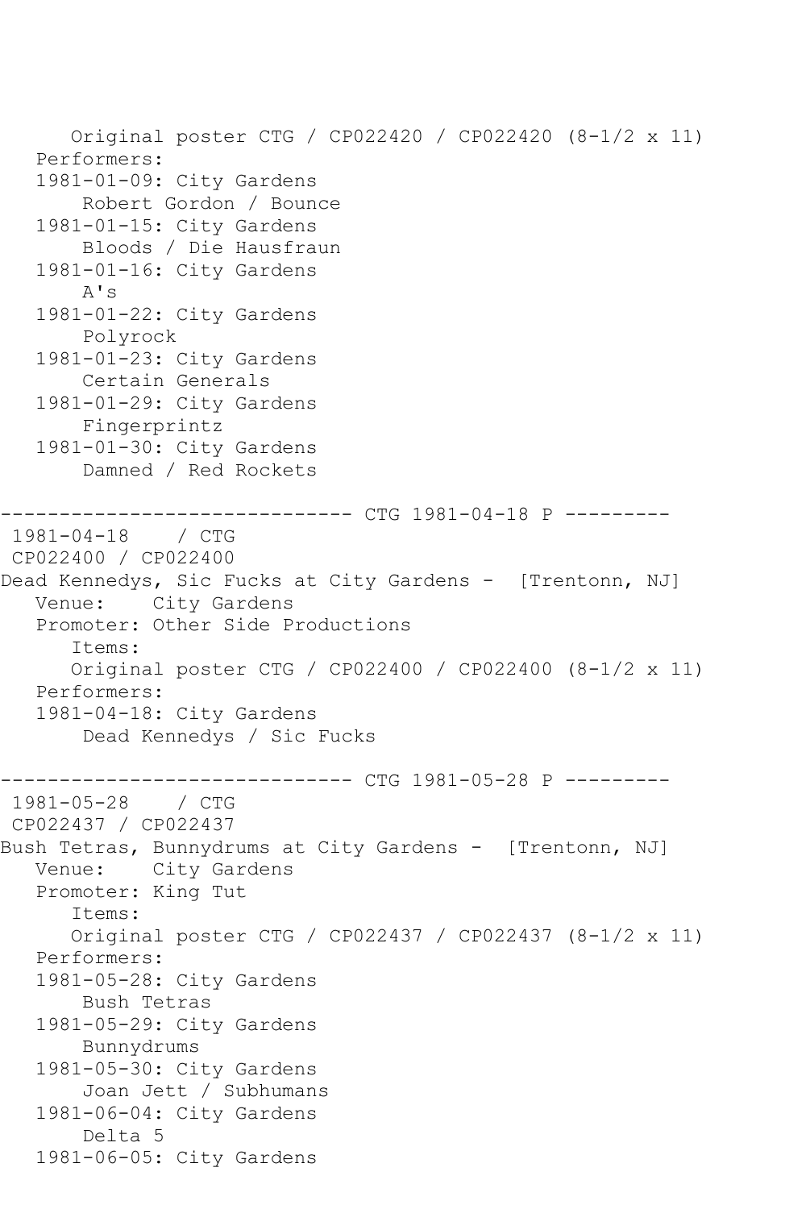```
      Original poster CTG / CP022420 / CP022420 (8-1/2 x 11)
   Performers:
   1981-01-09: City Gardens
       Robert Gordon / Bounce
   1981-01-15: City Gardens
       Bloods / Die Hausfraun
   1981-01-16: City Gardens
       A's
   1981-01-22: City Gardens
       Polyrock
   1981-01-23: City Gardens
       Certain Generals
   1981-01-29: City Gardens
       Fingerprintz
   1981-01-30: City Gardens
       Damned / Red Rockets

------------------------------ CTG 1981-04-18 P ---------
 1981-04-18    / CTG
 CP022400 / CP022400
Dead Kennedys, Sic Fucks at City Gardens -  [Trentonn, NJ]
   Venue:    City Gardens
   Promoter: Other Side Productions
      Items:
      Original poster CTG / CP022400 / CP022400 (8-1/2 x 11)
   Performers:
   1981-04-18: City Gardens
       Dead Kennedys / Sic Fucks

------------------------------ CTG 1981-05-28 P ---------
 1981-05-28    / CTG
 CP022437 / CP022437
Bush Tetras, Bunnydrums at City Gardens -  [Trentonn, NJ]
   Venue:    City Gardens
   Promoter: King Tut
      Items:
      Original poster CTG / CP022437 / CP022437 (8-1/2 x 11)
   Performers:
   1981-05-28: City Gardens
       Bush Tetras
   1981-05-29: City Gardens
       Bunnydrums
   1981-05-30: City Gardens
       Joan Jett / Subhumans
   1981-06-04: City Gardens
       Delta 5
   1981-06-05: City Gardens
```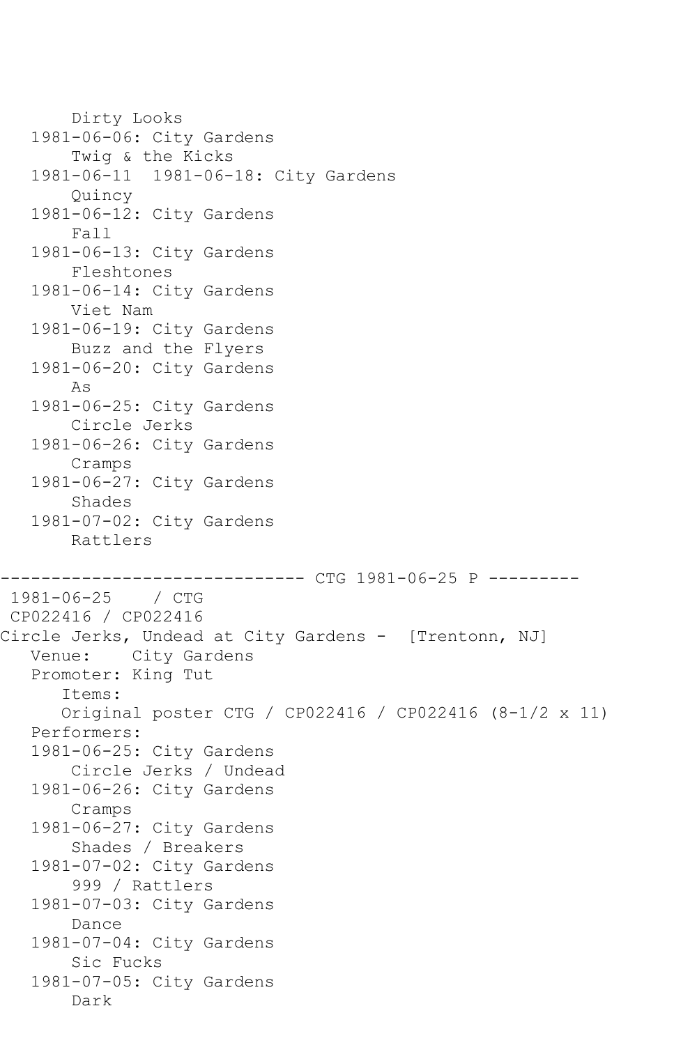```
       Dirty Looks
   1981-06-06: City Gardens
       Twig & the Kicks
   1981-06-11  1981-06-18: City Gardens
       Quincy
   1981-06-12: City Gardens
       Fall
   1981-06-13: City Gardens
       Fleshtones
   1981-06-14: City Gardens
       Viet Nam
   1981-06-19: City Gardens
       Buzz and the Flyers
   1981-06-20: City Gardens
       As
   1981-06-25: City Gardens
       Circle Jerks
   1981-06-26: City Gardens
       Cramps
   1981-06-27: City Gardens
       Shades
   1981-07-02: City Gardens
       Rattlers

------------------------------ CTG 1981-06-25 P ---------
 1981-06-25    / CTG
 CP022416 / CP022416
Circle Jerks, Undead at City Gardens -  [Trentonn, NJ]
   Venue:    City Gardens
   Promoter: King Tut
      Items:
      Original poster CTG / CP022416 / CP022416 (8-1/2 x 11)
   Performers:
   1981-06-25: City Gardens
       Circle Jerks / Undead
   1981-06-26: City Gardens
       Cramps
   1981-06-27: City Gardens
       Shades / Breakers
   1981-07-02: City Gardens
       999 / Rattlers
   1981-07-03: City Gardens
       Dance
   1981-07-04: City Gardens
       Sic Fucks
   1981-07-05: City Gardens
       Dark
```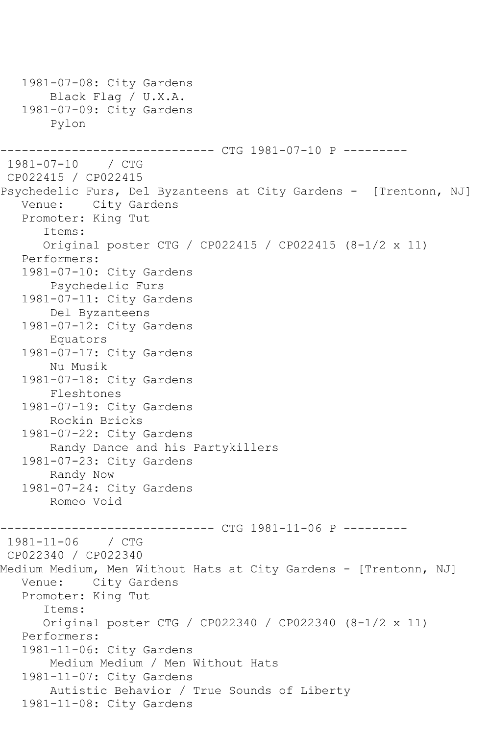```
   1981-07-08: City Gardens
       Black Flag / U.X.A.
   1981-07-09: City Gardens
       Pylon

------------------------------ CTG 1981-07-10 P ---------
 1981-07-10    / CTG
 CP022415 / CP022415
Psychedelic Furs, Del Byzanteens at City Gardens -  [Trentonn, NJ]
   Venue:    City Gardens
   Promoter: King Tut
      Items:
      Original poster CTG / CP022415 / CP022415 (8-1/2 x 11)
   Performers:
   1981-07-10: City Gardens
       Psychedelic Furs
   1981-07-11: City Gardens
       Del Byzanteens
   1981-07-12: City Gardens
       Equators
   1981-07-17: City Gardens
       Nu Musik
   1981-07-18: City Gardens
       Fleshtones
   1981-07-19: City Gardens
       Rockin Bricks
   1981-07-22: City Gardens
       Randy Dance and his Partykillers
   1981-07-23: City Gardens
       Randy Now
   1981-07-24: City Gardens
       Romeo Void

------------------------------ CTG 1981-11-06 P ---------
 1981-11-06    / CTG
 CP022340 / CP022340
Medium Medium, Men Without Hats at City Gardens - [Trentonn, NJ]
   Venue:    City Gardens
   Promoter: King Tut
      Items:
      Original poster CTG / CP022340 / CP022340 (8-1/2 x 11)
   Performers:
   1981-11-06: City Gardens
       Medium Medium / Men Without Hats
   1981-11-07: City Gardens
       Autistic Behavior / True Sounds of Liberty
   1981-11-08: City Gardens
```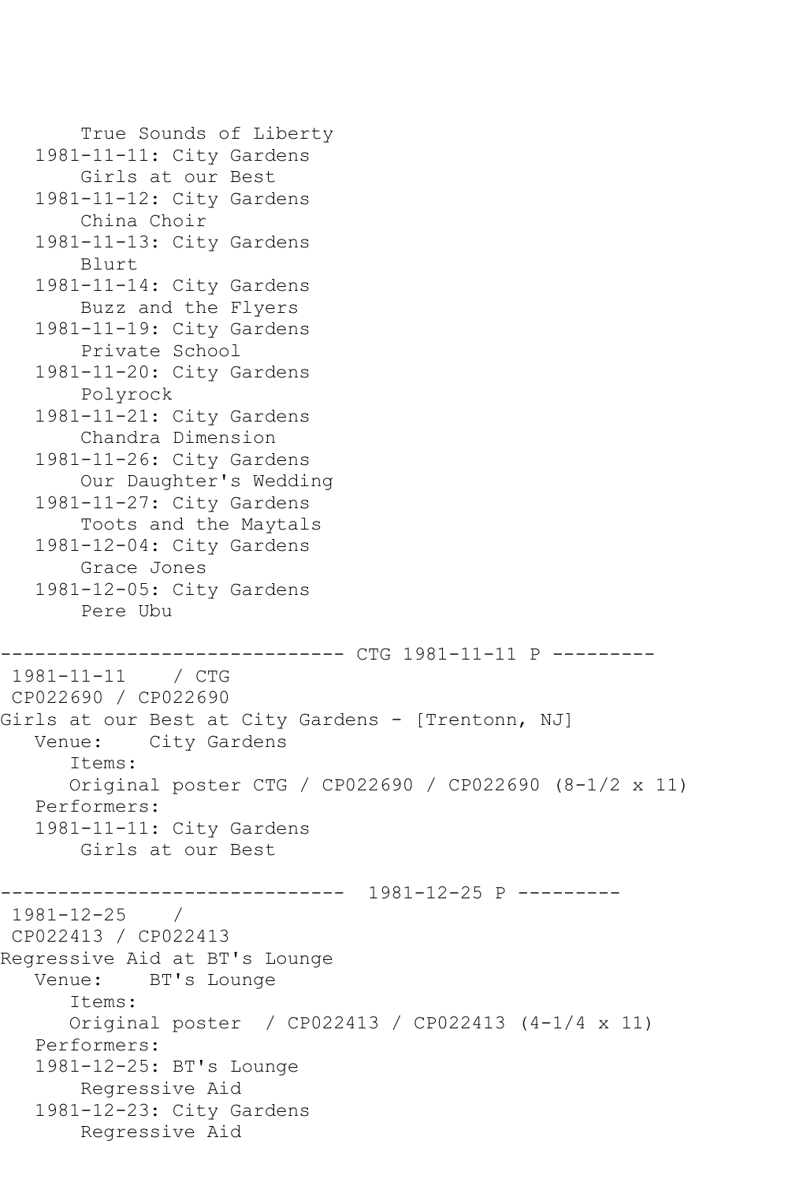```
       True Sounds of Liberty
   1981-11-11: City Gardens
       Girls at our Best
   1981-11-12: City Gardens
       China Choir
   1981-11-13: City Gardens
       Blurt
   1981-11-14: City Gardens
       Buzz and the Flyers
   1981-11-19: City Gardens
       Private School
   1981-11-20: City Gardens
       Polyrock
   1981-11-21: City Gardens
       Chandra Dimension
   1981-11-26: City Gardens
       Our Daughter's Wedding
   1981-11-27: City Gardens
       Toots and the Maytals
   1981-12-04: City Gardens
       Grace Jones
   1981-12-05: City Gardens
       Pere Ubu

------------------------------ CTG 1981-11-11 P ---------
 1981-11-11    / CTG
 CP022690 / CP022690
Girls at our Best at City Gardens - [Trentonn, NJ]
   Venue:    City Gardens
      Items:
      Original poster CTG / CP022690 / CP022690 (8-1/2 x 11)
   Performers:
   1981-11-11: City Gardens
       Girls at our Best

------------------------------  1981-12-25 P ---------
 1981-12-25    /
 CP022413 / CP022413
Regressive Aid at BT's Lounge
   Venue:    BT's Lounge
      Items:
      Original poster  / CP022413 / CP022413 (4-1/4 x 11)
   Performers:
   1981-12-25: BT's Lounge
       Regressive Aid
   1981-12-23: City Gardens
       Regressive Aid
```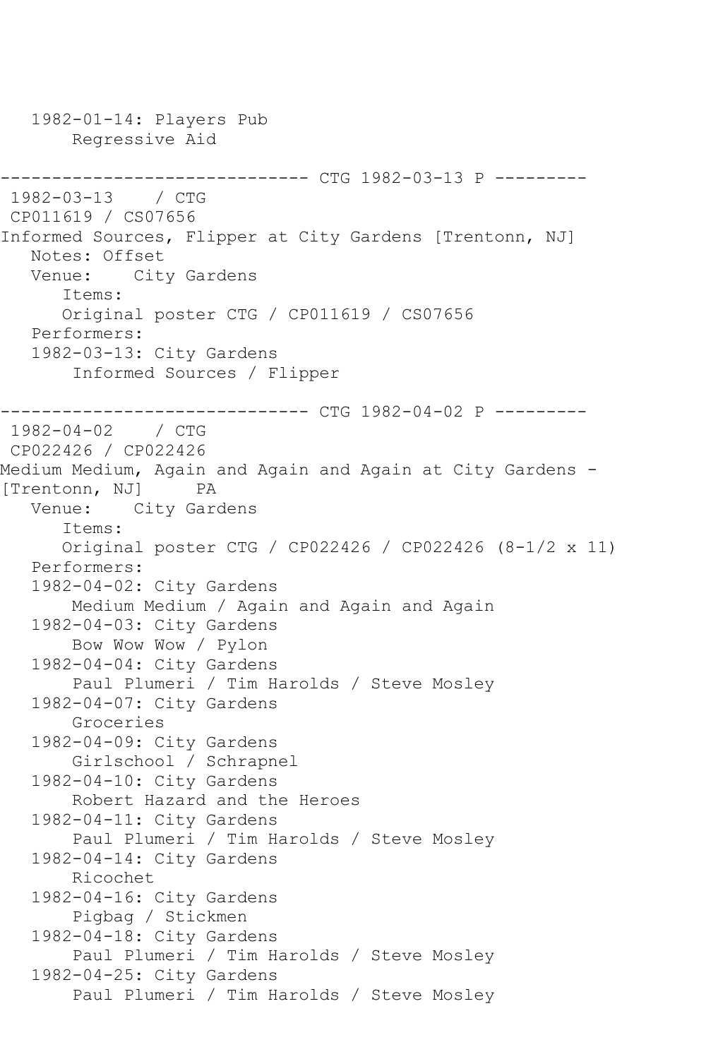```
   1982-01-14: Players Pub
       Regressive Aid

------------------------------ CTG 1982-03-13 P ---------
 1982-03-13    / CTG
 CP011619 / CS07656
Informed Sources, Flipper at City Gardens [Trentonn, NJ]
   Notes: Offset
   Venue:    City Gardens
      Items:
      Original poster CTG / CP011619 / CS07656
   Performers:
   1982-03-13: City Gardens
       Informed Sources / Flipper

------------------------------ CTG 1982-04-02 P ---------
 1982-04-02    / CTG
 CP022426 / CP022426
Medium Medium, Again and Again and Again at City Gardens -
[Trentonn, NJ]     PA
   Venue:    City Gardens
      Items:
      Original poster CTG / CP022426 / CP022426 (8-1/2 x 11)
   Performers:
   1982-04-02: City Gardens
       Medium Medium / Again and Again and Again
   1982-04-03: City Gardens
       Bow Wow Wow / Pylon
   1982-04-04: City Gardens
       Paul Plumeri / Tim Harolds / Steve Mosley
   1982-04-07: City Gardens
       Groceries
   1982-04-09: City Gardens
       Girlschool / Schrapnel
   1982-04-10: City Gardens
       Robert Hazard and the Heroes
   1982-04-11: City Gardens
       Paul Plumeri / Tim Harolds / Steve Mosley
   1982-04-14: City Gardens
       Ricochet
   1982-04-16: City Gardens
       Pigbag / Stickmen
   1982-04-18: City Gardens
       Paul Plumeri / Tim Harolds / Steve Mosley
   1982-04-25: City Gardens
       Paul Plumeri / Tim Harolds / Steve Mosley
```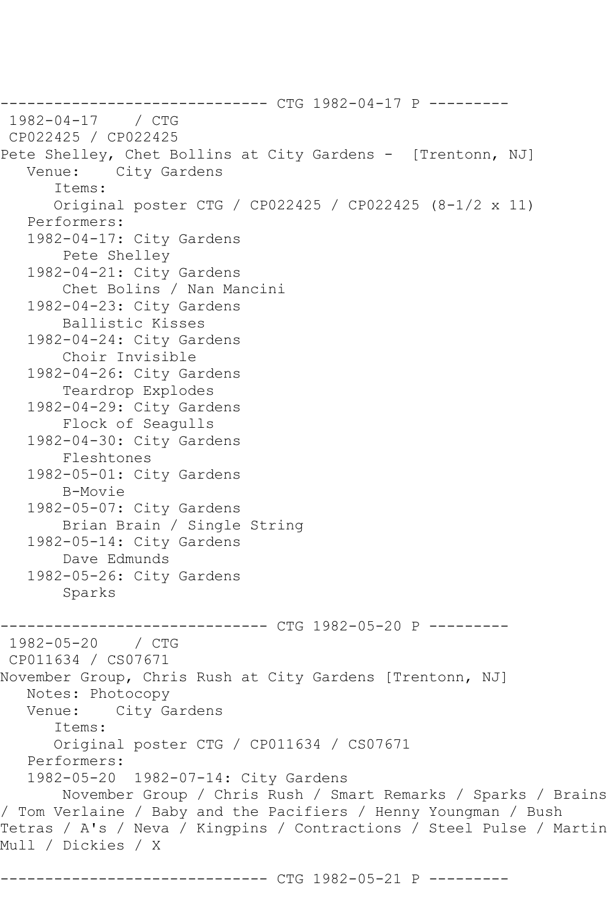------------------------------ CTG 1982-04-17 P ---------

1982-04-17 / CTG

CP022425 / CP022425

Pete Shelley, Chet Bollins at City Gardens - [Trentonn, NJ]

Venue: City Gardens

Items:

Original poster CTG / CP022425 / CP022425 (8-1/2 x 11)

Performers:

1982-04-17: City Gardens
    Pete Shelley

1982-04-21: City Gardens
    Chet Bolins / Nan Mancini

1982-04-23: City Gardens
    Ballistic Kisses

1982-04-24: City Gardens
    Choir Invisible

1982-04-26: City Gardens
    Teardrop Explodes

1982-04-29: City Gardens
    Flock of Seagulls

1982-04-30: City Gardens
    Fleshtones

1982-05-01: City Gardens
    B-Movie

1982-05-07: City Gardens
    Brian Brain / Single String

1982-05-14: City Gardens
    Dave Edmunds

1982-05-26: City Gardens
    Sparks

------------------------------ CTG 1982-05-20 P ---------

1982-05-20 / CTG

CP011634 / CS07671

November Group, Chris Rush at City Gardens [Trentonn, NJ]

Notes: Photocopy

Venue: City Gardens

Items:

Original poster CTG / CP011634 / CS07671

Performers:

1982-05-20 1982-07-14: City Gardens
    November Group / Chris Rush / Smart Remarks / Sparks / Brains / Tom Verlaine / Baby and the Pacifiers / Henny Youngman / Bush Tetras / A's / Neva / Kingpins / Contractions / Steel Pulse / Martin Mull / Dickies / X

------------------------------ CTG 1982-05-21 P ---------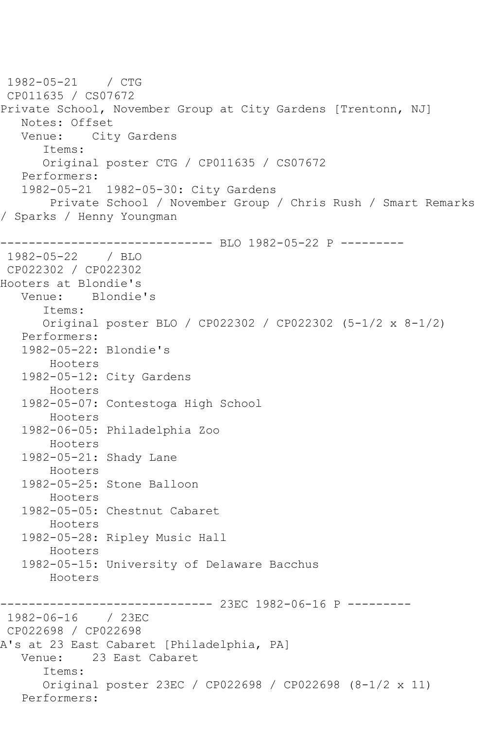```
1982-05-21    / CTG
 CP011635 / CS07672
Private School, November Group at City Gardens [Trentonn, NJ]
   Notes: Offset
   Venue:    City Gardens
      Items:
      Original poster CTG / CP011635 / CS07672
   Performers:
   1982-05-21  1982-05-30: City Gardens
       Private School / November Group / Chris Rush / Smart Remarks
/ Sparks / Henny Youngman

------------------------------ BLO 1982-05-22 P ---------
 1982-05-22    / BLO
 CP022302 / CP022302
Hooters at Blondie's
   Venue:    Blondie's
      Items:
      Original poster BLO / CP022302 / CP022302 (5-1/2 x 8-1/2)
   Performers:
   1982-05-22: Blondie's
       Hooters
   1982-05-12: City Gardens
       Hooters
   1982-05-07: Contestoga High School
       Hooters
   1982-06-05: Philadelphia Zoo
       Hooters
   1982-05-21: Shady Lane
       Hooters
   1982-05-25: Stone Balloon
       Hooters
   1982-05-05: Chestnut Cabaret
       Hooters
   1982-05-28: Ripley Music Hall
       Hooters
   1982-05-15: University of Delaware Bacchus
       Hooters

------------------------------ 23EC 1982-06-16 P ---------
 1982-06-16    / 23EC
 CP022698 / CP022698
A's at 23 East Cabaret [Philadelphia, PA]
   Venue:    23 East Cabaret
      Items:
      Original poster 23EC / CP022698 / CP022698 (8-1/2 x 11)
   Performers:
```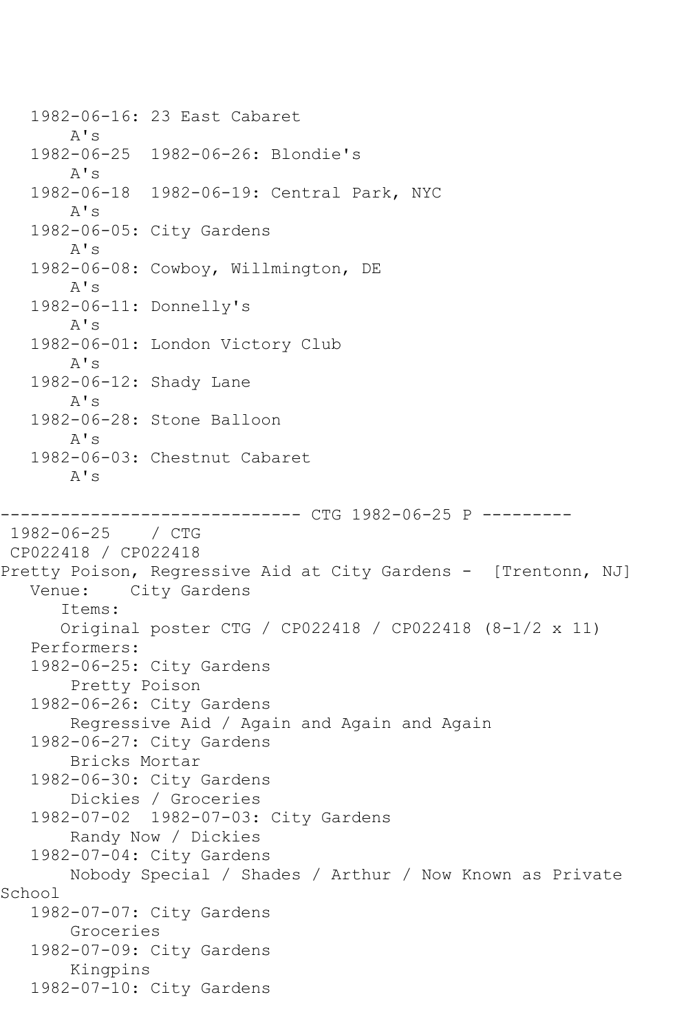```
   1982-06-16: 23 East Cabaret
       A's
   1982-06-25  1982-06-26: Blondie's
       A's
   1982-06-18  1982-06-19: Central Park, NYC
       A's
   1982-06-05: City Gardens
       A's
   1982-06-08: Cowboy, Willmington, DE
       A's
   1982-06-11: Donnelly's
       A's
   1982-06-01: London Victory Club
       A's
   1982-06-12: Shady Lane
       A's
   1982-06-28: Stone Balloon
       A's
   1982-06-03: Chestnut Cabaret
       A's

------------------------------ CTG 1982-06-25 P ---------
 1982-06-25    / CTG
 CP022418 / CP022418
Pretty Poison, Regressive Aid at City Gardens -  [Trentonn, NJ]
   Venue:    City Gardens
      Items:
      Original poster CTG / CP022418 / CP022418 (8-1/2 x 11)
   Performers:
   1982-06-25: City Gardens
       Pretty Poison
   1982-06-26: City Gardens
       Regressive Aid / Again and Again and Again
   1982-06-27: City Gardens
       Bricks Mortar
   1982-06-30: City Gardens
       Dickies / Groceries
   1982-07-02  1982-07-03: City Gardens
       Randy Now / Dickies
   1982-07-04: City Gardens
       Nobody Special / Shades / Arthur / Now Known as Private
School
   1982-07-07: City Gardens
       Groceries
   1982-07-09: City Gardens
       Kingpins
   1982-07-10: City Gardens
```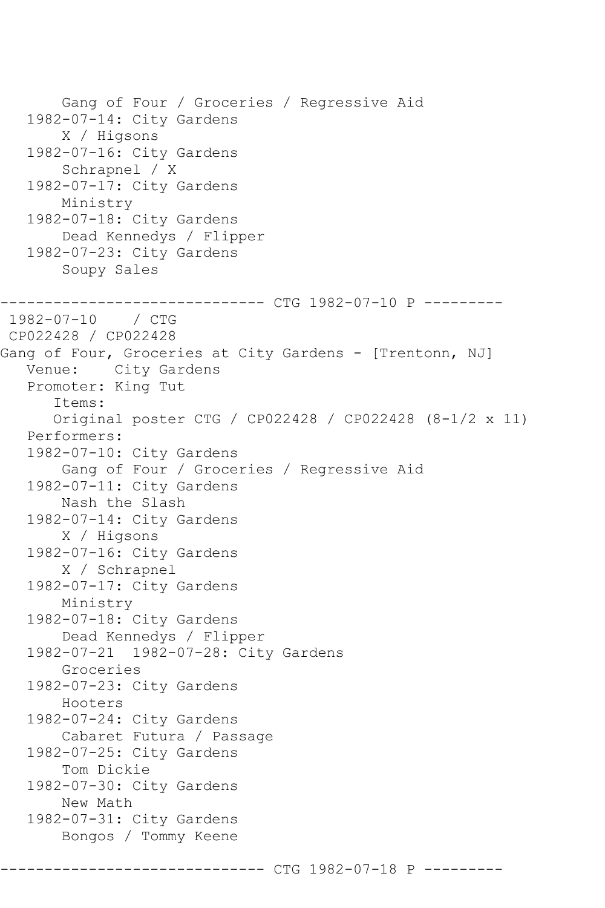```
      Gang of Four / Groceries / Regressive Aid
   1982-07-14: City Gardens
       X / Higsons
   1982-07-16: City Gardens
       Schrapnel / X
   1982-07-17: City Gardens
       Ministry
   1982-07-18: City Gardens
       Dead Kennedys / Flipper
   1982-07-23: City Gardens
       Soupy Sales

------------------------------ CTG 1982-07-10 P ---------
 1982-07-10    / CTG
 CP022428 / CP022428
Gang of Four, Groceries at City Gardens - [Trentonn, NJ]
   Venue:    City Gardens
   Promoter: King Tut
      Items:
      Original poster CTG / CP022428 / CP022428 (8-1/2 x 11)
   Performers:
   1982-07-10: City Gardens
       Gang of Four / Groceries / Regressive Aid
   1982-07-11: City Gardens
       Nash the Slash
   1982-07-14: City Gardens
       X / Higsons
   1982-07-16: City Gardens
       X / Schrapnel
   1982-07-17: City Gardens
       Ministry
   1982-07-18: City Gardens
       Dead Kennedys / Flipper
   1982-07-21  1982-07-28: City Gardens
       Groceries
   1982-07-23: City Gardens
       Hooters
   1982-07-24: City Gardens
       Cabaret Futura / Passage
   1982-07-25: City Gardens
       Tom Dickie
   1982-07-30: City Gardens
       New Math
   1982-07-31: City Gardens
       Bongos / Tommy Keene

------------------------------ CTG 1982-07-18 P ---------
```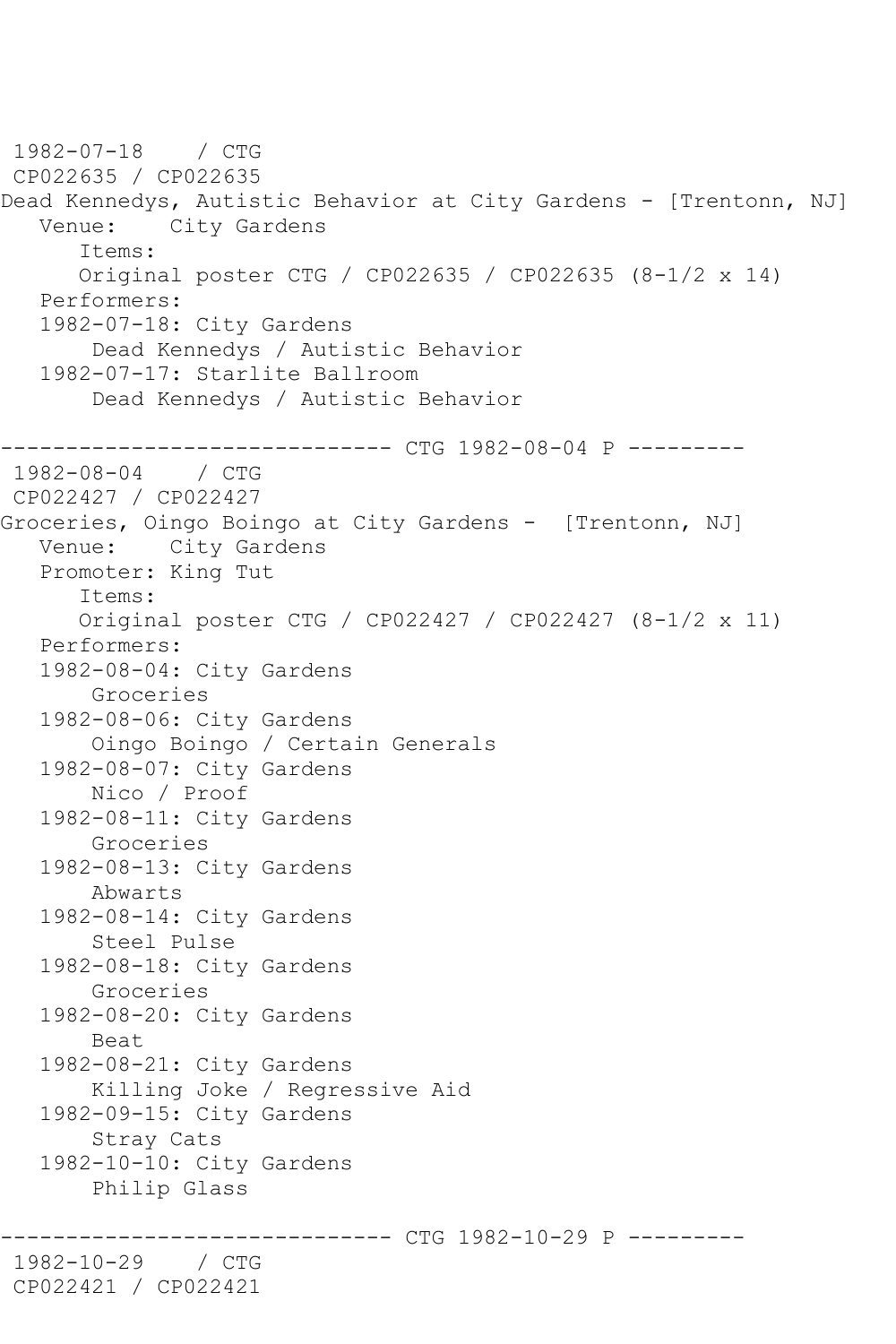```
 1982-07-18    / CTG
 CP022635 / CP022635
Dead Kennedys, Autistic Behavior at City Gardens - [Trentonn, NJ]
   Venue:    City Gardens
      Items:
      Original poster CTG / CP022635 / CP022635 (8-1/2 x 14)
   Performers:
   1982-07-18: City Gardens
       Dead Kennedys / Autistic Behavior
   1982-07-17: Starlite Ballroom
       Dead Kennedys / Autistic Behavior

------------------------------ CTG 1982-08-04 P ---------
 1982-08-04    / CTG
 CP022427 / CP022427
Groceries, Oingo Boingo at City Gardens -  [Trentonn, NJ]
   Venue:    City Gardens
   Promoter: King Tut
      Items:
      Original poster CTG / CP022427 / CP022427 (8-1/2 x 11)
   Performers:
   1982-08-04: City Gardens
       Groceries
   1982-08-06: City Gardens
       Oingo Boingo / Certain Generals
   1982-08-07: City Gardens
       Nico / Proof
   1982-08-11: City Gardens
       Groceries
   1982-08-13: City Gardens
       Abwarts
   1982-08-14: City Gardens
       Steel Pulse
   1982-08-18: City Gardens
       Groceries
   1982-08-20: City Gardens
       Beat
   1982-08-21: City Gardens
       Killing Joke / Regressive Aid
   1982-09-15: City Gardens
       Stray Cats
   1982-10-10: City Gardens
       Philip Glass

------------------------------ CTG 1982-10-29 P ---------
 1982-10-29    / CTG
 CP022421 / CP022421
```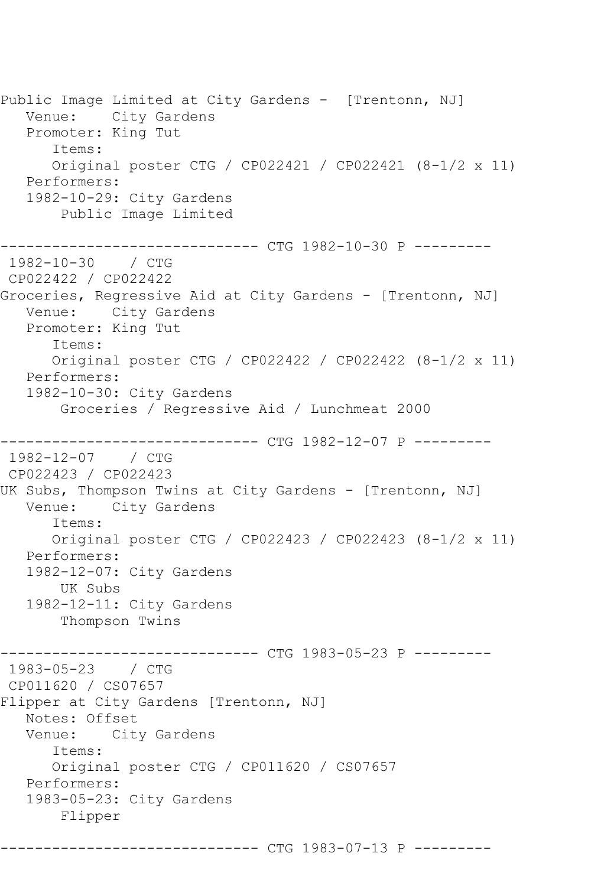```
Public Image Limited at City Gardens -  [Trentonn, NJ]
   Venue:    City Gardens
   Promoter: King Tut
      Items:
      Original poster CTG / CP022421 / CP022421 (8-1/2 x 11)
   Performers:
   1982-10-29: City Gardens
       Public Image Limited

------------------------------ CTG 1982-10-30 P ---------
 1982-10-30    / CTG
 CP022422 / CP022422
Groceries, Regressive Aid at City Gardens - [Trentonn, NJ]
   Venue:    City Gardens
   Promoter: King Tut
      Items:
      Original poster CTG / CP022422 / CP022422 (8-1/2 x 11)
   Performers:
   1982-10-30: City Gardens
       Groceries / Regressive Aid / Lunchmeat 2000

------------------------------ CTG 1982-12-07 P ---------
 1982-12-07    / CTG
 CP022423 / CP022423
UK Subs, Thompson Twins at City Gardens - [Trentonn, NJ]
   Venue:    City Gardens
      Items:
      Original poster CTG / CP022423 / CP022423 (8-1/2 x 11)
   Performers:
   1982-12-07: City Gardens
       UK Subs
   1982-12-11: City Gardens
       Thompson Twins

------------------------------ CTG 1983-05-23 P ---------
 1983-05-23    / CTG
 CP011620 / CS07657
Flipper at City Gardens [Trentonn, NJ]
   Notes: Offset
   Venue:    City Gardens
      Items:
      Original poster CTG / CP011620 / CS07657
   Performers:
   1983-05-23: City Gardens
       Flipper

------------------------------ CTG 1983-07-13 P ---------
```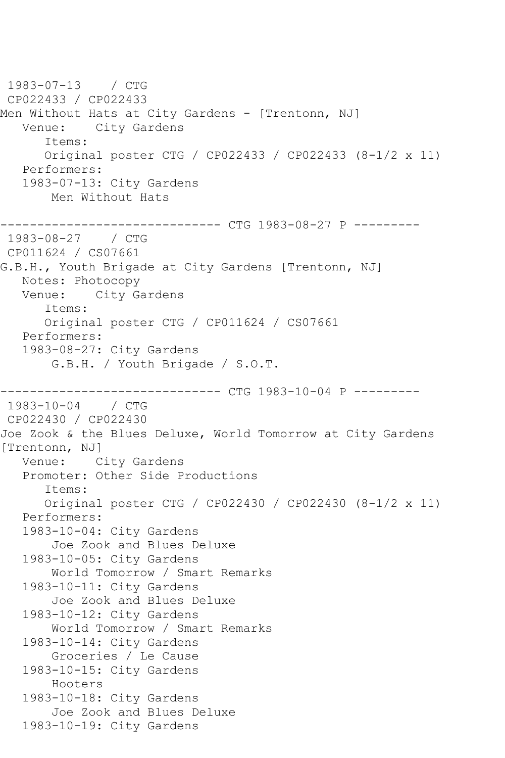```
 1983-07-13    / CTG
 CP022433 / CP022433
Men Without Hats at City Gardens - [Trentonn, NJ]
   Venue:    City Gardens
      Items:
      Original poster CTG / CP022433 / CP022433 (8-1/2 x 11)
   Performers:
   1983-07-13: City Gardens
       Men Without Hats

------------------------------ CTG 1983-08-27 P ---------
 1983-08-27    / CTG
 CP011624 / CS07661
G.B.H., Youth Brigade at City Gardens [Trentonn, NJ]
   Notes: Photocopy
   Venue:    City Gardens
      Items:
      Original poster CTG / CP011624 / CS07661
   Performers:
   1983-08-27: City Gardens
       G.B.H. / Youth Brigade / S.O.T.

------------------------------ CTG 1983-10-04 P ---------
 1983-10-04    / CTG
 CP022430 / CP022430
Joe Zook & the Blues Deluxe, World Tomorrow at City Gardens
[Trentonn, NJ]
   Venue:    City Gardens
   Promoter: Other Side Productions
      Items:
      Original poster CTG / CP022430 / CP022430 (8-1/2 x 11)
   Performers:
   1983-10-04: City Gardens
       Joe Zook and Blues Deluxe
   1983-10-05: City Gardens
       World Tomorrow / Smart Remarks
   1983-10-11: City Gardens
       Joe Zook and Blues Deluxe
   1983-10-12: City Gardens
       World Tomorrow / Smart Remarks
   1983-10-14: City Gardens
       Groceries / Le Cause
   1983-10-15: City Gardens
       Hooters
   1983-10-18: City Gardens
       Joe Zook and Blues Deluxe
   1983-10-19: City Gardens
```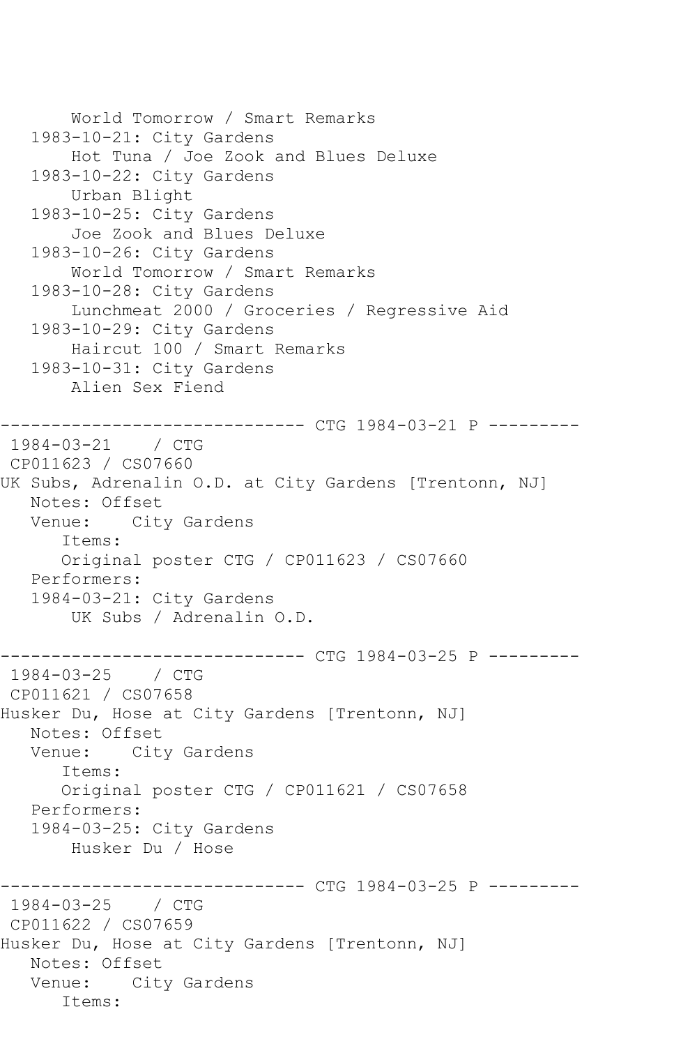```
       World Tomorrow / Smart Remarks
   1983-10-21: City Gardens
       Hot Tuna / Joe Zook and Blues Deluxe
   1983-10-22: City Gardens
       Urban Blight
   1983-10-25: City Gardens
       Joe Zook and Blues Deluxe
   1983-10-26: City Gardens
       World Tomorrow / Smart Remarks
   1983-10-28: City Gardens
       Lunchmeat 2000 / Groceries / Regressive Aid
   1983-10-29: City Gardens
       Haircut 100 / Smart Remarks
   1983-10-31: City Gardens
       Alien Sex Fiend

------------------------------ CTG 1984-03-21 P ---------
 1984-03-21    / CTG
 CP011623 / CS07660
UK Subs, Adrenalin O.D. at City Gardens [Trentonn, NJ]
   Notes: Offset
   Venue:    City Gardens
      Items:
      Original poster CTG / CP011623 / CS07660
   Performers:
   1984-03-21: City Gardens
       UK Subs / Adrenalin O.D.

------------------------------ CTG 1984-03-25 P ---------
 1984-03-25    / CTG
 CP011621 / CS07658
Husker Du, Hose at City Gardens [Trentonn, NJ]
   Notes: Offset
   Venue:    City Gardens
      Items:
      Original poster CTG / CP011621 / CS07658
   Performers:
   1984-03-25: City Gardens
       Husker Du / Hose

------------------------------ CTG 1984-03-25 P ---------
 1984-03-25    / CTG
 CP011622 / CS07659
Husker Du, Hose at City Gardens [Trentonn, NJ]
   Notes: Offset
   Venue:    City Gardens
      Items:
```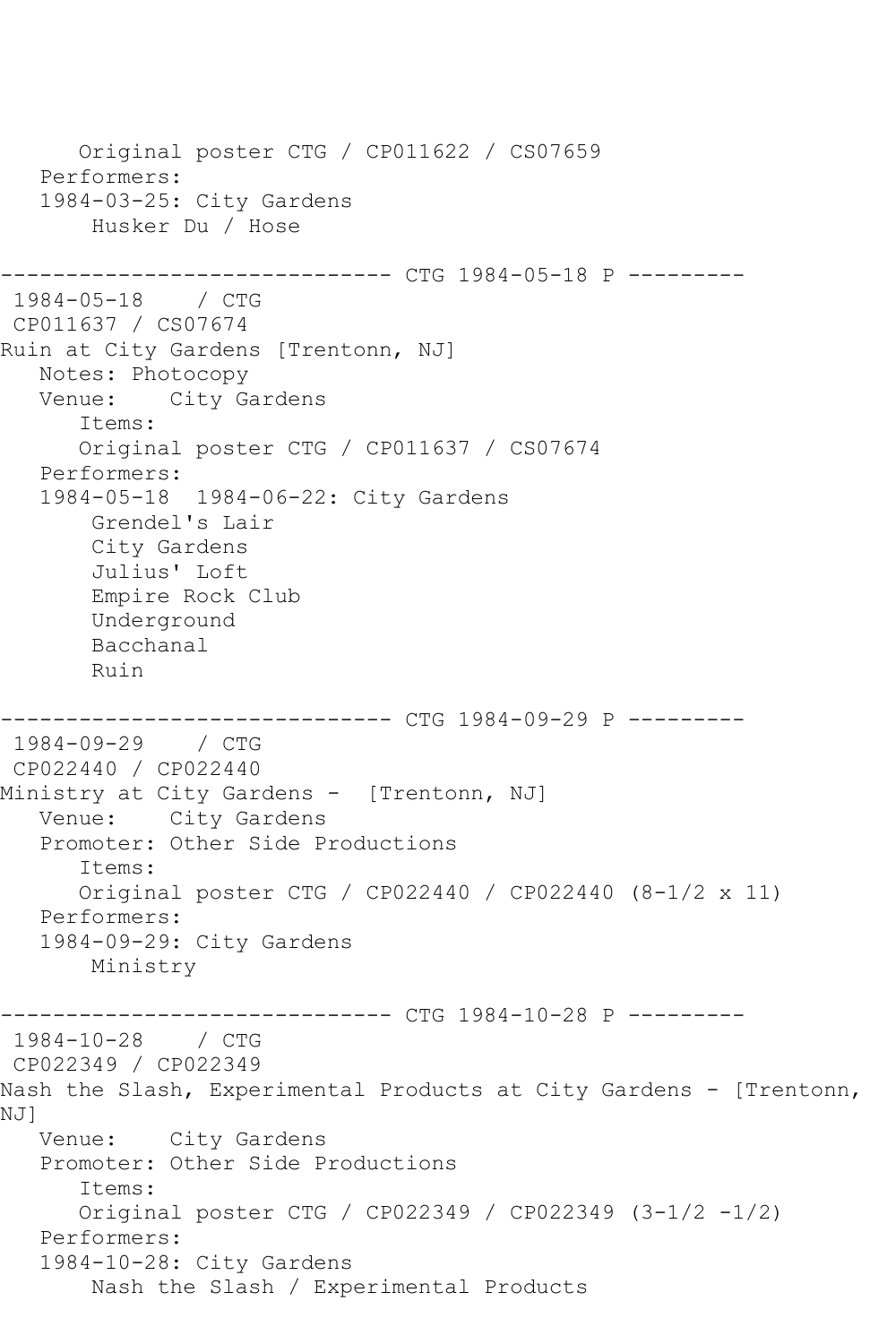```
      Original poster CTG / CP011622 / CS07659
   Performers:
   1984-03-25: City Gardens
       Husker Du / Hose

------------------------------ CTG 1984-05-18 P ---------
 1984-05-18    / CTG
 CP011637 / CS07674
Ruin at City Gardens [Trentonn, NJ]
   Notes: Photocopy
   Venue:    City Gardens
      Items:
      Original poster CTG / CP011637 / CS07674
   Performers:
   1984-05-18  1984-06-22: City Gardens
       Grendel's Lair
       City Gardens
       Julius' Loft
       Empire Rock Club
       Underground
       Bacchanal
       Ruin

------------------------------ CTG 1984-09-29 P ---------
 1984-09-29    / CTG
 CP022440 / CP022440
Ministry at City Gardens -  [Trentonn, NJ]
   Venue:    City Gardens
   Promoter: Other Side Productions
      Items:
      Original poster CTG / CP022440 / CP022440 (8-1/2 x 11)
   Performers:
   1984-09-29: City Gardens
       Ministry

------------------------------ CTG 1984-10-28 P ---------
 1984-10-28    / CTG
 CP022349 / CP022349
Nash the Slash, Experimental Products at City Gardens - [Trentonn,
NJ]
   Venue:    City Gardens
   Promoter: Other Side Productions
      Items:
      Original poster CTG / CP022349 / CP022349 (3-1/2 -1/2)
   Performers:
   1984-10-28: City Gardens
       Nash the Slash / Experimental Products
```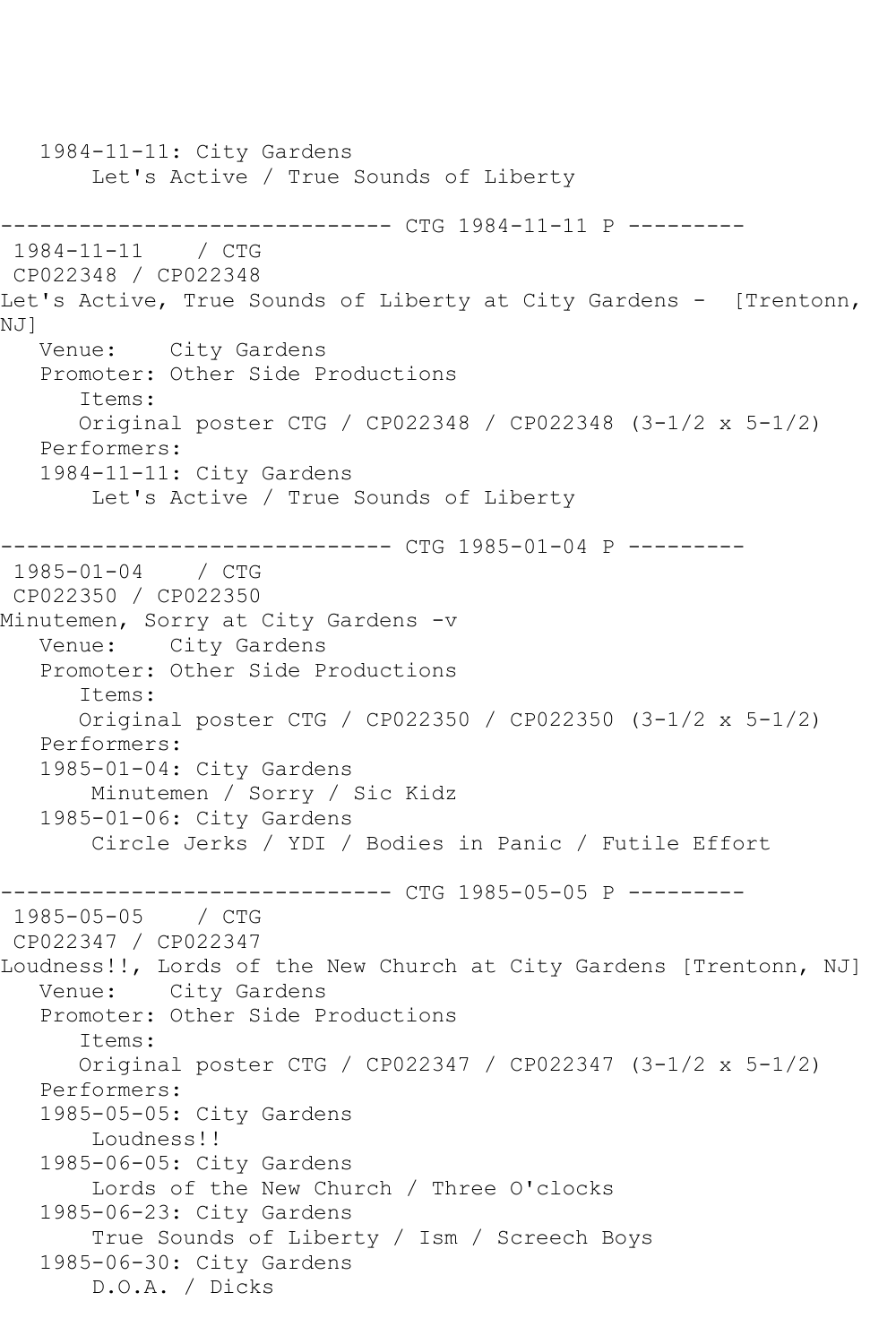1984-11-11: City Gardens
    Let's Active / True Sounds of Liberty

------------------------------ CTG 1984-11-11 P ---------

1984-11-11 / CTG
CP022348 / CP022348
Let's Active, True Sounds of Liberty at City Gardens - [Trentonn, NJ]
Venue: City Gardens
Promoter: Other Side Productions
Items:
Original poster CTG / CP022348 / CP022348 (3-1/2 x 5-1/2)
Performers:
1984-11-11: City Gardens
    Let's Active / True Sounds of Liberty

------------------------------ CTG 1985-01-04 P ---------

1985-01-04 / CTG
CP022350 / CP022350
Minutemen, Sorry at City Gardens -v
Venue: City Gardens
Promoter: Other Side Productions
Items:
Original poster CTG / CP022350 / CP022350 (3-1/2 x 5-1/2)
Performers:
1985-01-04: City Gardens
    Minutemen / Sorry / Sic Kidz
1985-01-06: City Gardens
    Circle Jerks / YDI / Bodies in Panic / Futile Effort

------------------------------ CTG 1985-05-05 P ---------

1985-05-05 / CTG
CP022347 / CP022347
Loudness!!, Lords of the New Church at City Gardens [Trentonn, NJ]
Venue: City Gardens
Promoter: Other Side Productions
Items:
Original poster CTG / CP022347 / CP022347 (3-1/2 x 5-1/2)
Performers:
1985-05-05: City Gardens
    Loudness!!
1985-06-05: City Gardens
    Lords of the New Church / Three O'clocks
1985-06-23: City Gardens
    True Sounds of Liberty / Ism / Screech Boys
1985-06-30: City Gardens
    D.O.A. / Dicks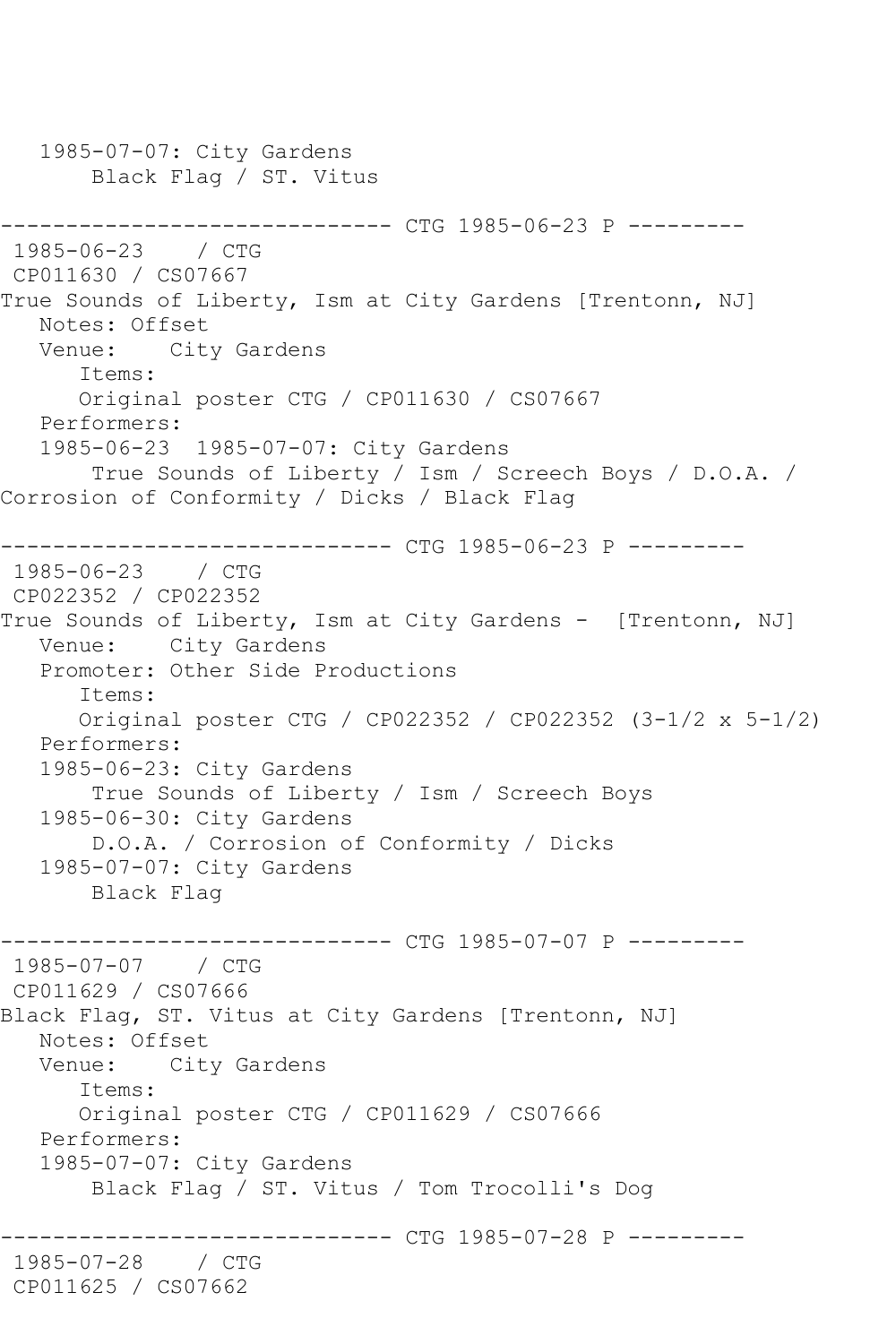1985-07-07: City Gardens
Black Flag / ST. Vitus

------------------------------ CTG 1985-06-23 P ---------
1985-06-23 / CTG
CP011630 / CS07667
True Sounds of Liberty, Ism at City Gardens [Trentonn, NJ]
Notes: Offset
Venue: City Gardens
Items:
Original poster CTG / CP011630 / CS07667
Performers:
1985-06-23 1985-07-07: City Gardens
True Sounds of Liberty / Ism / Screech Boys / D.O.A. / Corrosion of Conformity / Dicks / Black Flag

------------------------------ CTG 1985-06-23 P ---------
1985-06-23 / CTG
CP022352 / CP022352
True Sounds of Liberty, Ism at City Gardens - [Trentonn, NJ]
Venue: City Gardens
Promoter: Other Side Productions
Items:
Original poster CTG / CP022352 / CP022352 (3-1/2 x 5-1/2)
Performers:
1985-06-23: City Gardens
True Sounds of Liberty / Ism / Screech Boys
1985-06-30: City Gardens
D.O.A. / Corrosion of Conformity / Dicks
1985-07-07: City Gardens
Black Flag

------------------------------ CTG 1985-07-07 P ---------
1985-07-07 / CTG
CP011629 / CS07666
Black Flag, ST. Vitus at City Gardens [Trentonn, NJ]
Notes: Offset
Venue: City Gardens
Items:
Original poster CTG / CP011629 / CS07666
Performers:
1985-07-07: City Gardens
Black Flag / ST. Vitus / Tom Trocolli's Dog

------------------------------ CTG 1985-07-28 P ---------
1985-07-28 / CTG
CP011625 / CS07662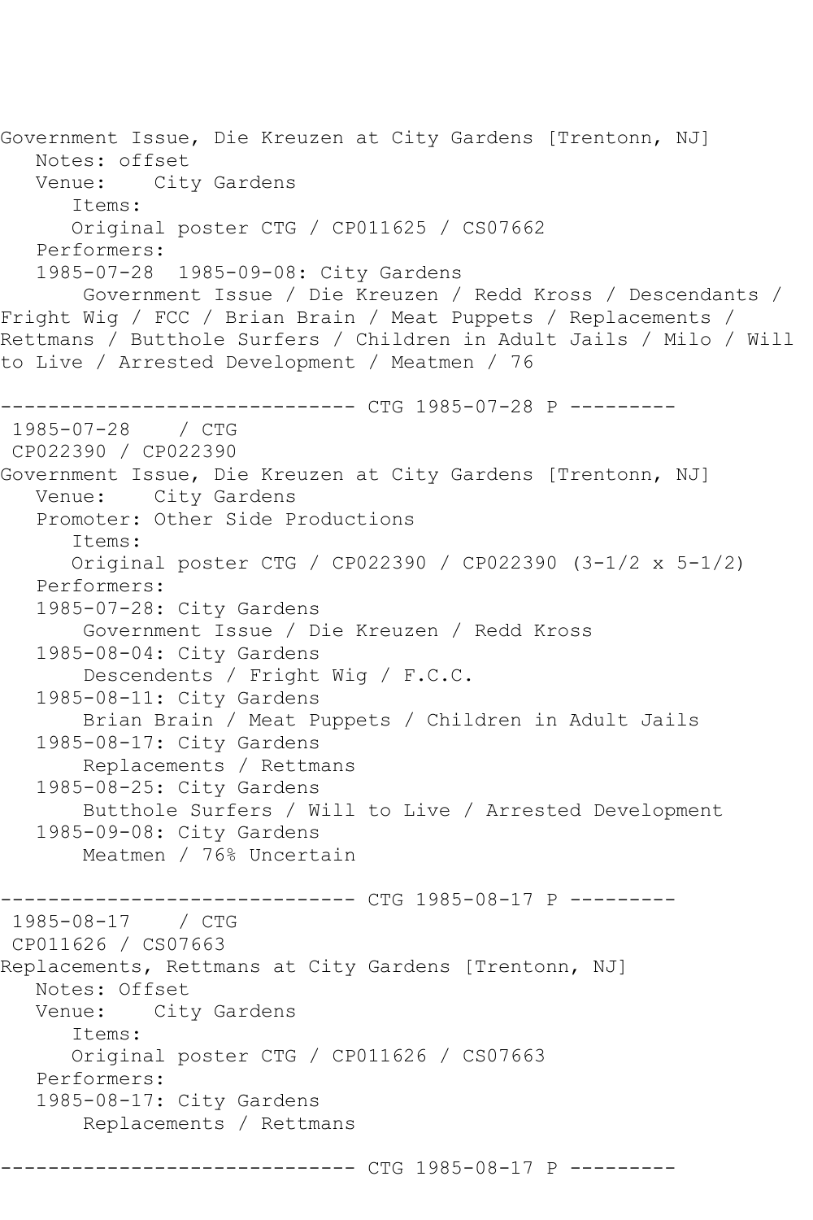Government Issue, Die Kreuzen at City Gardens [Trentonn, NJ]
   Notes: offset
   Venue:    City Gardens
      Items:
      Original poster CTG / CP011625 / CS07662
   Performers:
   1985-07-28  1985-09-08: City Gardens
       Government Issue / Die Kreuzen / Redd Kross / Descendants / Fright Wig / FCC / Brian Brain / Meat Puppets / Replacements / Rettmans / Butthole Surfers / Children in Adult Jails / Milo / Will to Live / Arrested Development / Meatmen / 76

------------------------------ CTG 1985-07-28 P ---------
 1985-07-28    / CTG
 CP022390 / CP022390
Government Issue, Die Kreuzen at City Gardens [Trentonn, NJ]
   Venue:    City Gardens
   Promoter: Other Side Productions
      Items:
      Original poster CTG / CP022390 / CP022390 (3-1/2 x 5-1/2)
   Performers:
   1985-07-28: City Gardens
       Government Issue / Die Kreuzen / Redd Kross
   1985-08-04: City Gardens
       Descendents / Fright Wig / F.C.C.
   1985-08-11: City Gardens
       Brian Brain / Meat Puppets / Children in Adult Jails
   1985-08-17: City Gardens
       Replacements / Rettmans
   1985-08-25: City Gardens
       Butthole Surfers / Will to Live / Arrested Development
   1985-09-08: City Gardens
       Meatmen / 76% Uncertain

------------------------------ CTG 1985-08-17 P ---------
 1985-08-17    / CTG
 CP011626 / CS07663
Replacements, Rettmans at City Gardens [Trentonn, NJ]
   Notes: Offset
   Venue:    City Gardens
      Items:
      Original poster CTG / CP011626 / CS07663
   Performers:
   1985-08-17: City Gardens
       Replacements / Rettmans

------------------------------ CTG 1985-08-17 P ---------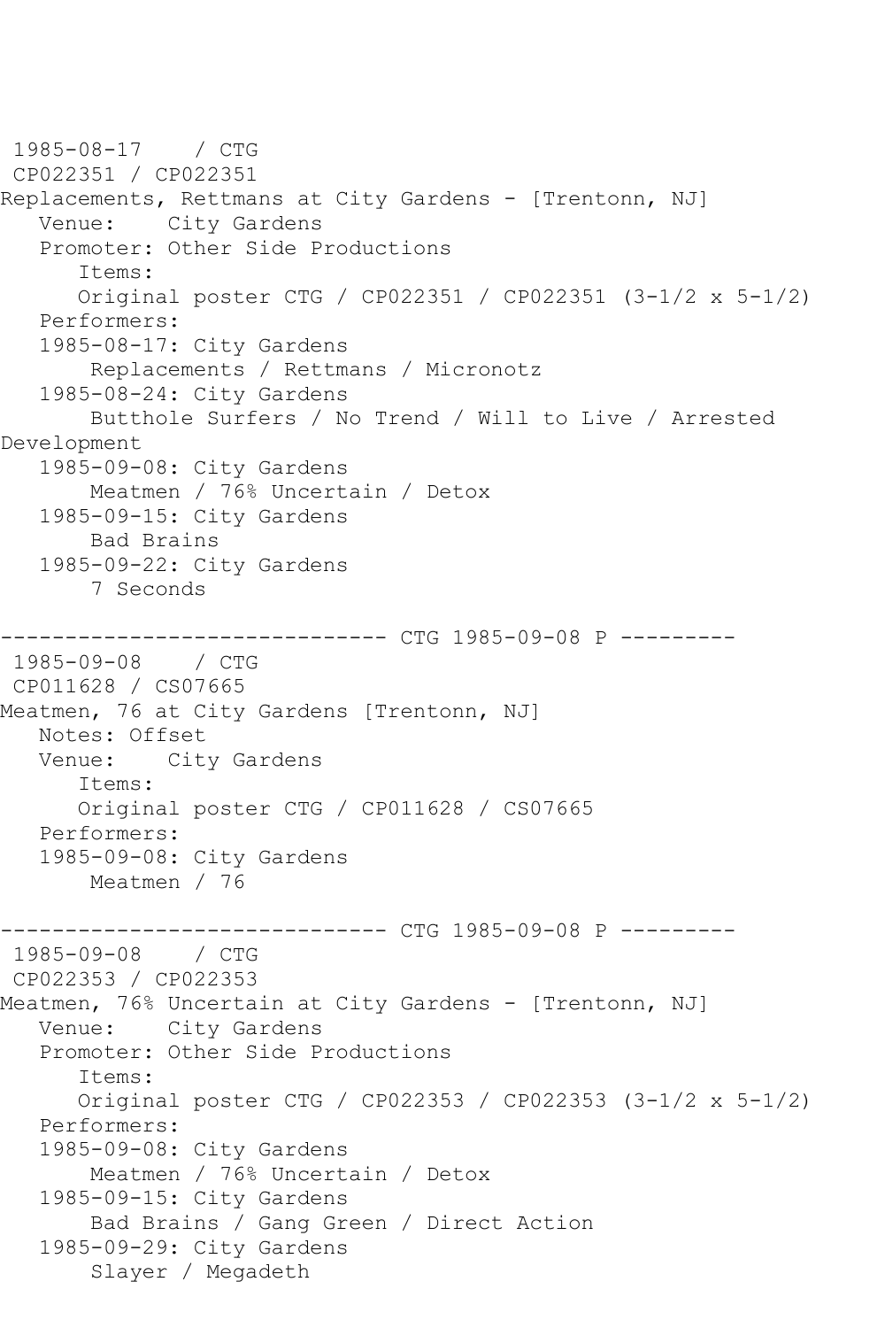1985-08-17    / CTG
CP022351 / CP022351
Replacements, Rettmans at City Gardens - [Trentonn, NJ]
   Venue:    City Gardens
   Promoter: Other Side Productions
      Items:
      Original poster CTG / CP022351 / CP022351 (3-1/2 x 5-1/2)
   Performers:
   1985-08-17: City Gardens
       Replacements / Rettmans / Micronotz
   1985-08-24: City Gardens
       Butthole Surfers / No Trend / Will to Live / Arrested Development
   1985-09-08: City Gardens
       Meatmen / 76% Uncertain / Detox
   1985-09-15: City Gardens
       Bad Brains
   1985-09-22: City Gardens
       7 Seconds

------------------------------ CTG 1985-09-08 P ---------
1985-09-08    / CTG
CP011628 / CS07665
Meatmen, 76 at City Gardens [Trentonn, NJ]
   Notes: Offset
   Venue:    City Gardens
      Items:
      Original poster CTG / CP011628 / CS07665
   Performers:
   1985-09-08: City Gardens
       Meatmen / 76

------------------------------ CTG 1985-09-08 P ---------
1985-09-08    / CTG
CP022353 / CP022353
Meatmen, 76% Uncertain at City Gardens - [Trentonn, NJ]
   Venue:    City Gardens
   Promoter: Other Side Productions
      Items:
      Original poster CTG / CP022353 / CP022353 (3-1/2 x 5-1/2)
   Performers:
   1985-09-08: City Gardens
       Meatmen / 76% Uncertain / Detox
   1985-09-15: City Gardens
       Bad Brains / Gang Green / Direct Action
   1985-09-29: City Gardens
       Slayer / Megadeth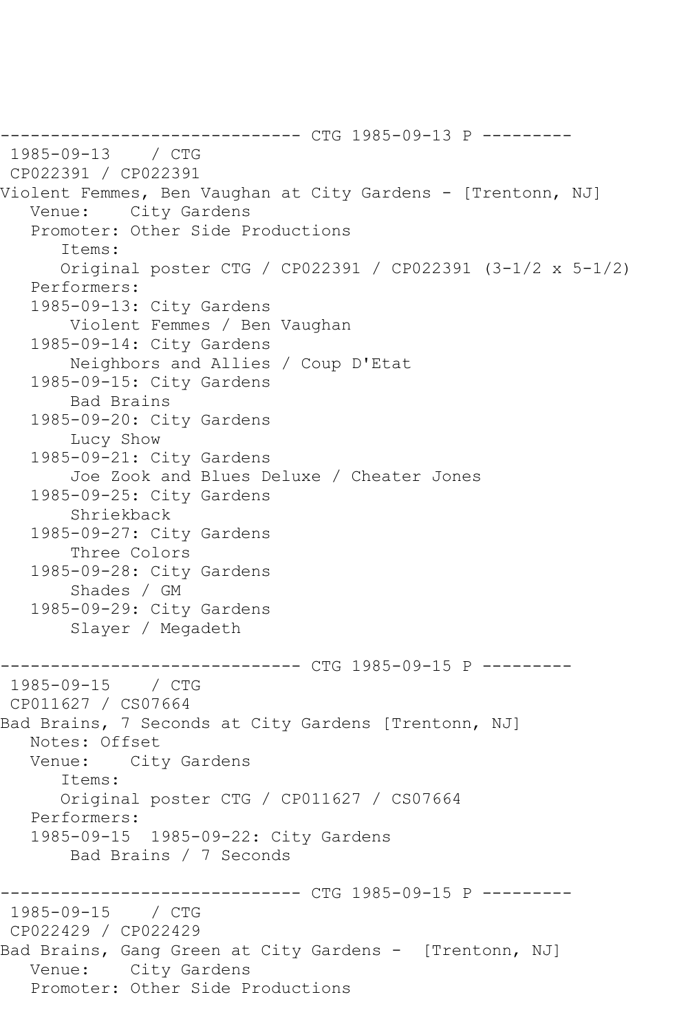```
------------------------------ CTG 1985-09-13 P ---------
 1985-09-13    / CTG
 CP022391 / CP022391
Violent Femmes, Ben Vaughan at City Gardens - [Trentonn, NJ]
   Venue:    City Gardens
   Promoter: Other Side Productions
      Items:
      Original poster CTG / CP022391 / CP022391 (3-1/2 x 5-1/2)
   Performers:
   1985-09-13: City Gardens
       Violent Femmes / Ben Vaughan
   1985-09-14: City Gardens
       Neighbors and Allies / Coup D'Etat
   1985-09-15: City Gardens
       Bad Brains
   1985-09-20: City Gardens
       Lucy Show
   1985-09-21: City Gardens
       Joe Zook and Blues Deluxe / Cheater Jones
   1985-09-25: City Gardens
       Shriekback
   1985-09-27: City Gardens
       Three Colors
   1985-09-28: City Gardens
       Shades / GM
   1985-09-29: City Gardens
       Slayer / Megadeth

------------------------------ CTG 1985-09-15 P ---------
 1985-09-15    / CTG
 CP011627 / CS07664
Bad Brains, 7 Seconds at City Gardens [Trentonn, NJ]
   Notes: Offset
   Venue:    City Gardens
      Items:
      Original poster CTG / CP011627 / CS07664
   Performers:
   1985-09-15  1985-09-22: City Gardens
       Bad Brains / 7 Seconds

------------------------------ CTG 1985-09-15 P ---------
 1985-09-15    / CTG
 CP022429 / CP022429
Bad Brains, Gang Green at City Gardens -  [Trentonn, NJ]
   Venue:    City Gardens
   Promoter: Other Side Productions
```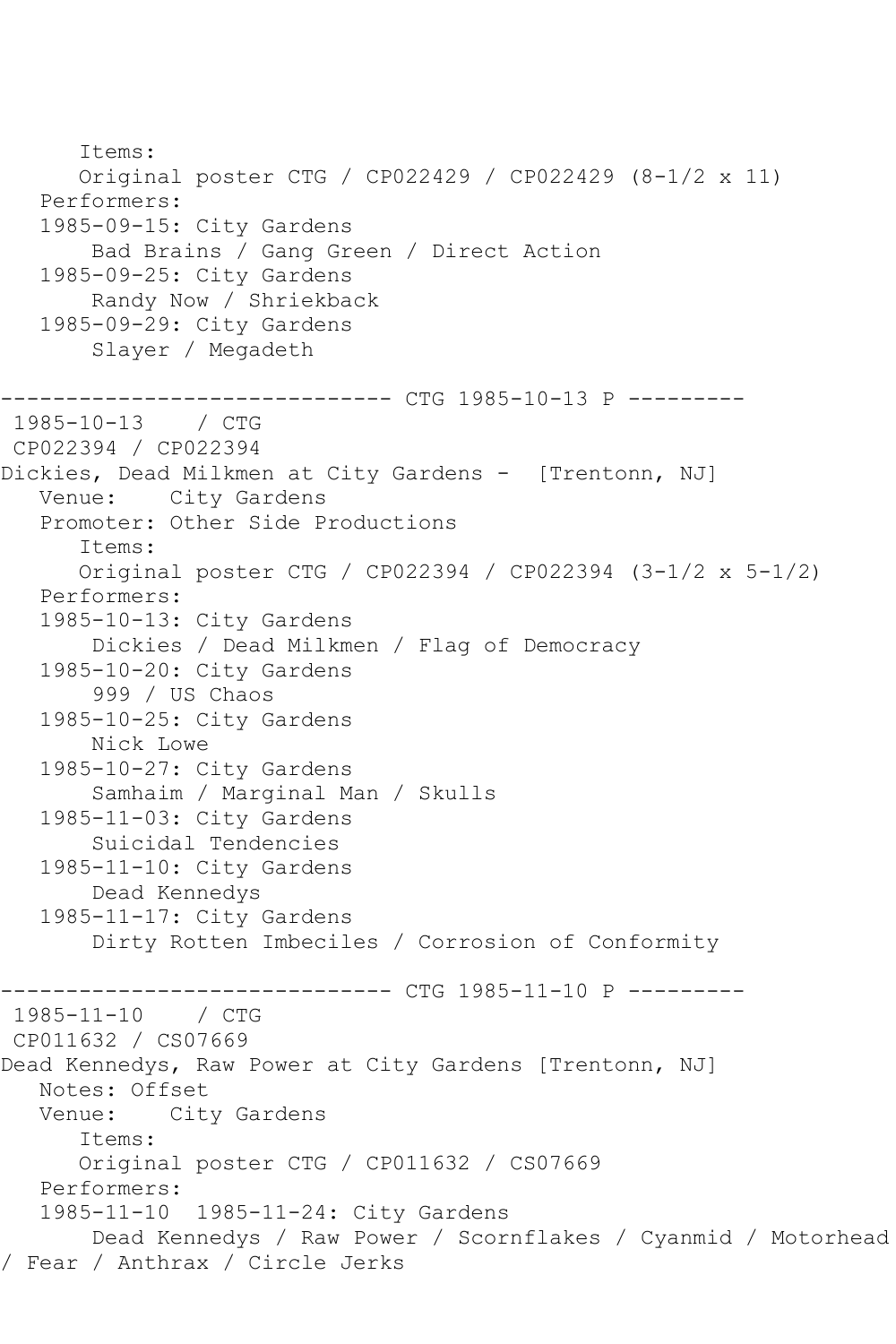```
      Items:
      Original poster CTG / CP022429 / CP022429 (8-1/2 x 11)
   Performers:
   1985-09-15: City Gardens
       Bad Brains / Gang Green / Direct Action
   1985-09-25: City Gardens
       Randy Now / Shriekback
   1985-09-29: City Gardens
       Slayer / Megadeth

------------------------------ CTG 1985-10-13 P ---------
 1985-10-13    / CTG
 CP022394 / CP022394
Dickies, Dead Milkmen at City Gardens -  [Trentonn, NJ]
   Venue:    City Gardens
   Promoter: Other Side Productions
      Items:
      Original poster CTG / CP022394 / CP022394 (3-1/2 x 5-1/2)
   Performers:
   1985-10-13: City Gardens
       Dickies / Dead Milkmen / Flag of Democracy
   1985-10-20: City Gardens
       999 / US Chaos
   1985-10-25: City Gardens
       Nick Lowe
   1985-10-27: City Gardens
       Samhaim / Marginal Man / Skulls
   1985-11-03: City Gardens
       Suicidal Tendencies
   1985-11-10: City Gardens
       Dead Kennedys
   1985-11-17: City Gardens
       Dirty Rotten Imbeciles / Corrosion of Conformity

------------------------------ CTG 1985-11-10 P ---------
 1985-11-10    / CTG
 CP011632 / CS07669
Dead Kennedys, Raw Power at City Gardens [Trentonn, NJ]
   Notes: Offset
   Venue:    City Gardens
      Items:
      Original poster CTG / CP011632 / CS07669
   Performers:
   1985-11-10  1985-11-24: City Gardens
       Dead Kennedys / Raw Power / Scornflakes / Cyanmid / Motorhead
/ Fear / Anthrax / Circle Jerks
```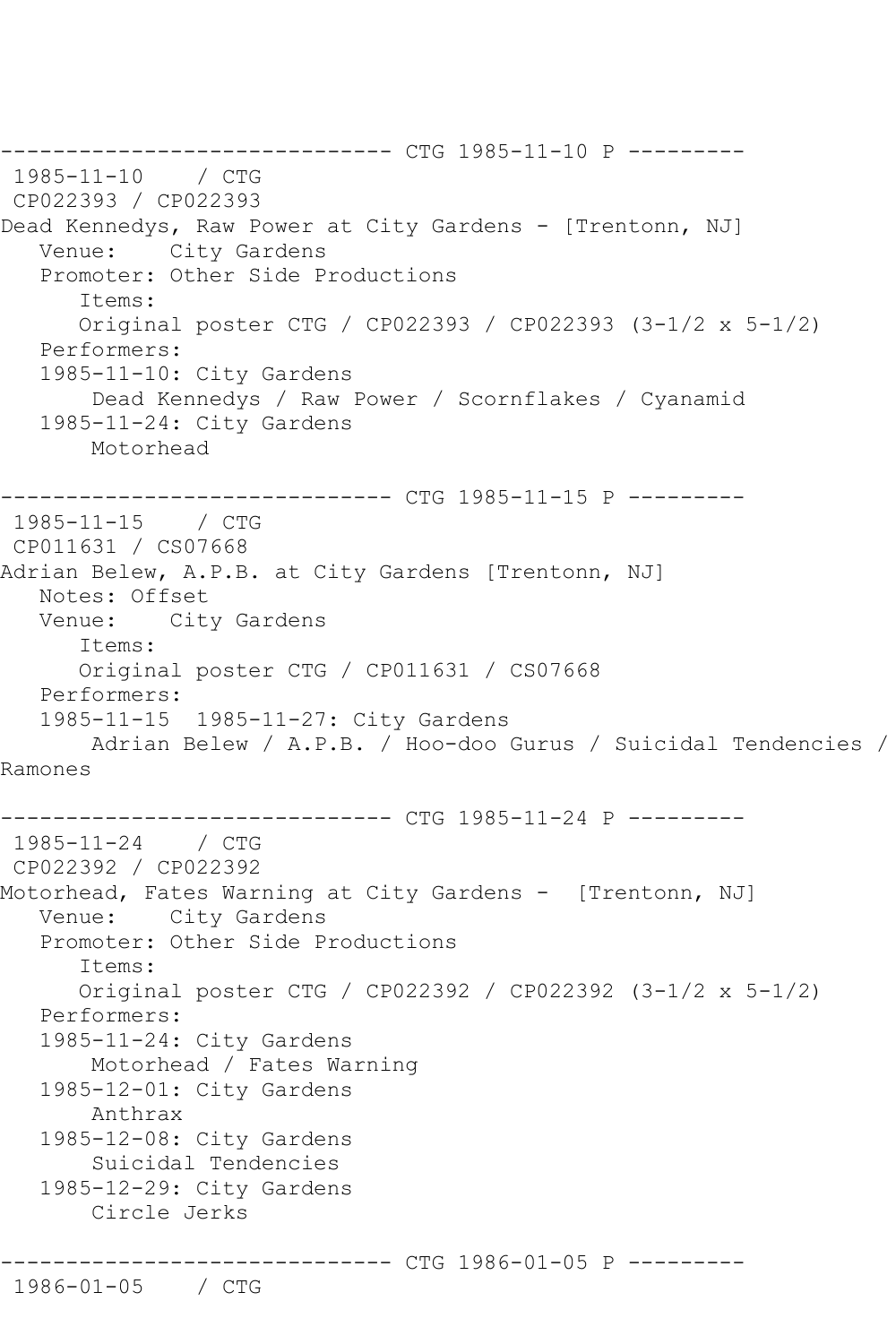```
------------------------------ CTG 1985-11-10 P ---------
 1985-11-10    / CTG
 CP022393 / CP022393
Dead Kennedys, Raw Power at City Gardens - [Trentonn, NJ]
   Venue:    City Gardens
   Promoter: Other Side Productions
      Items:
      Original poster CTG / CP022393 / CP022393 (3-1/2 x 5-1/2)
   Performers:
   1985-11-10: City Gardens
       Dead Kennedys / Raw Power / Scornflakes / Cyanamid
   1985-11-24: City Gardens
       Motorhead

------------------------------ CTG 1985-11-15 P ---------
 1985-11-15    / CTG
 CP011631 / CS07668
Adrian Belew, A.P.B. at City Gardens [Trentonn, NJ]
   Notes: Offset
   Venue:    City Gardens
      Items:
      Original poster CTG / CP011631 / CS07668
   Performers:
   1985-11-15  1985-11-27: City Gardens
       Adrian Belew / A.P.B. / Hoo-doo Gurus / Suicidal Tendencies /
Ramones

------------------------------ CTG 1985-11-24 P ---------
 1985-11-24    / CTG
 CP022392 / CP022392
Motorhead, Fates Warning at City Gardens -  [Trentonn, NJ]
   Venue:    City Gardens
   Promoter: Other Side Productions
      Items:
      Original poster CTG / CP022392 / CP022392 (3-1/2 x 5-1/2)
   Performers:
   1985-11-24: City Gardens
       Motorhead / Fates Warning
   1985-12-01: City Gardens
       Anthrax
   1985-12-08: City Gardens
       Suicidal Tendencies
   1985-12-29: City Gardens
       Circle Jerks

------------------------------ CTG 1986-01-05 P ---------
 1986-01-05    / CTG
```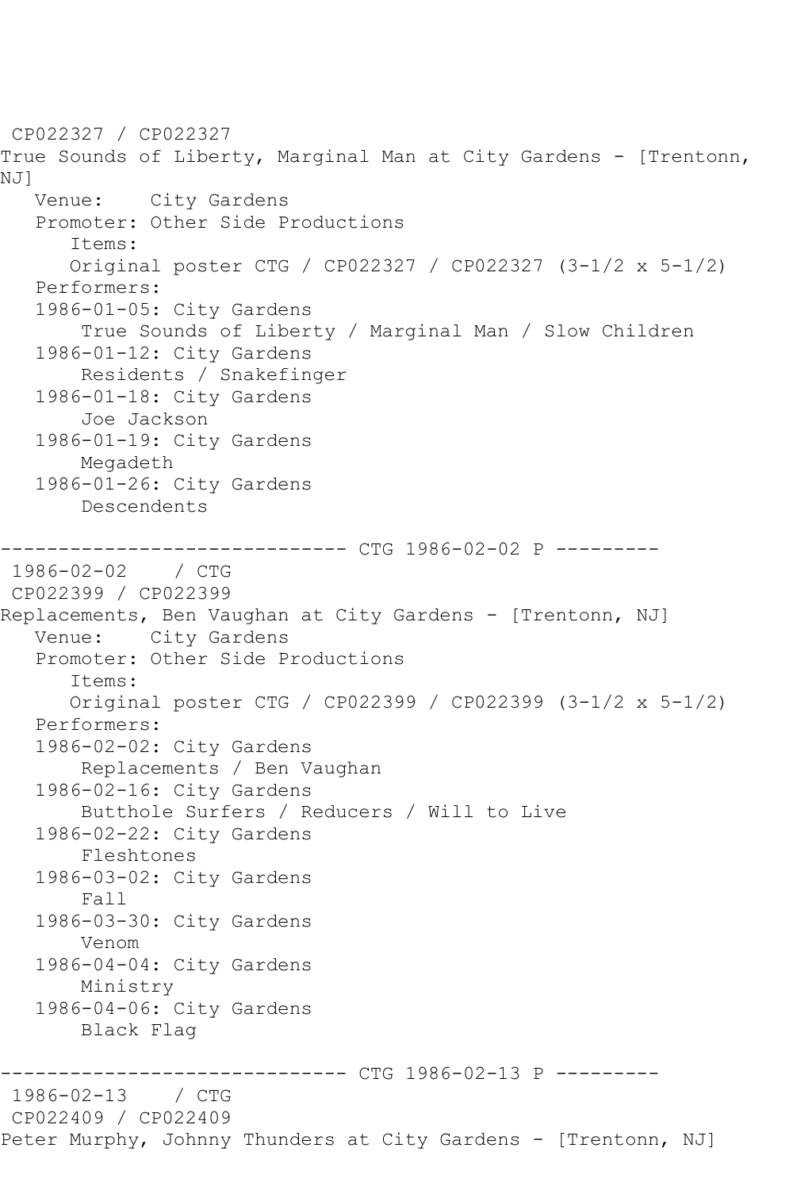CP022327 / CP022327
True Sounds of Liberty, Marginal Man at City Gardens - [Trentonn, NJ]
   Venue:    City Gardens
   Promoter: Other Side Productions
      Items:
      Original poster CTG / CP022327 / CP022327 (3-1/2 x 5-1/2)
   Performers:
   1986-01-05: City Gardens
       True Sounds of Liberty / Marginal Man / Slow Children
   1986-01-12: City Gardens
       Residents / Snakefinger
   1986-01-18: City Gardens
       Joe Jackson
   1986-01-19: City Gardens
       Megadeth
   1986-01-26: City Gardens
       Descendents

------------------------------ CTG 1986-02-02 P ---------
1986-02-02    / CTG
CP022399 / CP022399
Replacements, Ben Vaughan at City Gardens - [Trentonn, NJ]
   Venue:    City Gardens
   Promoter: Other Side Productions
      Items:
      Original poster CTG / CP022399 / CP022399 (3-1/2 x 5-1/2)
   Performers:
   1986-02-02: City Gardens
       Replacements / Ben Vaughan
   1986-02-16: City Gardens
       Butthole Surfers / Reducers / Will to Live
   1986-02-22: City Gardens
       Fleshtones
   1986-03-02: City Gardens
       Fall
   1986-03-30: City Gardens
       Venom
   1986-04-04: City Gardens
       Ministry
   1986-04-06: City Gardens
       Black Flag

------------------------------ CTG 1986-02-13 P ---------
1986-02-13    / CTG
CP022409 / CP022409
Peter Murphy, Johnny Thunders at City Gardens - [Trentonn, NJ]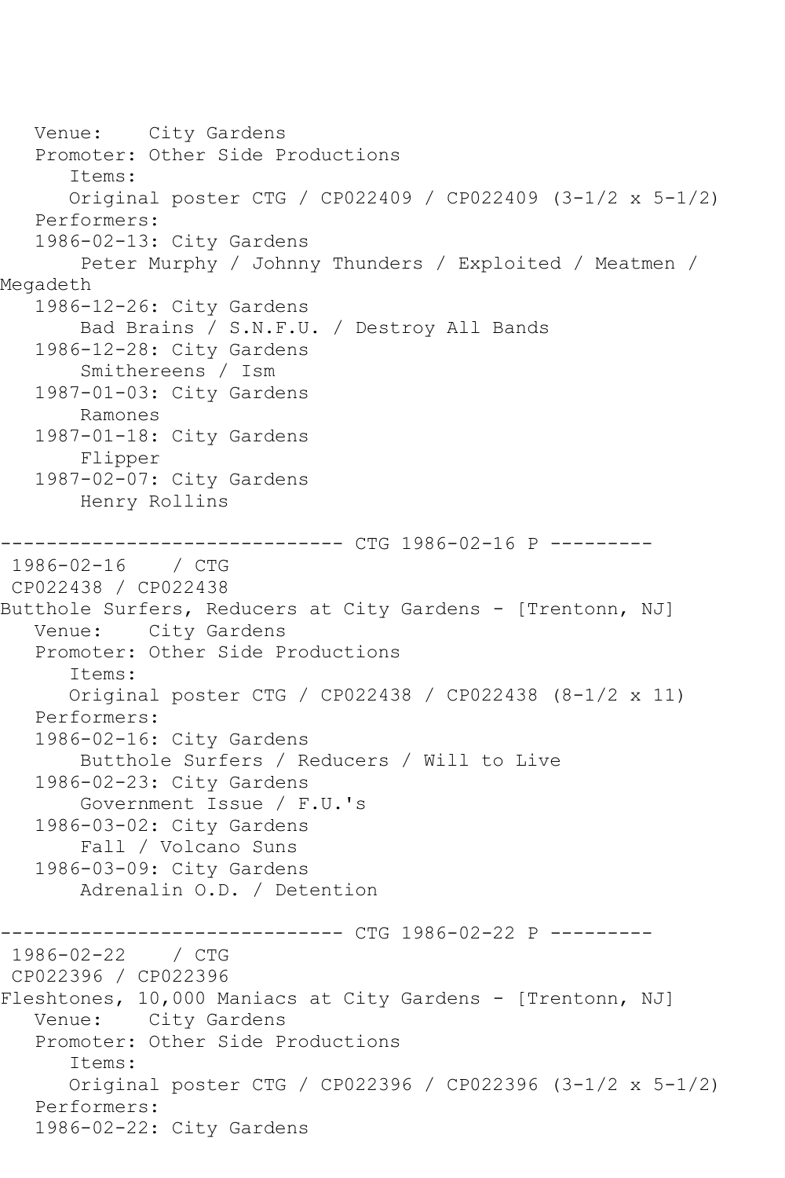```
   Venue:    City Gardens
   Promoter: Other Side Productions
      Items:
      Original poster CTG / CP022409 / CP022409 (3-1/2 x 5-1/2)
   Performers:
   1986-02-13: City Gardens
       Peter Murphy / Johnny Thunders / Exploited / Meatmen /
Megadeth
   1986-12-26: City Gardens
       Bad Brains / S.N.F.U. / Destroy All Bands
   1986-12-28: City Gardens
       Smithereens / Ism
   1987-01-03: City Gardens
       Ramones
   1987-01-18: City Gardens
       Flipper
   1987-02-07: City Gardens
       Henry Rollins

------------------------------ CTG 1986-02-16 P ---------
 1986-02-16    / CTG
 CP022438 / CP022438
Butthole Surfers, Reducers at City Gardens - [Trentonn, NJ]
   Venue:    City Gardens
   Promoter: Other Side Productions
      Items:
      Original poster CTG / CP022438 / CP022438 (8-1/2 x 11)
   Performers:
   1986-02-16: City Gardens
       Butthole Surfers / Reducers / Will to Live
   1986-02-23: City Gardens
       Government Issue / F.U.'s
   1986-03-02: City Gardens
       Fall / Volcano Suns
   1986-03-09: City Gardens
       Adrenalin O.D. / Detention

------------------------------ CTG 1986-02-22 P ---------
 1986-02-22    / CTG
 CP022396 / CP022396
Fleshtones, 10,000 Maniacs at City Gardens - [Trentonn, NJ]
   Venue:    City Gardens
   Promoter: Other Side Productions
      Items:
      Original poster CTG / CP022396 / CP022396 (3-1/2 x 5-1/2)
   Performers:
   1986-02-22: City Gardens
```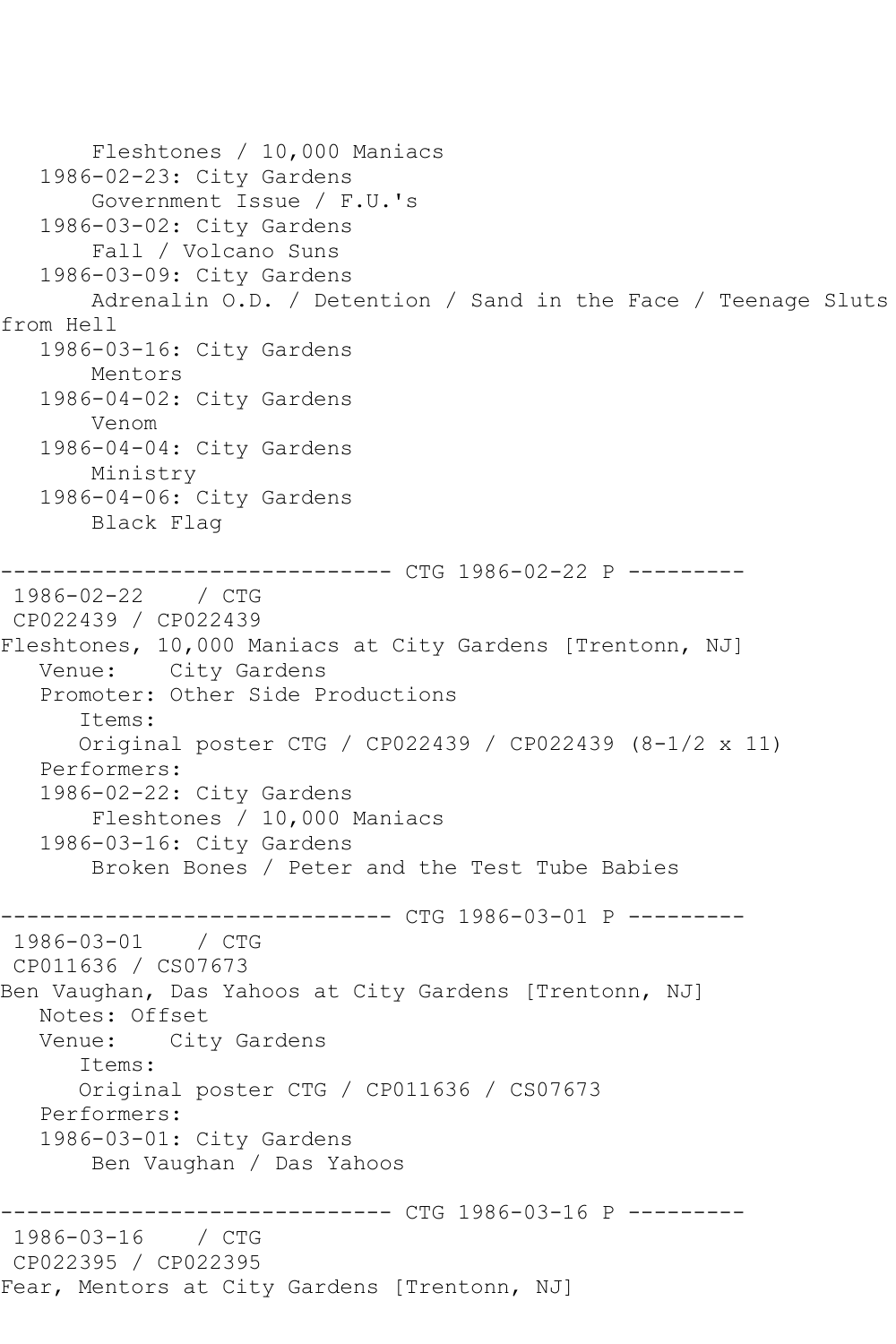```
       Fleshtones / 10,000 Maniacs
   1986-02-23: City Gardens
       Government Issue / F.U.'s
   1986-03-02: City Gardens
       Fall / Volcano Suns
   1986-03-09: City Gardens
       Adrenalin O.D. / Detention / Sand in the Face / Teenage Sluts
from Hell
   1986-03-16: City Gardens
       Mentors
   1986-04-02: City Gardens
       Venom
   1986-04-04: City Gardens
       Ministry
   1986-04-06: City Gardens
       Black Flag

------------------------------ CTG 1986-02-22 P ---------
 1986-02-22    / CTG
 CP022439 / CP022439
Fleshtones, 10,000 Maniacs at City Gardens [Trentonn, NJ]
   Venue:    City Gardens
   Promoter: Other Side Productions
      Items:
      Original poster CTG / CP022439 / CP022439 (8-1/2 x 11)
   Performers:
   1986-02-22: City Gardens
       Fleshtones / 10,000 Maniacs
   1986-03-16: City Gardens
       Broken Bones / Peter and the Test Tube Babies

------------------------------ CTG 1986-03-01 P ---------
 1986-03-01    / CTG
 CP011636 / CS07673
Ben Vaughan, Das Yahoos at City Gardens [Trentonn, NJ]
   Notes: Offset
   Venue:    City Gardens
      Items:
      Original poster CTG / CP011636 / CS07673
   Performers:
   1986-03-01: City Gardens
       Ben Vaughan / Das Yahoos

------------------------------ CTG 1986-03-16 P ---------
 1986-03-16    / CTG
 CP022395 / CP022395
Fear, Mentors at City Gardens [Trentonn, NJ]
```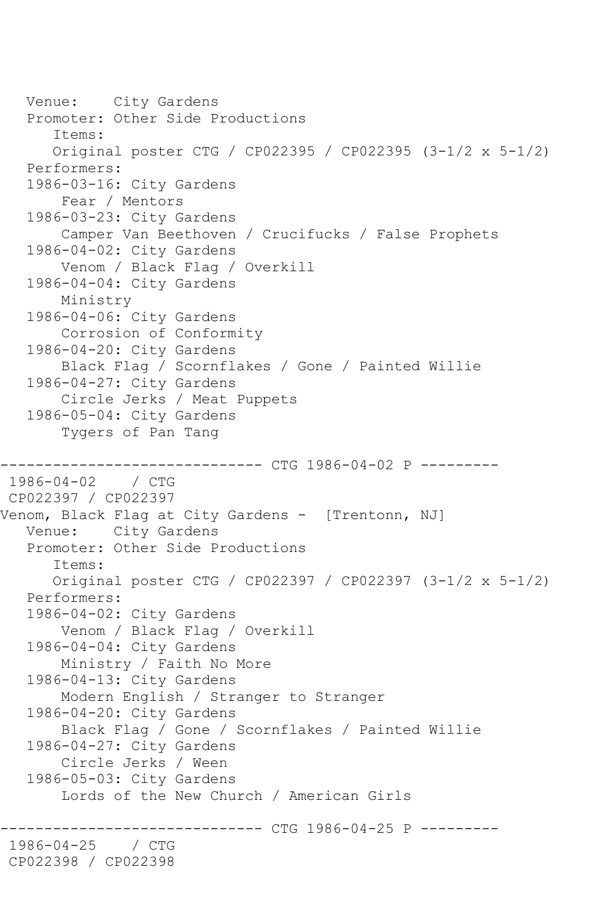Venue: City Gardens
Promoter: Other Side Productions
Items:
Original poster CTG / CP022395 / CP022395 (3-1/2 x 5-1/2)
Performers:
1986-03-16: City Gardens
Fear / Mentors
1986-03-23: City Gardens
Camper Van Beethoven / Crucifucks / False Prophets
1986-04-02: City Gardens
Venom / Black Flag / Overkill
1986-04-04: City Gardens
Ministry
1986-04-06: City Gardens
Corrosion of Conformity
1986-04-20: City Gardens
Black Flag / Scornflakes / Gone / Painted Willie
1986-04-27: City Gardens
Circle Jerks / Meat Puppets
1986-05-04: City Gardens
Tygers of Pan Tang

------------------------------ CTG 1986-04-02 P ---------

1986-04-02 / CTG
CP022397 / CP022397
Venom, Black Flag at City Gardens - [Trentonn, NJ]
Venue: City Gardens
Promoter: Other Side Productions
Items:
Original poster CTG / CP022397 / CP022397 (3-1/2 x 5-1/2)
Performers:
1986-04-02: City Gardens
Venom / Black Flag / Overkill
1986-04-04: City Gardens
Ministry / Faith No More
1986-04-13: City Gardens
Modern English / Stranger to Stranger
1986-04-20: City Gardens
Black Flag / Gone / Scornflakes / Painted Willie
1986-04-27: City Gardens
Circle Jerks / Ween
1986-05-03: City Gardens
Lords of the New Church / American Girls

------------------------------ CTG 1986-04-25 P ---------

1986-04-25 / CTG
CP022398 / CP022398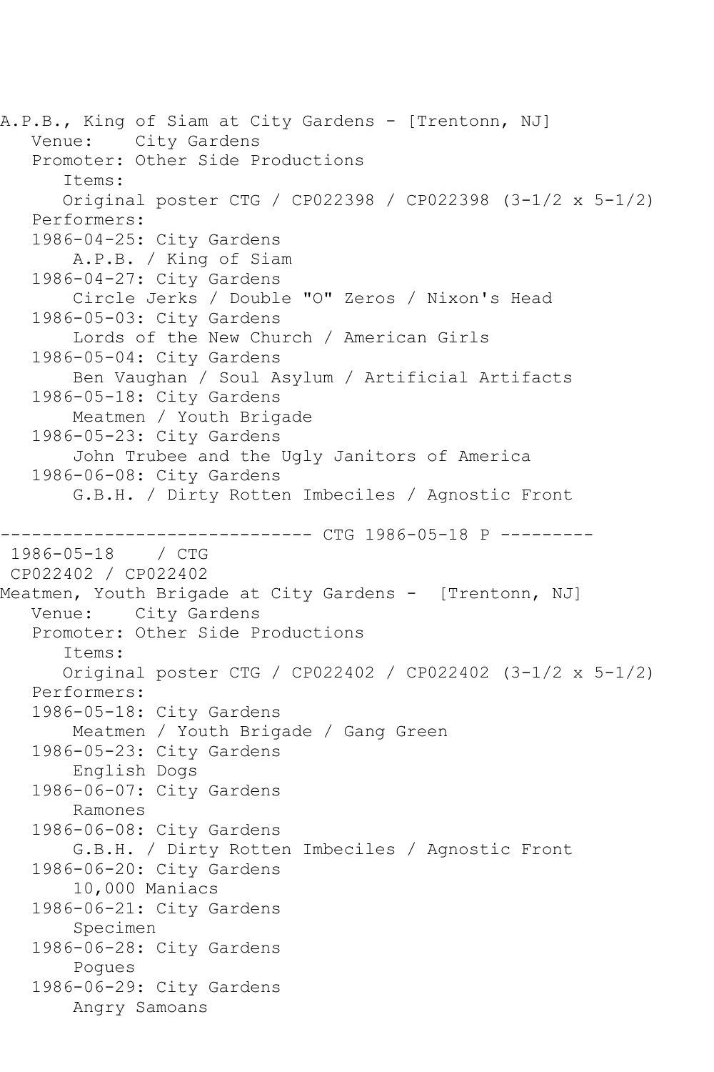A.P.B., King of Siam at City Gardens - [Trentonn, NJ]
   Venue:    City Gardens
   Promoter: Other Side Productions
      Items:
      Original poster CTG / CP022398 / CP022398 (3-1/2 x 5-1/2)
   Performers:
   1986-04-25: City Gardens
       A.P.B. / King of Siam
   1986-04-27: City Gardens
       Circle Jerks / Double "O" Zeros / Nixon's Head
   1986-05-03: City Gardens
       Lords of the New Church / American Girls
   1986-05-04: City Gardens
       Ben Vaughan / Soul Asylum / Artificial Artifacts
   1986-05-18: City Gardens
       Meatmen / Youth Brigade
   1986-05-23: City Gardens
       John Trubee and the Ugly Janitors of America
   1986-06-08: City Gardens
       G.B.H. / Dirty Rotten Imbeciles / Agnostic Front

------------------------------ CTG 1986-05-18 P ---------
 1986-05-18    / CTG
 CP022402 / CP022402
Meatmen, Youth Brigade at City Gardens -  [Trentonn, NJ]
   Venue:    City Gardens
   Promoter: Other Side Productions
      Items:
      Original poster CTG / CP022402 / CP022402 (3-1/2 x 5-1/2)
   Performers:
   1986-05-18: City Gardens
       Meatmen / Youth Brigade / Gang Green
   1986-05-23: City Gardens
       English Dogs
   1986-06-07: City Gardens
       Ramones
   1986-06-08: City Gardens
       G.B.H. / Dirty Rotten Imbeciles / Agnostic Front
   1986-06-20: City Gardens
       10,000 Maniacs
   1986-06-21: City Gardens
       Specimen
   1986-06-28: City Gardens
       Pogues
   1986-06-29: City Gardens
       Angry Samoans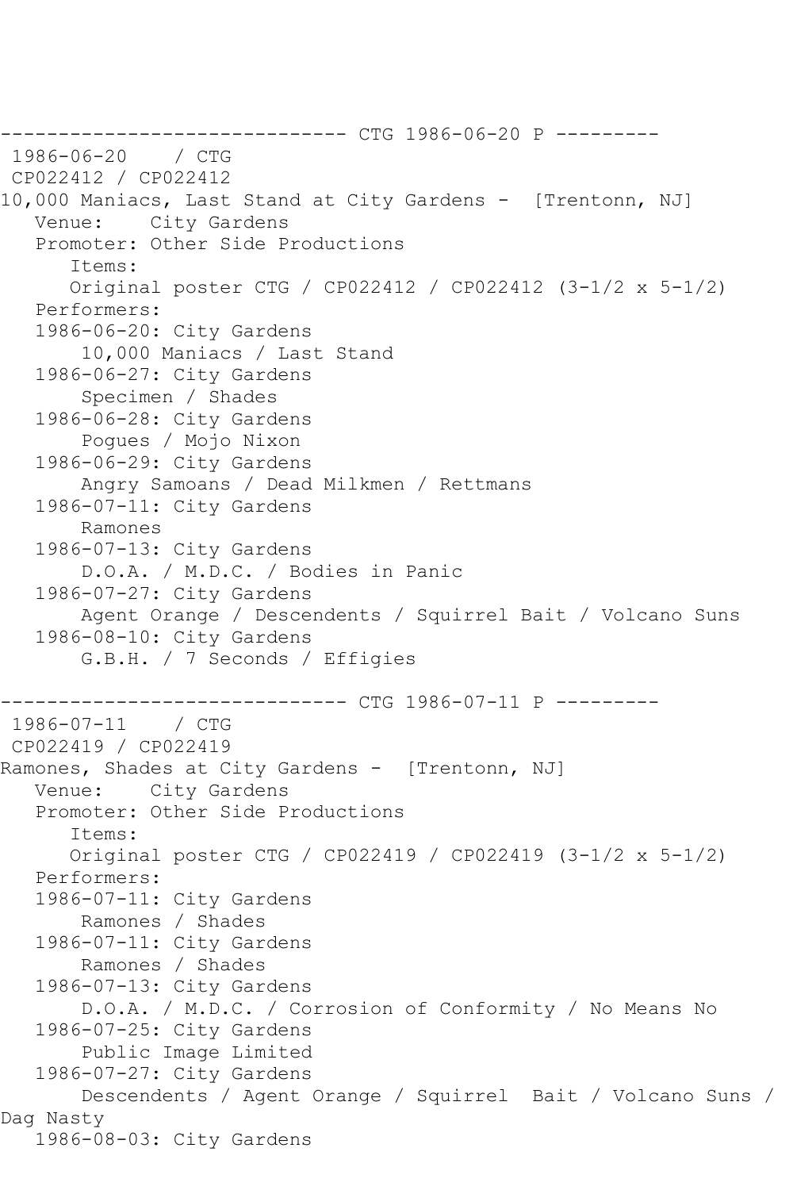------------------------------ CTG 1986-06-20 P ---------

1986-06-20 / CTG

CP022412 / CP022412

10,000 Maniacs, Last Stand at City Gardens - [Trentonn, NJ]

Venue: City Gardens

Promoter: Other Side Productions

Items:

Original poster CTG / CP022412 / CP022412 (3-1/2 x 5-1/2)

Performers:

1986-06-20: City Gardens

10,000 Maniacs / Last Stand

1986-06-27: City Gardens

Specimen / Shades

1986-06-28: City Gardens

Pogues / Mojo Nixon

1986-06-29: City Gardens

Angry Samoans / Dead Milkmen / Rettmans

1986-07-11: City Gardens

Ramones

1986-07-13: City Gardens

D.O.A. / M.D.C. / Bodies in Panic

1986-07-27: City Gardens

Agent Orange / Descendents / Squirrel Bait / Volcano Suns

1986-08-10: City Gardens

G.B.H. / 7 Seconds / Effigies

------------------------------ CTG 1986-07-11 P ---------

1986-07-11 / CTG

CP022419 / CP022419

Ramones, Shades at City Gardens - [Trentonn, NJ]

Venue: City Gardens

Promoter: Other Side Productions

Items:

Original poster CTG / CP022419 / CP022419 (3-1/2 x 5-1/2)

Performers:

1986-07-11: City Gardens

Ramones / Shades

1986-07-11: City Gardens

Ramones / Shades

1986-07-13: City Gardens

D.O.A. / M.D.C. / Corrosion of Conformity / No Means No

1986-07-25: City Gardens

Public Image Limited

1986-07-27: City Gardens

Descendents / Agent Orange / Squirrel Bait / Volcano Suns / Dag Nasty

1986-08-03: City Gardens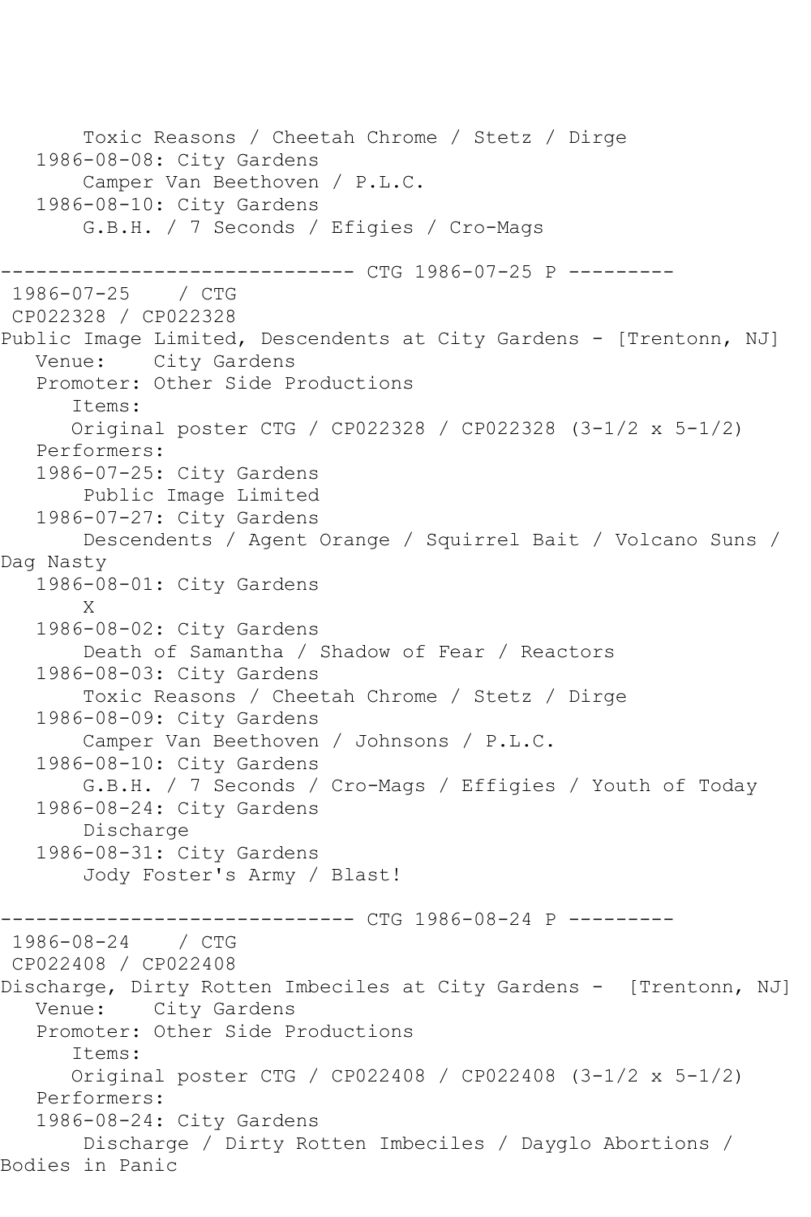```
       Toxic Reasons / Cheetah Chrome / Stetz / Dirge
   1986-08-08: City Gardens
       Camper Van Beethoven / P.L.C.
   1986-08-10: City Gardens
       G.B.H. / 7 Seconds / Efigies / Cro-Mags

------------------------------ CTG 1986-07-25 P ---------
 1986-07-25    / CTG
 CP022328 / CP022328
Public Image Limited, Descendents at City Gardens - [Trentonn, NJ]
   Venue:    City Gardens
   Promoter: Other Side Productions
      Items:
      Original poster CTG / CP022328 / CP022328 (3-1/2 x 5-1/2)
   Performers:
   1986-07-25: City Gardens
       Public Image Limited
   1986-07-27: City Gardens
       Descendents / Agent Orange / Squirrel Bait / Volcano Suns /
Dag Nasty
   1986-08-01: City Gardens
       X
   1986-08-02: City Gardens
       Death of Samantha / Shadow of Fear / Reactors
   1986-08-03: City Gardens
       Toxic Reasons / Cheetah Chrome / Stetz / Dirge
   1986-08-09: City Gardens
       Camper Van Beethoven / Johnsons / P.L.C.
   1986-08-10: City Gardens
       G.B.H. / 7 Seconds / Cro-Mags / Effigies / Youth of Today
   1986-08-24: City Gardens
       Discharge
   1986-08-31: City Gardens
       Jody Foster's Army / Blast!

------------------------------ CTG 1986-08-24 P ---------
 1986-08-24    / CTG
 CP022408 / CP022408
Discharge, Dirty Rotten Imbeciles at City Gardens -  [Trentonn, NJ]
   Venue:    City Gardens
   Promoter: Other Side Productions
      Items:
      Original poster CTG / CP022408 / CP022408 (3-1/2 x 5-1/2)
   Performers:
   1986-08-24: City Gardens
       Discharge / Dirty Rotten Imbeciles / Dayglo Abortions /
Bodies in Panic
```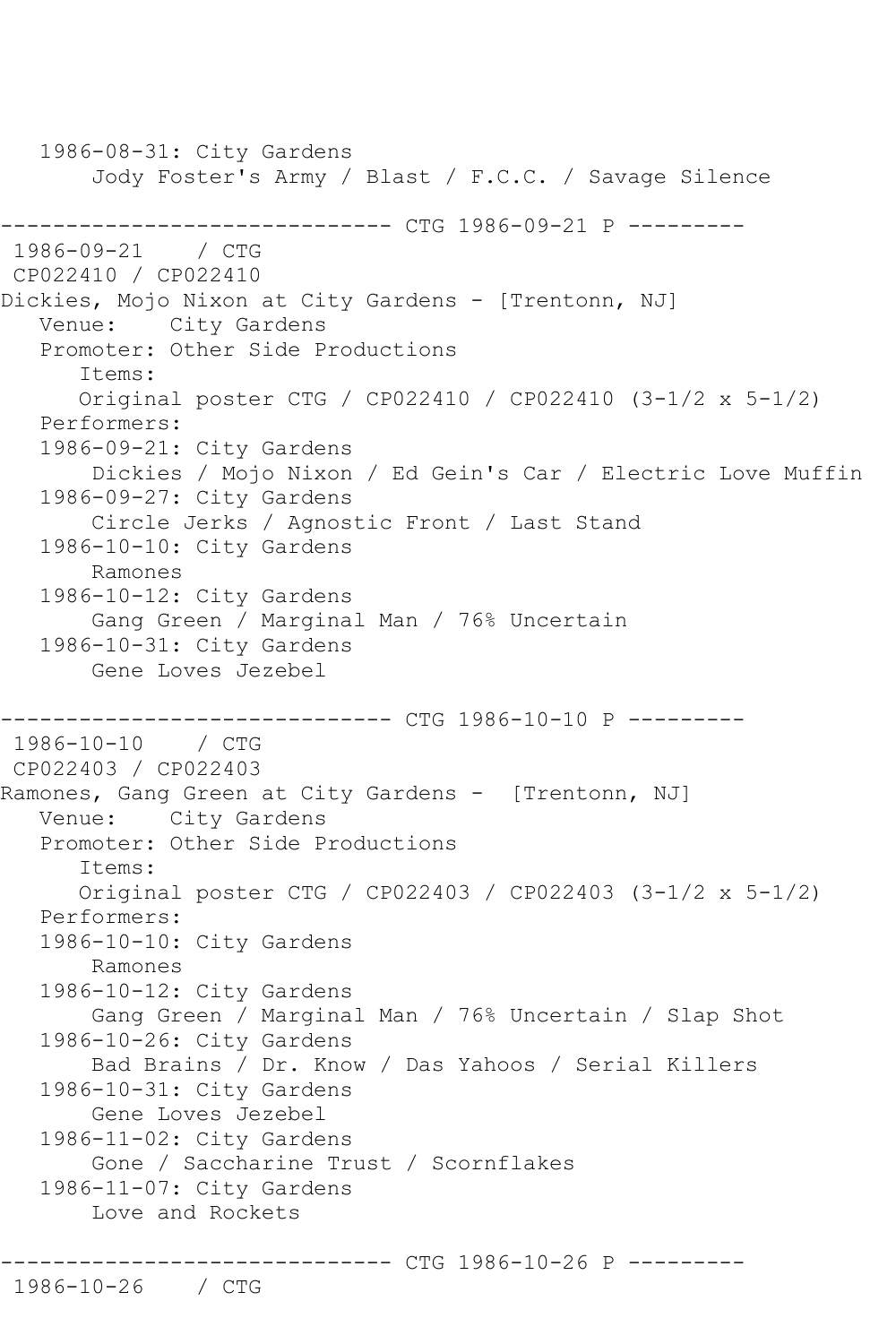```
   1986-08-31: City Gardens
        Jody Foster's Army / Blast / F.C.C. / Savage Silence

------------------------------ CTG 1986-09-21 P ---------
 1986-09-21    / CTG
 CP022410 / CP022410
Dickies, Mojo Nixon at City Gardens - [Trentonn, NJ]
   Venue:    City Gardens
   Promoter: Other Side Productions
      Items:
      Original poster CTG / CP022410 / CP022410 (3-1/2 x 5-1/2)
   Performers:
   1986-09-21: City Gardens
        Dickies / Mojo Nixon / Ed Gein's Car / Electric Love Muffin
   1986-09-27: City Gardens
        Circle Jerks / Agnostic Front / Last Stand
   1986-10-10: City Gardens
        Ramones
   1986-10-12: City Gardens
        Gang Green / Marginal Man / 76% Uncertain
   1986-10-31: City Gardens
        Gene Loves Jezebel

------------------------------ CTG 1986-10-10 P ---------
 1986-10-10    / CTG
 CP022403 / CP022403
Ramones, Gang Green at City Gardens -  [Trentonn, NJ]
   Venue:    City Gardens
   Promoter: Other Side Productions
      Items:
      Original poster CTG / CP022403 / CP022403 (3-1/2 x 5-1/2)
   Performers:
   1986-10-10: City Gardens
        Ramones
   1986-10-12: City Gardens
        Gang Green / Marginal Man / 76% Uncertain / Slap Shot
   1986-10-26: City Gardens
        Bad Brains / Dr. Know / Das Yahoos / Serial Killers
   1986-10-31: City Gardens
        Gene Loves Jezebel
   1986-11-02: City Gardens
        Gone / Saccharine Trust / Scornflakes
   1986-11-07: City Gardens
        Love and Rockets

------------------------------ CTG 1986-10-26 P ---------
 1986-10-26    / CTG
```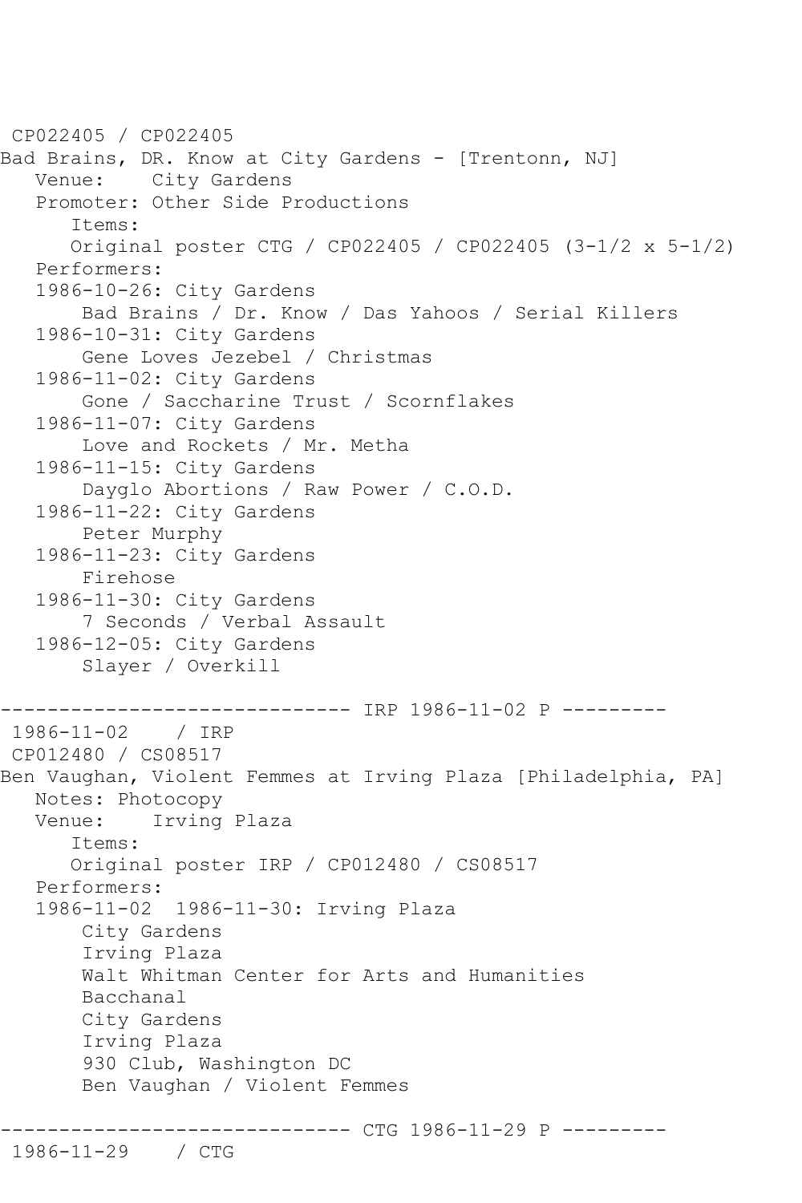CP022405 / CP022405
Bad Brains, DR. Know at City Gardens - [Trentonn, NJ]
   Venue:    City Gardens
   Promoter: Other Side Productions
      Items:
      Original poster CTG / CP022405 / CP022405 (3-1/2 x 5-1/2)
   Performers:
   1986-10-26: City Gardens
       Bad Brains / Dr. Know / Das Yahoos / Serial Killers
   1986-10-31: City Gardens
       Gene Loves Jezebel / Christmas
   1986-11-02: City Gardens
       Gone / Saccharine Trust / Scornflakes
   1986-11-07: City Gardens
       Love and Rockets / Mr. Metha
   1986-11-15: City Gardens
       Dayglo Abortions / Raw Power / C.O.D.
   1986-11-22: City Gardens
       Peter Murphy
   1986-11-23: City Gardens
       Firehose
   1986-11-30: City Gardens
       7 Seconds / Verbal Assault
   1986-12-05: City Gardens
       Slayer / Overkill

------------------------------ IRP 1986-11-02 P ---------
1986-11-02    / IRP
CP012480 / CS08517
Ben Vaughan, Violent Femmes at Irving Plaza [Philadelphia, PA]
   Notes: Photocopy
   Venue:    Irving Plaza
      Items:
      Original poster IRP / CP012480 / CS08517
   Performers:
   1986-11-02  1986-11-30: Irving Plaza
       City Gardens
       Irving Plaza
       Walt Whitman Center for Arts and Humanities
       Bacchanal
       City Gardens
       Irving Plaza
       930 Club, Washington DC
       Ben Vaughan / Violent Femmes

------------------------------ CTG 1986-11-29 P ---------
1986-11-29    / CTG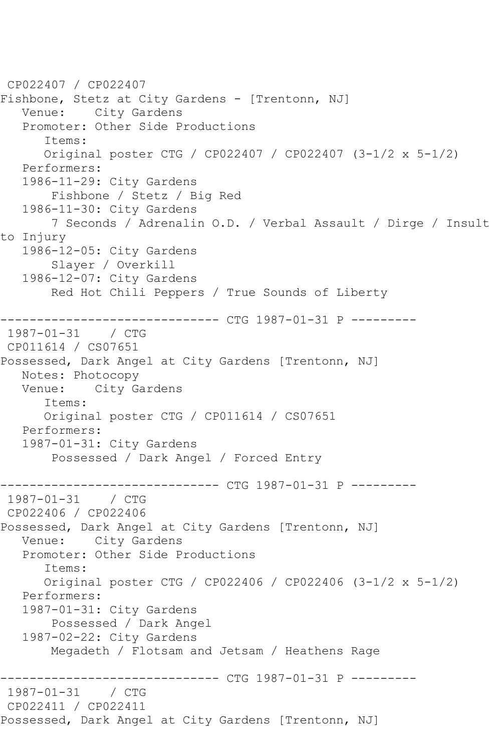CP022407 / CP022407
Fishbone, Stetz at City Gardens - [Trentonn, NJ]
   Venue:    City Gardens
   Promoter: Other Side Productions
      Items:
      Original poster CTG / CP022407 / CP022407 (3-1/2 x 5-1/2)
   Performers:
   1986-11-29: City Gardens
       Fishbone / Stetz / Big Red
   1986-11-30: City Gardens
       7 Seconds / Adrenalin O.D. / Verbal Assault / Dirge / Insult to Injury
   1986-12-05: City Gardens
       Slayer / Overkill
   1986-12-07: City Gardens
       Red Hot Chili Peppers / True Sounds of Liberty

------------------------------ CTG 1987-01-31 P ---------
 1987-01-31    / CTG
 CP011614 / CS07651
Possessed, Dark Angel at City Gardens [Trentonn, NJ]
   Notes: Photocopy
   Venue:    City Gardens
      Items:
      Original poster CTG / CP011614 / CS07651
   Performers:
   1987-01-31: City Gardens
       Possessed / Dark Angel / Forced Entry

------------------------------ CTG 1987-01-31 P ---------
 1987-01-31    / CTG
 CP022406 / CP022406
Possessed, Dark Angel at City Gardens [Trentonn, NJ]
   Venue:    City Gardens
   Promoter: Other Side Productions
      Items:
      Original poster CTG / CP022406 / CP022406 (3-1/2 x 5-1/2)
   Performers:
   1987-01-31: City Gardens
       Possessed / Dark Angel
   1987-02-22: City Gardens
       Megadeth / Flotsam and Jetsam / Heathens Rage

------------------------------ CTG 1987-01-31 P ---------
 1987-01-31    / CTG
 CP022411 / CP022411
Possessed, Dark Angel at City Gardens [Trentonn, NJ]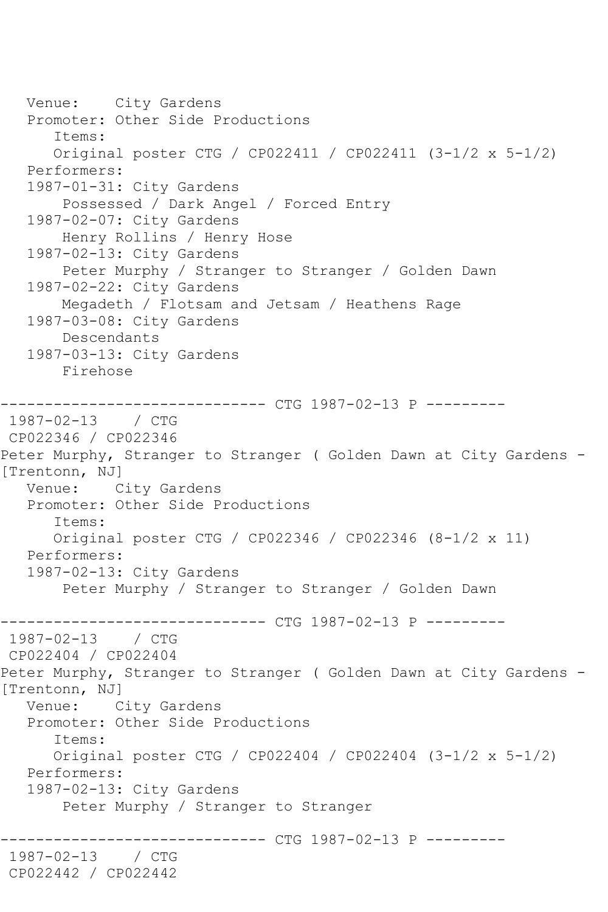Venue: City Gardens
Promoter: Other Side Productions
Items:
Original poster CTG / CP022411 / CP022411 (3-1/2 x 5-1/2)
Performers:
1987-01-31: City Gardens
Possessed / Dark Angel / Forced Entry
1987-02-07: City Gardens
Henry Rollins / Henry Hose
1987-02-13: City Gardens
Peter Murphy / Stranger to Stranger / Golden Dawn
1987-02-22: City Gardens
Megadeth / Flotsam and Jetsam / Heathens Rage
1987-03-08: City Gardens
Descendants
1987-03-13: City Gardens
Firehose

------------------------------ CTG 1987-02-13 P ---------

1987-02-13 / CTG
CP022346 / CP022346
Peter Murphy, Stranger to Stranger ( Golden Dawn at City Gardens - [Trentonn, NJ]
Venue: City Gardens
Promoter: Other Side Productions
Items:
Original poster CTG / CP022346 / CP022346 (8-1/2 x 11)
Performers:
1987-02-13: City Gardens
Peter Murphy / Stranger to Stranger / Golden Dawn

------------------------------ CTG 1987-02-13 P ---------

1987-02-13 / CTG
CP022404 / CP022404
Peter Murphy, Stranger to Stranger ( Golden Dawn at City Gardens - [Trentonn, NJ]
Venue: City Gardens
Promoter: Other Side Productions
Items:
Original poster CTG / CP022404 / CP022404 (3-1/2 x 5-1/2)
Performers:
1987-02-13: City Gardens
Peter Murphy / Stranger to Stranger

------------------------------ CTG 1987-02-13 P ---------

1987-02-13 / CTG
CP022442 / CP022442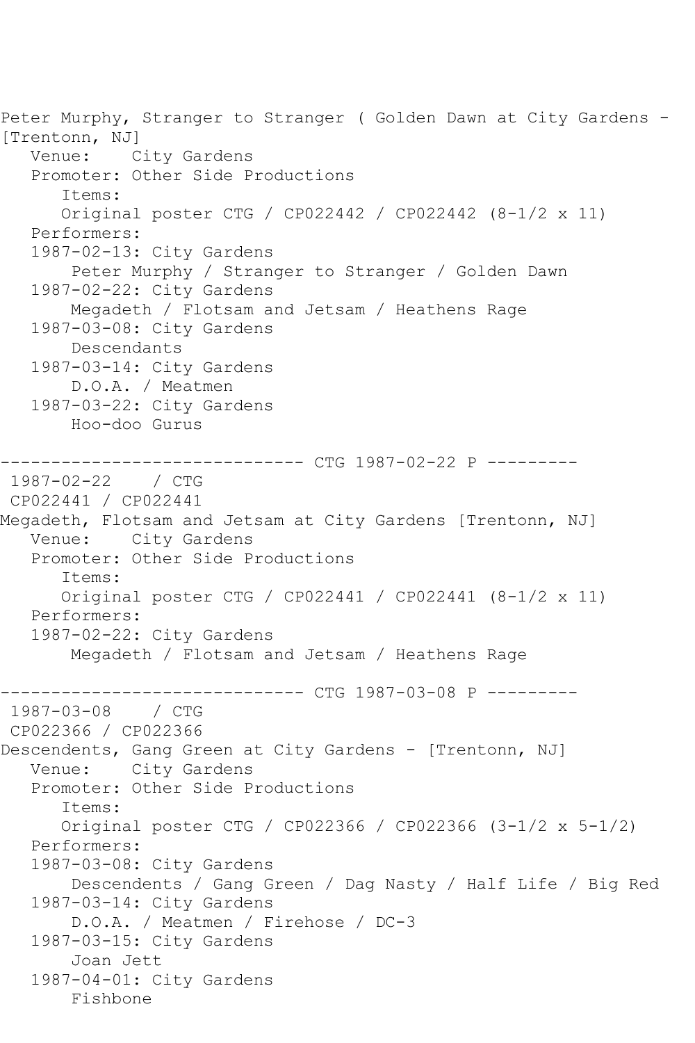Peter Murphy, Stranger to Stranger ( Golden Dawn at City Gardens - [Trentonn, NJ]
   Venue:    City Gardens
   Promoter: Other Side Productions
      Items:
      Original poster CTG / CP022442 / CP022442 (8-1/2 x 11)
   Performers:
   1987-02-13: City Gardens
       Peter Murphy / Stranger to Stranger / Golden Dawn
   1987-02-22: City Gardens
       Megadeth / Flotsam and Jetsam / Heathens Rage
   1987-03-08: City Gardens
       Descendants
   1987-03-14: City Gardens
       D.O.A. / Meatmen
   1987-03-22: City Gardens
       Hoo-doo Gurus

------------------------------ CTG 1987-02-22 P ---------
 1987-02-22    / CTG
 CP022441 / CP022441
Megadeth, Flotsam and Jetsam at City Gardens [Trentonn, NJ]
   Venue:    City Gardens
   Promoter: Other Side Productions
      Items:
      Original poster CTG / CP022441 / CP022441 (8-1/2 x 11)
   Performers:
   1987-02-22: City Gardens
       Megadeth / Flotsam and Jetsam / Heathens Rage

------------------------------ CTG 1987-03-08 P ---------
 1987-03-08    / CTG
 CP022366 / CP022366
Descendents, Gang Green at City Gardens - [Trentonn, NJ]
   Venue:    City Gardens
   Promoter: Other Side Productions
      Items:
      Original poster CTG / CP022366 / CP022366 (3-1/2 x 5-1/2)
   Performers:
   1987-03-08: City Gardens
       Descendents / Gang Green / Dag Nasty / Half Life / Big Red
   1987-03-14: City Gardens
       D.O.A. / Meatmen / Firehose / DC-3
   1987-03-15: City Gardens
       Joan Jett
   1987-04-01: City Gardens
       Fishbone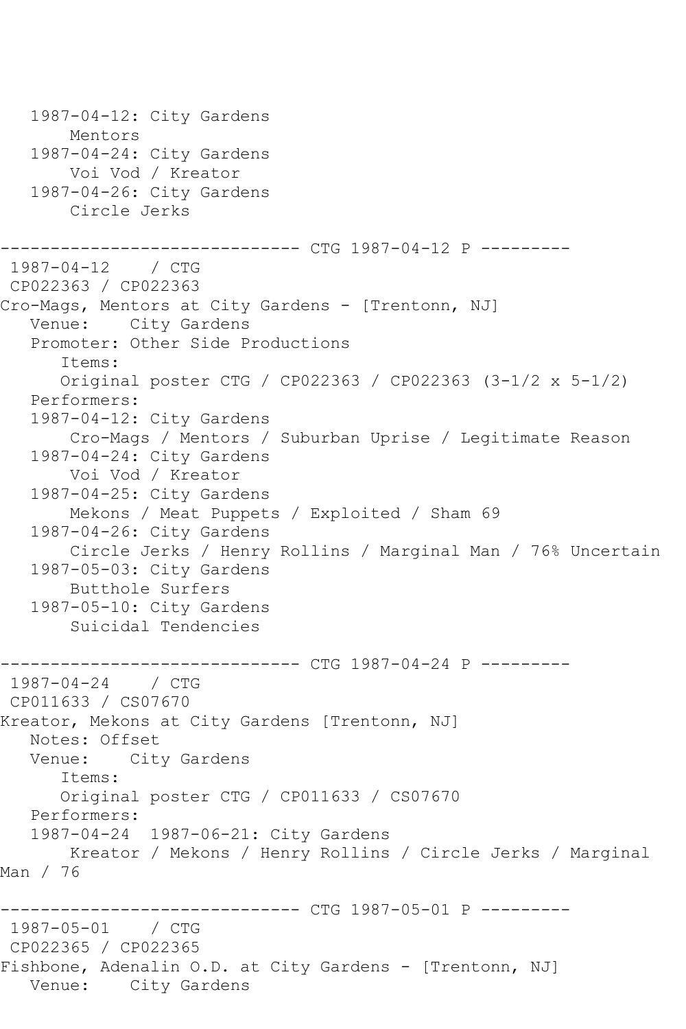```
   1987-04-12: City Gardens
       Mentors
   1987-04-24: City Gardens
       Voi Vod / Kreator
   1987-04-26: City Gardens
       Circle Jerks

------------------------------ CTG 1987-04-12 P ---------
 1987-04-12    / CTG
 CP022363 / CP022363
Cro-Mags, Mentors at City Gardens - [Trentonn, NJ]
   Venue:    City Gardens
   Promoter: Other Side Productions
      Items:
      Original poster CTG / CP022363 / CP022363 (3-1/2 x 5-1/2)
   Performers:
   1987-04-12: City Gardens
       Cro-Mags / Mentors / Suburban Uprise / Legitimate Reason
   1987-04-24: City Gardens
       Voi Vod / Kreator
   1987-04-25: City Gardens
       Mekons / Meat Puppets / Exploited / Sham 69
   1987-04-26: City Gardens
       Circle Jerks / Henry Rollins / Marginal Man / 76% Uncertain
   1987-05-03: City Gardens
       Butthole Surfers
   1987-05-10: City Gardens
       Suicidal Tendencies

------------------------------ CTG 1987-04-24 P ---------
 1987-04-24    / CTG
 CP011633 / CS07670
Kreator, Mekons at City Gardens [Trentonn, NJ]
   Notes: Offset
   Venue:    City Gardens
      Items:
      Original poster CTG / CP011633 / CS07670
   Performers:
   1987-04-24  1987-06-21: City Gardens
       Kreator / Mekons / Henry Rollins / Circle Jerks / Marginal
Man / 76

------------------------------ CTG 1987-05-01 P ---------
 1987-05-01    / CTG
 CP022365 / CP022365
Fishbone, Adenalin O.D. at City Gardens - [Trentonn, NJ]
   Venue:    City Gardens
```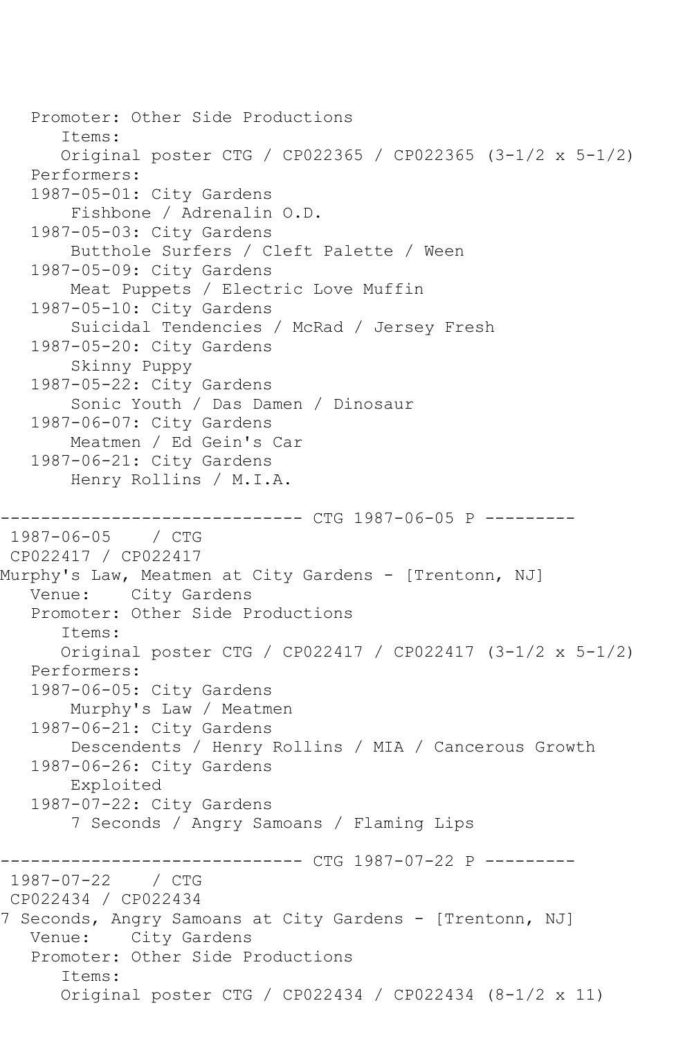```
   Promoter: Other Side Productions
      Items:
      Original poster CTG / CP022365 / CP022365 (3-1/2 x 5-1/2)
   Performers:
   1987-05-01: City Gardens
       Fishbone / Adrenalin O.D.
   1987-05-03: City Gardens
       Butthole Surfers / Cleft Palette / Ween
   1987-05-09: City Gardens
       Meat Puppets / Electric Love Muffin
   1987-05-10: City Gardens
       Suicidal Tendencies / McRad / Jersey Fresh
   1987-05-20: City Gardens
       Skinny Puppy
   1987-05-22: City Gardens
       Sonic Youth / Das Damen / Dinosaur
   1987-06-07: City Gardens
       Meatmen / Ed Gein's Car
   1987-06-21: City Gardens
       Henry Rollins / M.I.A.

------------------------------ CTG 1987-06-05 P ---------
 1987-06-05    / CTG
 CP022417 / CP022417
Murphy's Law, Meatmen at City Gardens - [Trentonn, NJ]
   Venue:    City Gardens
   Promoter: Other Side Productions
      Items:
      Original poster CTG / CP022417 / CP022417 (3-1/2 x 5-1/2)
   Performers:
   1987-06-05: City Gardens
       Murphy's Law / Meatmen
   1987-06-21: City Gardens
       Descendents / Henry Rollins / MIA / Cancerous Growth
   1987-06-26: City Gardens
       Exploited
   1987-07-22: City Gardens
       7 Seconds / Angry Samoans / Flaming Lips

------------------------------ CTG 1987-07-22 P ---------
 1987-07-22    / CTG
 CP022434 / CP022434
7 Seconds, Angry Samoans at City Gardens - [Trentonn, NJ]
   Venue:    City Gardens
   Promoter: Other Side Productions
      Items:
      Original poster CTG / CP022434 / CP022434 (8-1/2 x 11)
```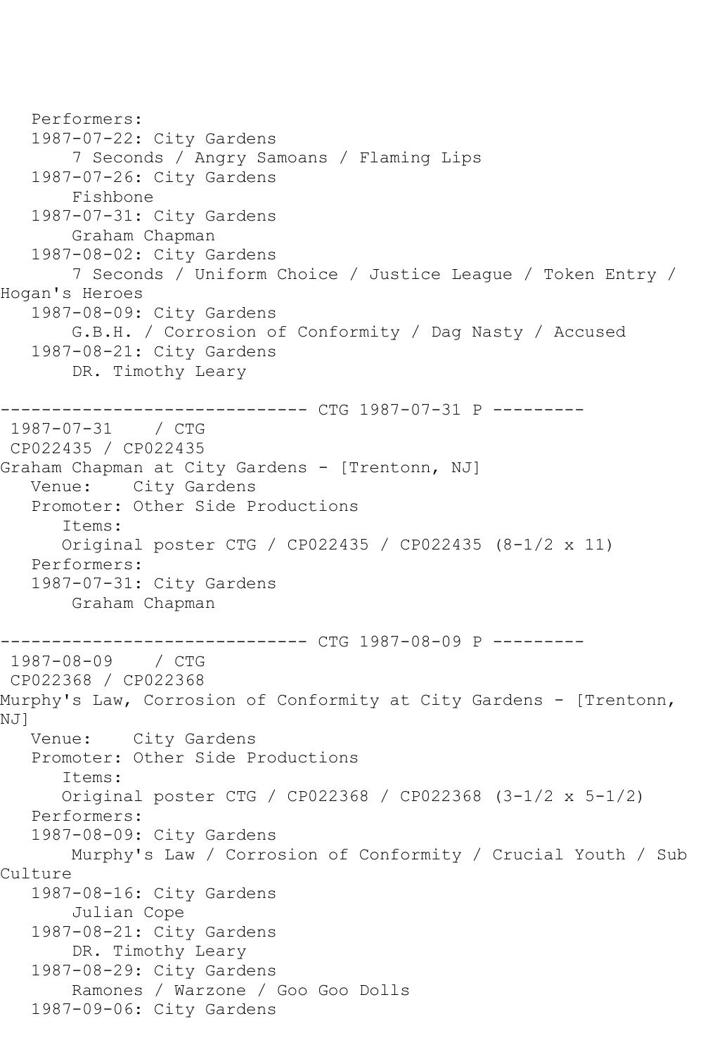```
   Performers:
   1987-07-22: City Gardens
       7 Seconds / Angry Samoans / Flaming Lips
   1987-07-26: City Gardens
       Fishbone
   1987-07-31: City Gardens
       Graham Chapman
   1987-08-02: City Gardens
       7 Seconds / Uniform Choice / Justice League / Token Entry /
Hogan's Heroes
   1987-08-09: City Gardens
       G.B.H. / Corrosion of Conformity / Dag Nasty / Accused
   1987-08-21: City Gardens
       DR. Timothy Leary

------------------------------ CTG 1987-07-31 P ---------
 1987-07-31    / CTG
 CP022435 / CP022435
Graham Chapman at City Gardens - [Trentonn, NJ]
   Venue:    City Gardens
   Promoter: Other Side Productions
      Items:
      Original poster CTG / CP022435 / CP022435 (8-1/2 x 11)
   Performers:
   1987-07-31: City Gardens
       Graham Chapman

------------------------------ CTG 1987-08-09 P ---------
 1987-08-09    / CTG
 CP022368 / CP022368
Murphy's Law, Corrosion of Conformity at City Gardens - [Trentonn,
NJ]
   Venue:    City Gardens
   Promoter: Other Side Productions
      Items:
      Original poster CTG / CP022368 / CP022368 (3-1/2 x 5-1/2)
   Performers:
   1987-08-09: City Gardens
       Murphy's Law / Corrosion of Conformity / Crucial Youth / Sub
Culture
   1987-08-16: City Gardens
       Julian Cope
   1987-08-21: City Gardens
       DR. Timothy Leary
   1987-08-29: City Gardens
       Ramones / Warzone / Goo Goo Dolls
   1987-09-06: City Gardens
```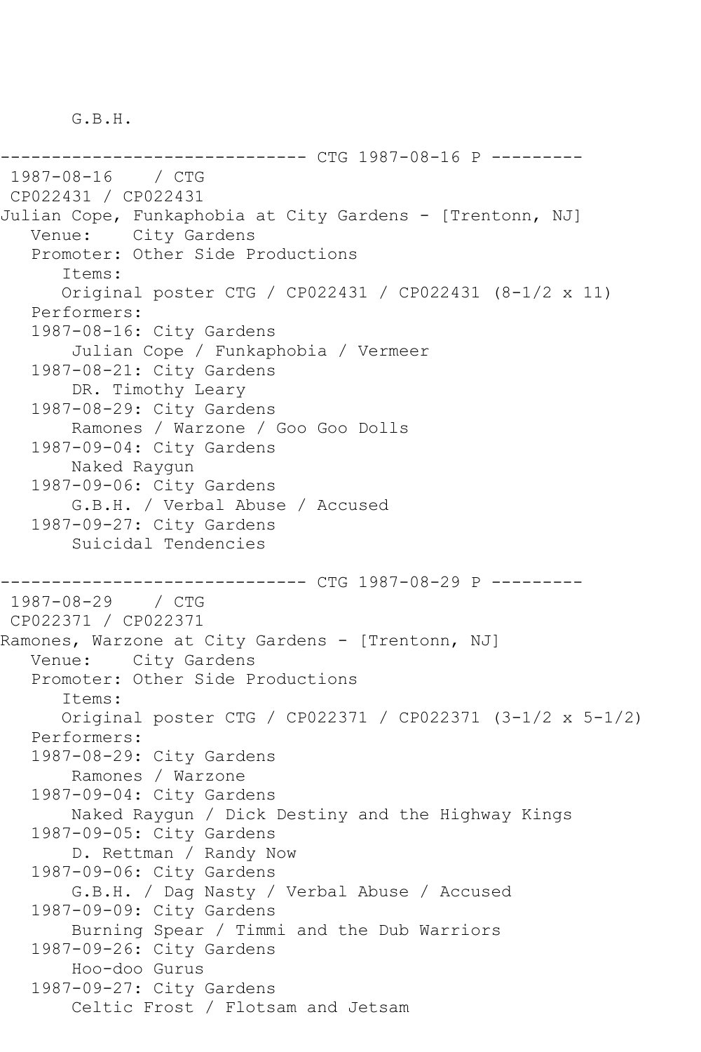G.B.H.

------------------------------ CTG 1987-08-16 P ---------

1987-08-16 / CTG
CP022431 / CP022431
Julian Cope, Funkaphobia at City Gardens - [Trentonn, NJ]
Venue: City Gardens
Promoter: Other Side Productions
Items:
Original poster CTG / CP022431 / CP022431 (8-1/2 x 11)
Performers:
1987-08-16: City Gardens
Julian Cope / Funkaphobia / Vermeer
1987-08-21: City Gardens
DR. Timothy Leary
1987-08-29: City Gardens
Ramones / Warzone / Goo Goo Dolls
1987-09-04: City Gardens
Naked Raygun
1987-09-06: City Gardens
G.B.H. / Verbal Abuse / Accused
1987-09-27: City Gardens
Suicidal Tendencies

------------------------------ CTG 1987-08-29 P ---------

1987-08-29 / CTG
CP022371 / CP022371
Ramones, Warzone at City Gardens - [Trentonn, NJ]
Venue: City Gardens
Promoter: Other Side Productions
Items:
Original poster CTG / CP022371 / CP022371 (3-1/2 x 5-1/2)
Performers:
1987-08-29: City Gardens
Ramones / Warzone
1987-09-04: City Gardens
Naked Raygun / Dick Destiny and the Highway Kings
1987-09-05: City Gardens
D. Rettman / Randy Now
1987-09-06: City Gardens
G.B.H. / Dag Nasty / Verbal Abuse / Accused
1987-09-09: City Gardens
Burning Spear / Timmi and the Dub Warriors
1987-09-26: City Gardens
Hoo-doo Gurus
1987-09-27: City Gardens
Celtic Frost / Flotsam and Jetsam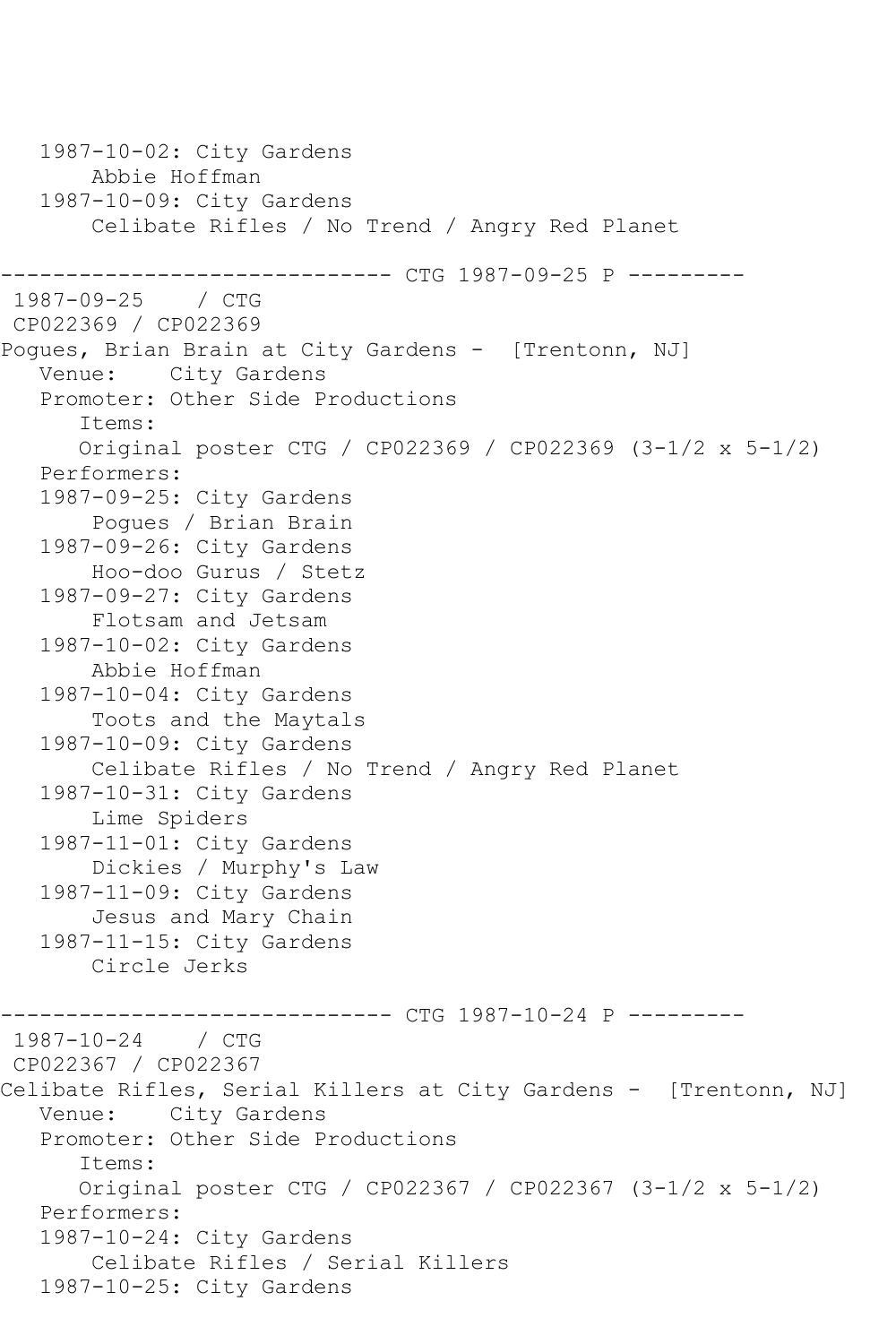```
   1987-10-02: City Gardens
       Abbie Hoffman
   1987-10-09: City Gardens
       Celibate Rifles / No Trend / Angry Red Planet

------------------------------ CTG 1987-09-25 P ---------
 1987-09-25    / CTG
 CP022369 / CP022369
Pogues, Brian Brain at City Gardens -  [Trentonn, NJ]
   Venue:    City Gardens
   Promoter: Other Side Productions
      Items:
      Original poster CTG / CP022369 / CP022369 (3-1/2 x 5-1/2)
   Performers:
   1987-09-25: City Gardens
       Pogues / Brian Brain
   1987-09-26: City Gardens
       Hoo-doo Gurus / Stetz
   1987-09-27: City Gardens
       Flotsam and Jetsam
   1987-10-02: City Gardens
       Abbie Hoffman
   1987-10-04: City Gardens
       Toots and the Maytals
   1987-10-09: City Gardens
       Celibate Rifles / No Trend / Angry Red Planet
   1987-10-31: City Gardens
       Lime Spiders
   1987-11-01: City Gardens
       Dickies / Murphy's Law
   1987-11-09: City Gardens
       Jesus and Mary Chain
   1987-11-15: City Gardens
       Circle Jerks

------------------------------ CTG 1987-10-24 P ---------
 1987-10-24    / CTG
 CP022367 / CP022367
Celibate Rifles, Serial Killers at City Gardens -  [Trentonn, NJ]
   Venue:    City Gardens
   Promoter: Other Side Productions
      Items:
      Original poster CTG / CP022367 / CP022367 (3-1/2 x 5-1/2)
   Performers:
   1987-10-24: City Gardens
       Celibate Rifles / Serial Killers
   1987-10-25: City Gardens
```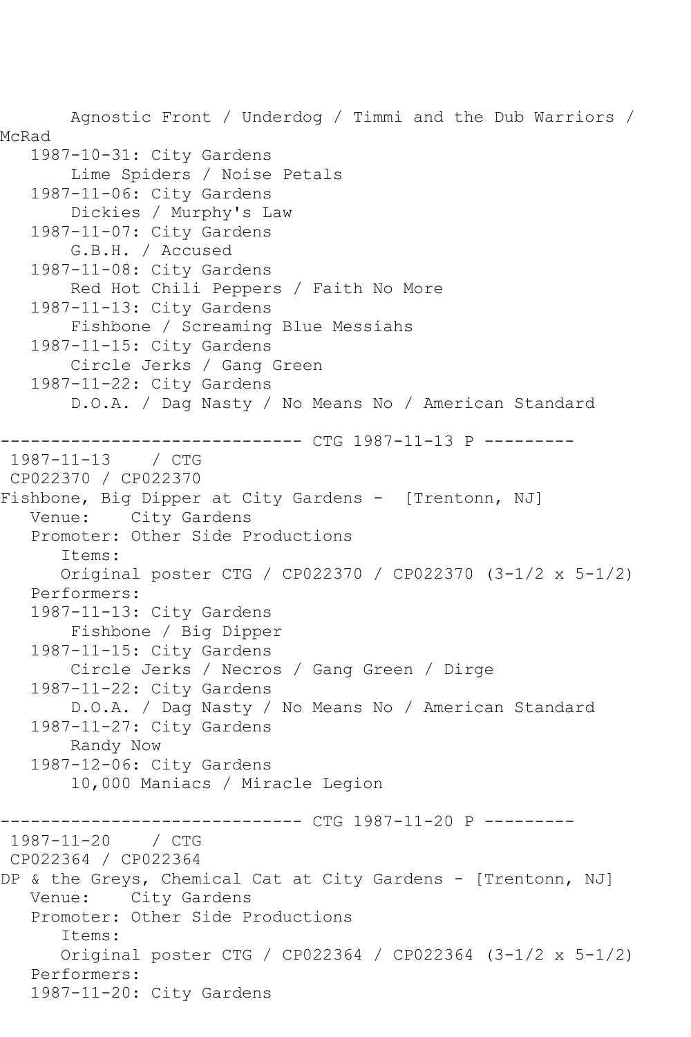```
       Agnostic Front / Underdog / Timmi and the Dub Warriors / 
McRad
   1987-10-31: City Gardens
       Lime Spiders / Noise Petals
   1987-11-06: City Gardens
       Dickies / Murphy's Law
   1987-11-07: City Gardens
       G.B.H. / Accused
   1987-11-08: City Gardens
       Red Hot Chili Peppers / Faith No More
   1987-11-13: City Gardens
       Fishbone / Screaming Blue Messiahs
   1987-11-15: City Gardens
       Circle Jerks / Gang Green
   1987-11-22: City Gardens
       D.O.A. / Dag Nasty / No Means No / American Standard

------------------------------ CTG 1987-11-13 P ---------
 1987-11-13    / CTG
 CP022370 / CP022370
Fishbone, Big Dipper at City Gardens -  [Trentonn, NJ]
   Venue:    City Gardens
   Promoter: Other Side Productions
      Items:
      Original poster CTG / CP022370 / CP022370 (3-1/2 x 5-1/2)
   Performers:
   1987-11-13: City Gardens
       Fishbone / Big Dipper
   1987-11-15: City Gardens
       Circle Jerks / Necros / Gang Green / Dirge
   1987-11-22: City Gardens
       D.O.A. / Dag Nasty / No Means No / American Standard
   1987-11-27: City Gardens
       Randy Now
   1987-12-06: City Gardens
       10,000 Maniacs / Miracle Legion

------------------------------ CTG 1987-11-20 P ---------
 1987-11-20    / CTG
 CP022364 / CP022364
DP & the Greys, Chemical Cat at City Gardens - [Trentonn, NJ]
   Venue:    City Gardens
   Promoter: Other Side Productions
      Items:
      Original poster CTG / CP022364 / CP022364 (3-1/2 x 5-1/2)
   Performers:
   1987-11-20: City Gardens
```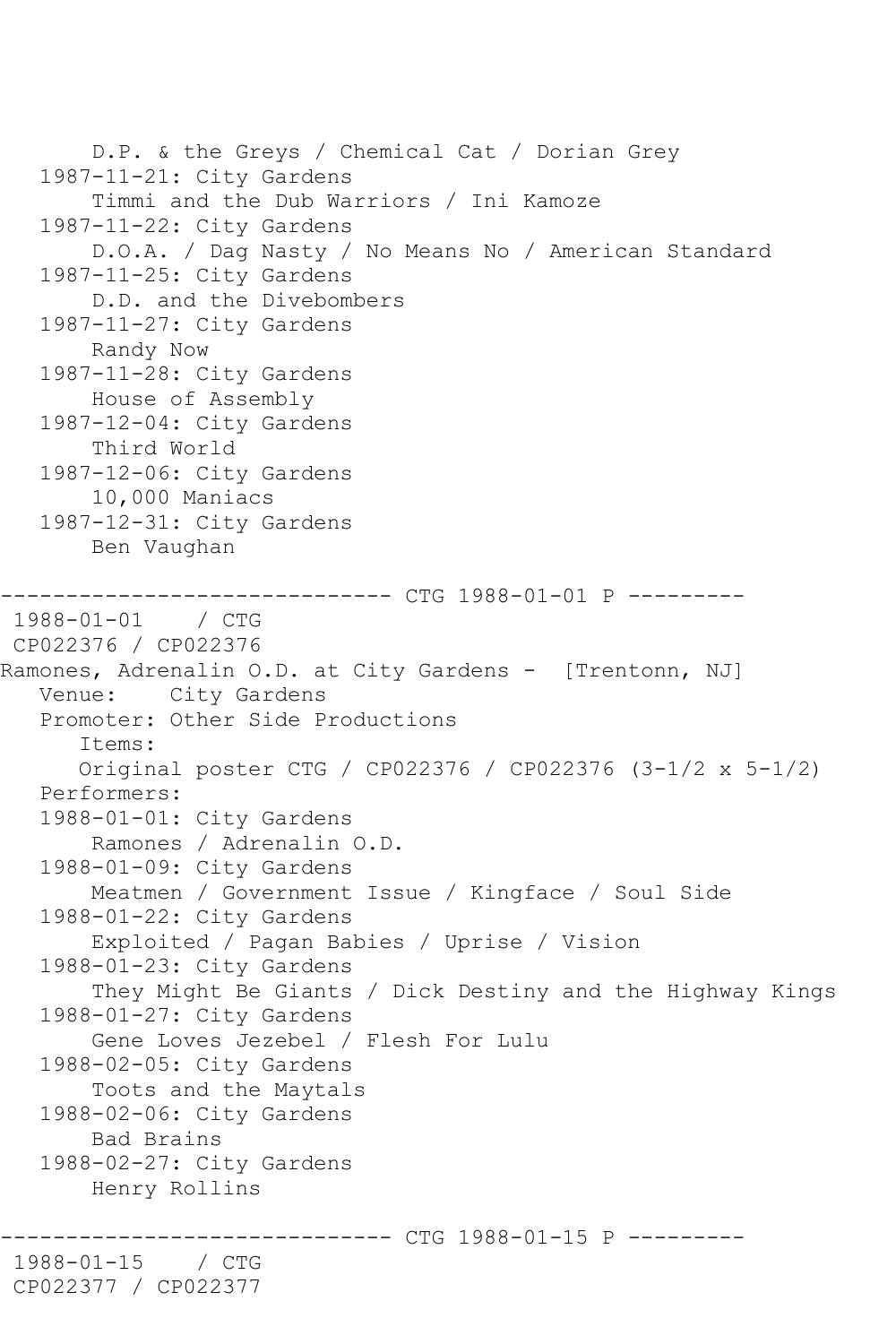```
       D.P. & the Greys / Chemical Cat / Dorian Grey
   1987-11-21: City Gardens
       Timmi and the Dub Warriors / Ini Kamoze
   1987-11-22: City Gardens
       D.O.A. / Dag Nasty / No Means No / American Standard
   1987-11-25: City Gardens
       D.D. and the Divebombers
   1987-11-27: City Gardens
       Randy Now
   1987-11-28: City Gardens
       House of Assembly
   1987-12-04: City Gardens
       Third World
   1987-12-06: City Gardens
       10,000 Maniacs
   1987-12-31: City Gardens
       Ben Vaughan

------------------------------ CTG 1988-01-01 P ---------
 1988-01-01    / CTG
 CP022376 / CP022376
Ramones, Adrenalin O.D. at City Gardens -  [Trentonn, NJ]
   Venue:    City Gardens
   Promoter: Other Side Productions
      Items:
      Original poster CTG / CP022376 / CP022376 (3-1/2 x 5-1/2)
   Performers:
   1988-01-01: City Gardens
       Ramones / Adrenalin O.D.
   1988-01-09: City Gardens
       Meatmen / Government Issue / Kingface / Soul Side
   1988-01-22: City Gardens
       Exploited / Pagan Babies / Uprise / Vision
   1988-01-23: City Gardens
       They Might Be Giants / Dick Destiny and the Highway Kings
   1988-01-27: City Gardens
       Gene Loves Jezebel / Flesh For Lulu
   1988-02-05: City Gardens
       Toots and the Maytals
   1988-02-06: City Gardens
       Bad Brains
   1988-02-27: City Gardens
       Henry Rollins

------------------------------ CTG 1988-01-15 P ---------
 1988-01-15    / CTG
 CP022377 / CP022377
```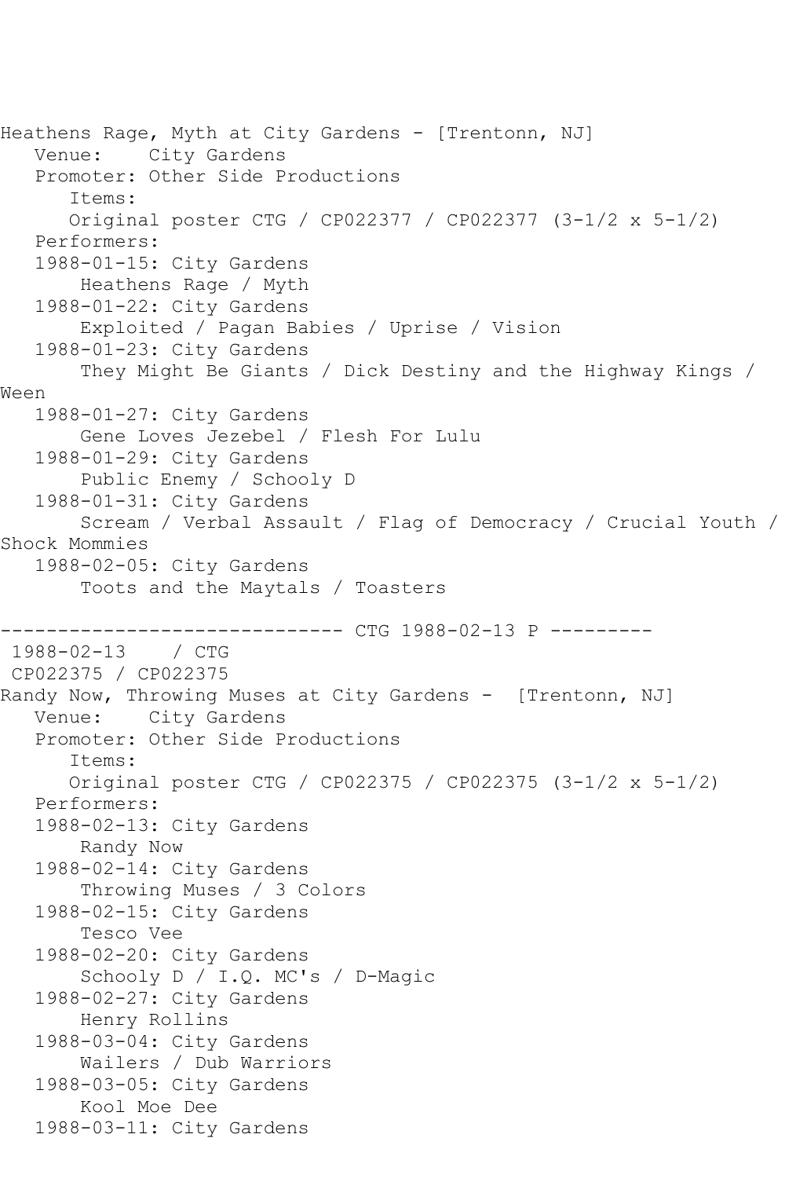Heathens Rage, Myth at City Gardens - [Trentonn, NJ]
   Venue:    City Gardens
   Promoter: Other Side Productions
      Items:
      Original poster CTG / CP022377 / CP022377 (3-1/2 x 5-1/2)
   Performers:
   1988-01-15: City Gardens
       Heathens Rage / Myth
   1988-01-22: City Gardens
       Exploited / Pagan Babies / Uprise / Vision
   1988-01-23: City Gardens
       They Might Be Giants / Dick Destiny and the Highway Kings / Ween
   1988-01-27: City Gardens
       Gene Loves Jezebel / Flesh For Lulu
   1988-01-29: City Gardens
       Public Enemy / Schooly D
   1988-01-31: City Gardens
       Scream / Verbal Assault / Flag of Democracy / Crucial Youth / Shock Mommies
   1988-02-05: City Gardens
       Toots and the Maytals / Toasters

------------------------------ CTG 1988-02-13 P ---------
 1988-02-13    / CTG
 CP022375 / CP022375
Randy Now, Throwing Muses at City Gardens -  [Trentonn, NJ]
   Venue:    City Gardens
   Promoter: Other Side Productions
      Items:
      Original poster CTG / CP022375 / CP022375 (3-1/2 x 5-1/2)
   Performers:
   1988-02-13: City Gardens
       Randy Now
   1988-02-14: City Gardens
       Throwing Muses / 3 Colors
   1988-02-15: City Gardens
       Tesco Vee
   1988-02-20: City Gardens
       Schooly D / I.Q. MC's / D-Magic
   1988-02-27: City Gardens
       Henry Rollins
   1988-03-04: City Gardens
       Wailers / Dub Warriors
   1988-03-05: City Gardens
       Kool Moe Dee
   1988-03-11: City Gardens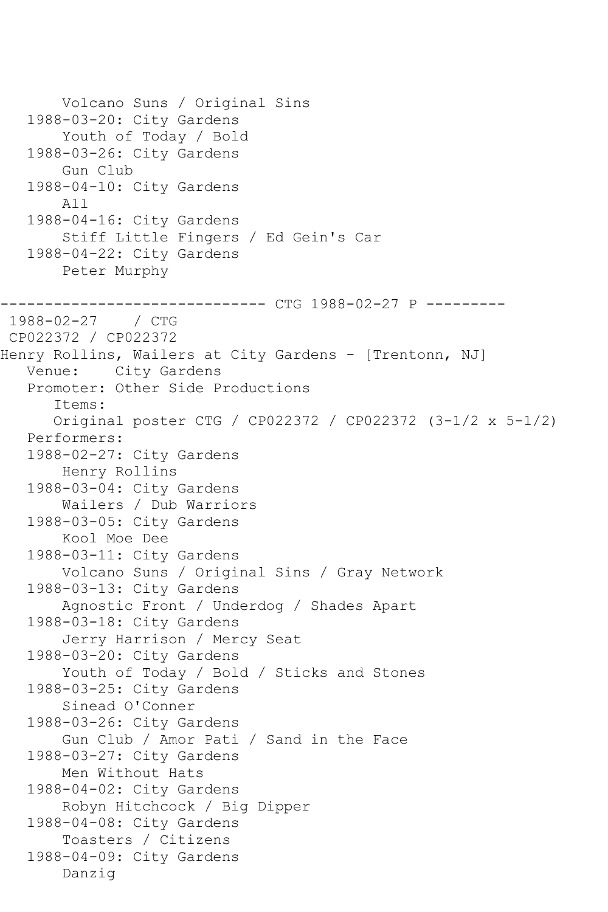```
       Volcano Suns / Original Sins
   1988-03-20: City Gardens
       Youth of Today / Bold
   1988-03-26: City Gardens
       Gun Club
   1988-04-10: City Gardens
       All
   1988-04-16: City Gardens
       Stiff Little Fingers / Ed Gein's Car
   1988-04-22: City Gardens
       Peter Murphy

------------------------------ CTG 1988-02-27 P ---------
 1988-02-27    / CTG
 CP022372 / CP022372
Henry Rollins, Wailers at City Gardens - [Trentonn, NJ]
   Venue:    City Gardens
   Promoter: Other Side Productions
      Items:
      Original poster CTG / CP022372 / CP022372 (3-1/2 x 5-1/2)
   Performers:
   1988-02-27: City Gardens
       Henry Rollins
   1988-03-04: City Gardens
       Wailers / Dub Warriors
   1988-03-05: City Gardens
       Kool Moe Dee
   1988-03-11: City Gardens
       Volcano Suns / Original Sins / Gray Network
   1988-03-13: City Gardens
       Agnostic Front / Underdog / Shades Apart
   1988-03-18: City Gardens
       Jerry Harrison / Mercy Seat
   1988-03-20: City Gardens
       Youth of Today / Bold / Sticks and Stones
   1988-03-25: City Gardens
       Sinead O'Conner
   1988-03-26: City Gardens
       Gun Club / Amor Pati / Sand in the Face
   1988-03-27: City Gardens
       Men Without Hats
   1988-04-02: City Gardens
       Robyn Hitchcock / Big Dipper
   1988-04-08: City Gardens
       Toasters / Citizens
   1988-04-09: City Gardens
       Danzig
```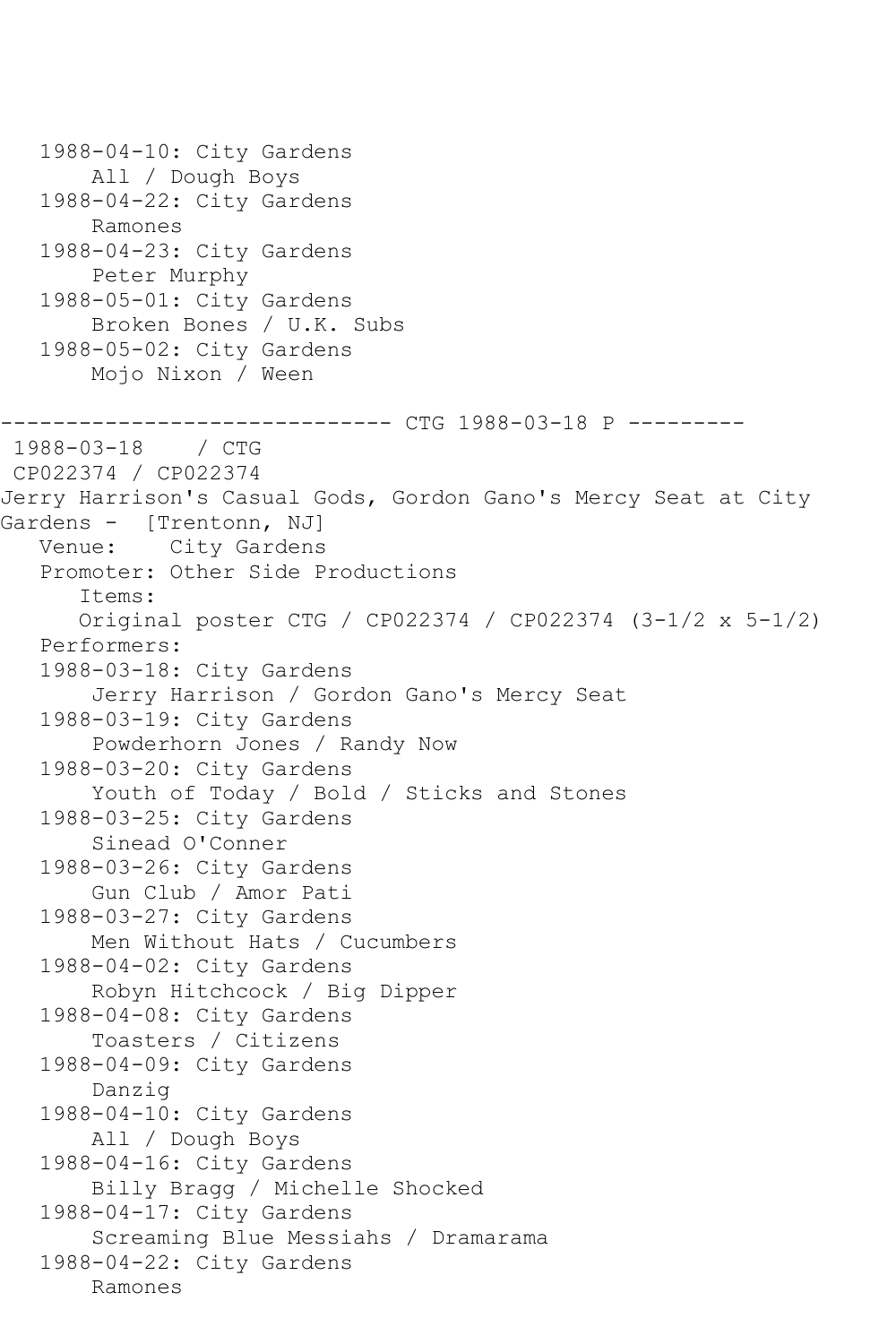```
   1988-04-10: City Gardens
       All / Dough Boys
   1988-04-22: City Gardens
       Ramones
   1988-04-23: City Gardens
       Peter Murphy
   1988-05-01: City Gardens
       Broken Bones / U.K. Subs
   1988-05-02: City Gardens
       Mojo Nixon / Ween

------------------------------ CTG 1988-03-18 P ---------
 1988-03-18    / CTG
 CP022374 / CP022374
Jerry Harrison's Casual Gods, Gordon Gano's Mercy Seat at City
Gardens -  [Trentonn, NJ]
   Venue:    City Gardens
   Promoter: Other Side Productions
      Items:
      Original poster CTG / CP022374 / CP022374 (3-1/2 x 5-1/2)
   Performers:
   1988-03-18: City Gardens
       Jerry Harrison / Gordon Gano's Mercy Seat
   1988-03-19: City Gardens
       Powderhorn Jones / Randy Now
   1988-03-20: City Gardens
       Youth of Today / Bold / Sticks and Stones
   1988-03-25: City Gardens
       Sinead O'Conner
   1988-03-26: City Gardens
       Gun Club / Amor Pati
   1988-03-27: City Gardens
       Men Without Hats / Cucumbers
   1988-04-02: City Gardens
       Robyn Hitchcock / Big Dipper
   1988-04-08: City Gardens
       Toasters / Citizens
   1988-04-09: City Gardens
       Danzig
   1988-04-10: City Gardens
       All / Dough Boys
   1988-04-16: City Gardens
       Billy Bragg / Michelle Shocked
   1988-04-17: City Gardens
       Screaming Blue Messiahs / Dramarama
   1988-04-22: City Gardens
       Ramones
```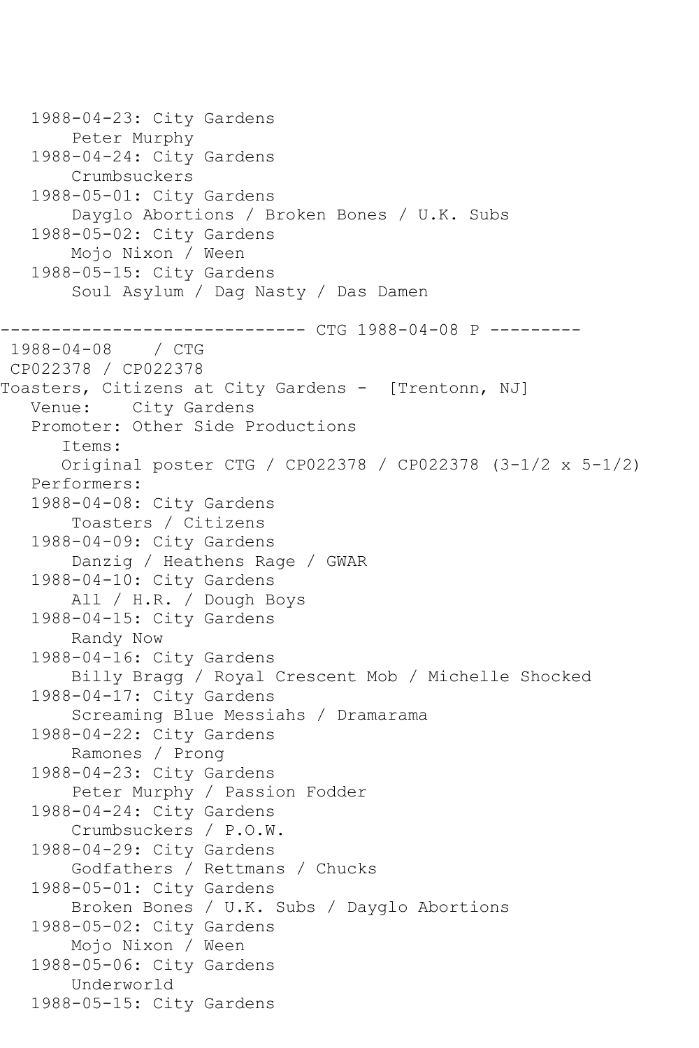```
   1988-04-23: City Gardens
       Peter Murphy
   1988-04-24: City Gardens
       Crumbsuckers
   1988-05-01: City Gardens
       Dayglo Abortions / Broken Bones / U.K. Subs
   1988-05-02: City Gardens
       Mojo Nixon / Ween
   1988-05-15: City Gardens
       Soul Asylum / Dag Nasty / Das Damen

------------------------------ CTG 1988-04-08 P ---------
 1988-04-08    / CTG
 CP022378 / CP022378
Toasters, Citizens at City Gardens -  [Trentonn, NJ]
   Venue:    City Gardens
   Promoter: Other Side Productions
      Items:
      Original poster CTG / CP022378 / CP022378 (3-1/2 x 5-1/2)
   Performers:
   1988-04-08: City Gardens
       Toasters / Citizens
   1988-04-09: City Gardens
       Danzig / Heathens Rage / GWAR
   1988-04-10: City Gardens
       All / H.R. / Dough Boys
   1988-04-15: City Gardens
       Randy Now
   1988-04-16: City Gardens
       Billy Bragg / Royal Crescent Mob / Michelle Shocked
   1988-04-17: City Gardens
       Screaming Blue Messiahs / Dramarama
   1988-04-22: City Gardens
       Ramones / Prong
   1988-04-23: City Gardens
       Peter Murphy / Passion Fodder
   1988-04-24: City Gardens
       Crumbsuckers / P.O.W.
   1988-04-29: City Gardens
       Godfathers / Rettmans / Chucks
   1988-05-01: City Gardens
       Broken Bones / U.K. Subs / Dayglo Abortions
   1988-05-02: City Gardens
       Mojo Nixon / Ween
   1988-05-06: City Gardens
       Underworld
   1988-05-15: City Gardens
```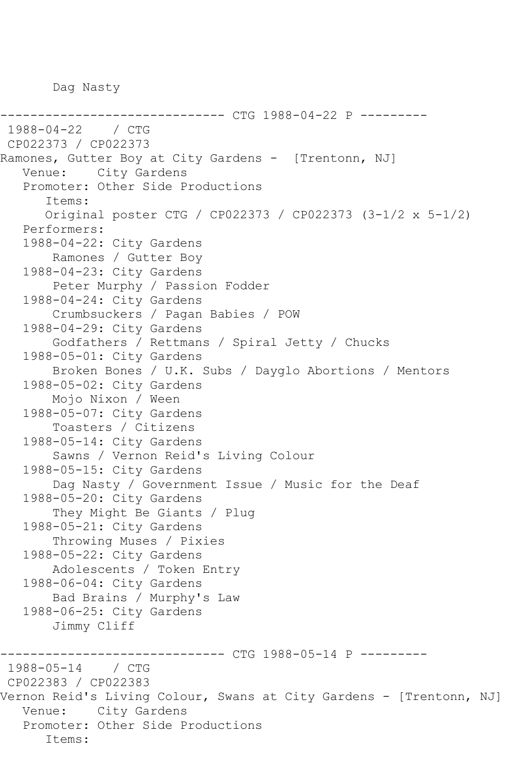```
       Dag Nasty

------------------------------ CTG 1988-04-22 P ---------
 1988-04-22    / CTG
 CP022373 / CP022373
Ramones, Gutter Boy at City Gardens -  [Trentonn, NJ]
   Venue:    City Gardens
   Promoter: Other Side Productions
      Items:
      Original poster CTG / CP022373 / CP022373 (3-1/2 x 5-1/2)
   Performers:
   1988-04-22: City Gardens
       Ramones / Gutter Boy
   1988-04-23: City Gardens
       Peter Murphy / Passion Fodder
   1988-04-24: City Gardens
       Crumbsuckers / Pagan Babies / POW
   1988-04-29: City Gardens
       Godfathers / Rettmans / Spiral Jetty / Chucks
   1988-05-01: City Gardens
       Broken Bones / U.K. Subs / Dayglo Abortions / Mentors
   1988-05-02: City Gardens
       Mojo Nixon / Ween
   1988-05-07: City Gardens
       Toasters / Citizens
   1988-05-14: City Gardens
       Sawns / Vernon Reid's Living Colour
   1988-05-15: City Gardens
       Dag Nasty / Government Issue / Music for the Deaf
   1988-05-20: City Gardens
       They Might Be Giants / Plug
   1988-05-21: City Gardens
       Throwing Muses / Pixies
   1988-05-22: City Gardens
       Adolescents / Token Entry
   1988-06-04: City Gardens
       Bad Brains / Murphy's Law
   1988-06-25: City Gardens
       Jimmy Cliff

------------------------------ CTG 1988-05-14 P ---------
 1988-05-14    / CTG
 CP022383 / CP022383
Vernon Reid's Living Colour, Swans at City Gardens - [Trentonn, NJ]
   Venue:    City Gardens
   Promoter: Other Side Productions
      Items:
```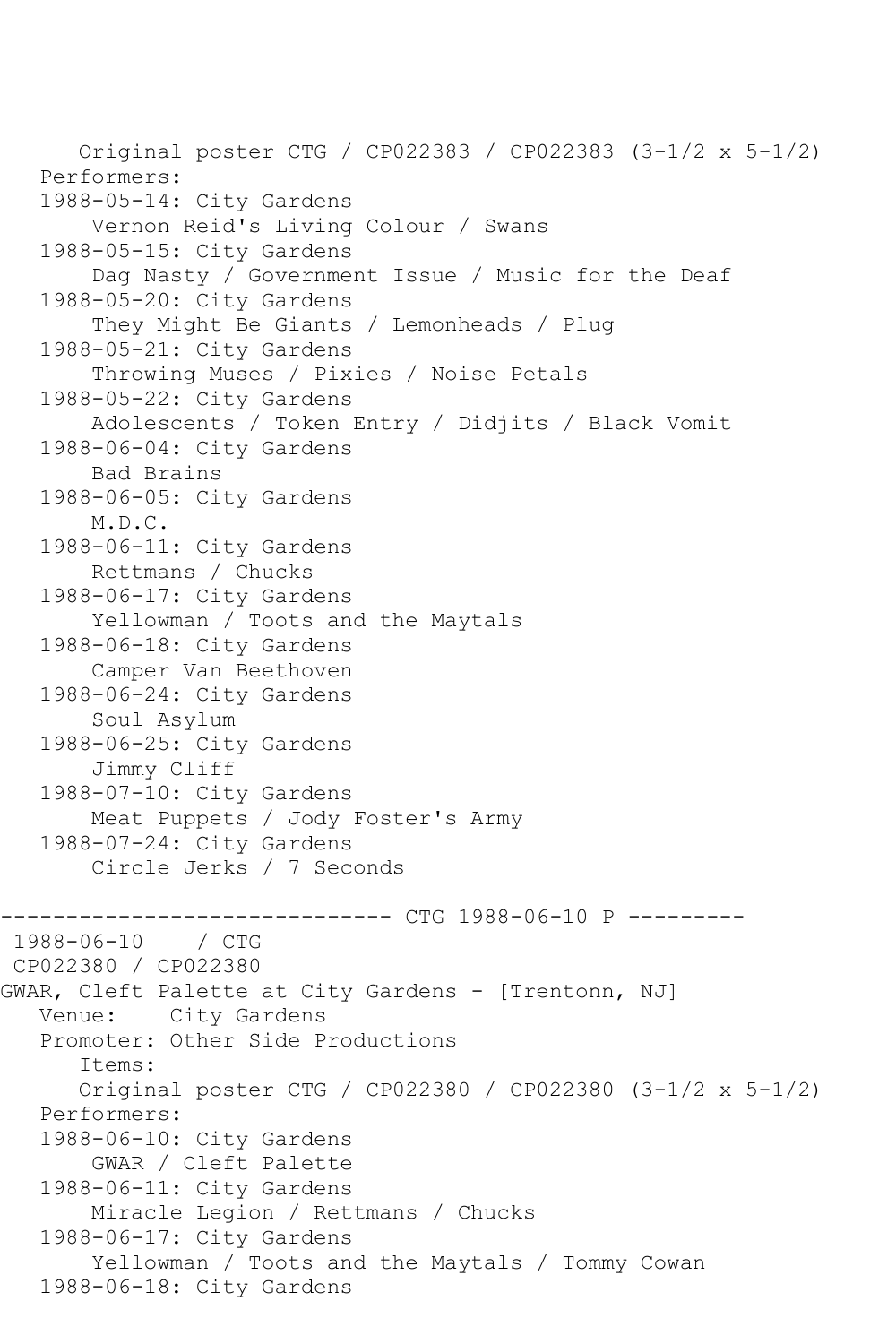Original poster CTG / CP022383 / CP022383 (3-1/2 x 5-1/2)

Performers:

1988-05-14: City Gardens
    Vernon Reid's Living Colour / Swans
1988-05-15: City Gardens
    Dag Nasty / Government Issue / Music for the Deaf
1988-05-20: City Gardens
    They Might Be Giants / Lemonheads / Plug
1988-05-21: City Gardens
    Throwing Muses / Pixies / Noise Petals
1988-05-22: City Gardens
    Adolescents / Token Entry / Didjits / Black Vomit
1988-06-04: City Gardens
    Bad Brains
1988-06-05: City Gardens
    M.D.C.
1988-06-11: City Gardens
    Rettmans / Chucks
1988-06-17: City Gardens
    Yellowman / Toots and the Maytals
1988-06-18: City Gardens
    Camper Van Beethoven
1988-06-24: City Gardens
    Soul Asylum
1988-06-25: City Gardens
    Jimmy Cliff
1988-07-10: City Gardens
    Meat Puppets / Jody Foster's Army
1988-07-24: City Gardens
    Circle Jerks / 7 Seconds

------------------------------ CTG 1988-06-10 P ---------

1988-06-10 / CTG

CP022380 / CP022380

GWAR, Cleft Palette at City Gardens - [Trentonn, NJ]

Venue: City Gardens

Promoter: Other Side Productions

Items:

Original poster CTG / CP022380 / CP022380 (3-1/2 x 5-1/2)

Performers:

1988-06-10: City Gardens
    GWAR / Cleft Palette
1988-06-11: City Gardens
    Miracle Legion / Rettmans / Chucks
1988-06-17: City Gardens
    Yellowman / Toots and the Maytals / Tommy Cowan
1988-06-18: City Gardens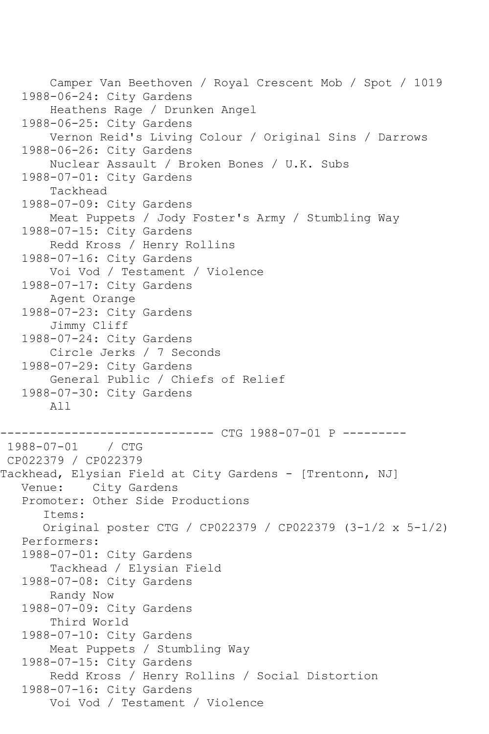```
      Camper Van Beethoven / Royal Crescent Mob / Spot / 1019
   1988-06-24: City Gardens
       Heathens Rage / Drunken Angel
   1988-06-25: City Gardens
       Vernon Reid's Living Colour / Original Sins / Darrows
   1988-06-26: City Gardens
       Nuclear Assault / Broken Bones / U.K. Subs
   1988-07-01: City Gardens
       Tackhead
   1988-07-09: City Gardens
       Meat Puppets / Jody Foster's Army / Stumbling Way
   1988-07-15: City Gardens
       Redd Kross / Henry Rollins
   1988-07-16: City Gardens
       Voi Vod / Testament / Violence
   1988-07-17: City Gardens
       Agent Orange
   1988-07-23: City Gardens
       Jimmy Cliff
   1988-07-24: City Gardens
       Circle Jerks / 7 Seconds
   1988-07-29: City Gardens
       General Public / Chiefs of Relief
   1988-07-30: City Gardens
       All

------------------------------ CTG 1988-07-01 P ---------
 1988-07-01    / CTG
 CP022379 / CP022379
Tackhead, Elysian Field at City Gardens - [Trentonn, NJ]
   Venue:    City Gardens
   Promoter: Other Side Productions
      Items:
      Original poster CTG / CP022379 / CP022379 (3-1/2 x 5-1/2)
   Performers:
   1988-07-01: City Gardens
       Tackhead / Elysian Field
   1988-07-08: City Gardens
       Randy Now
   1988-07-09: City Gardens
       Third World
   1988-07-10: City Gardens
       Meat Puppets / Stumbling Way
   1988-07-15: City Gardens
       Redd Kross / Henry Rollins / Social Distortion
   1988-07-16: City Gardens
       Voi Vod / Testament / Violence
```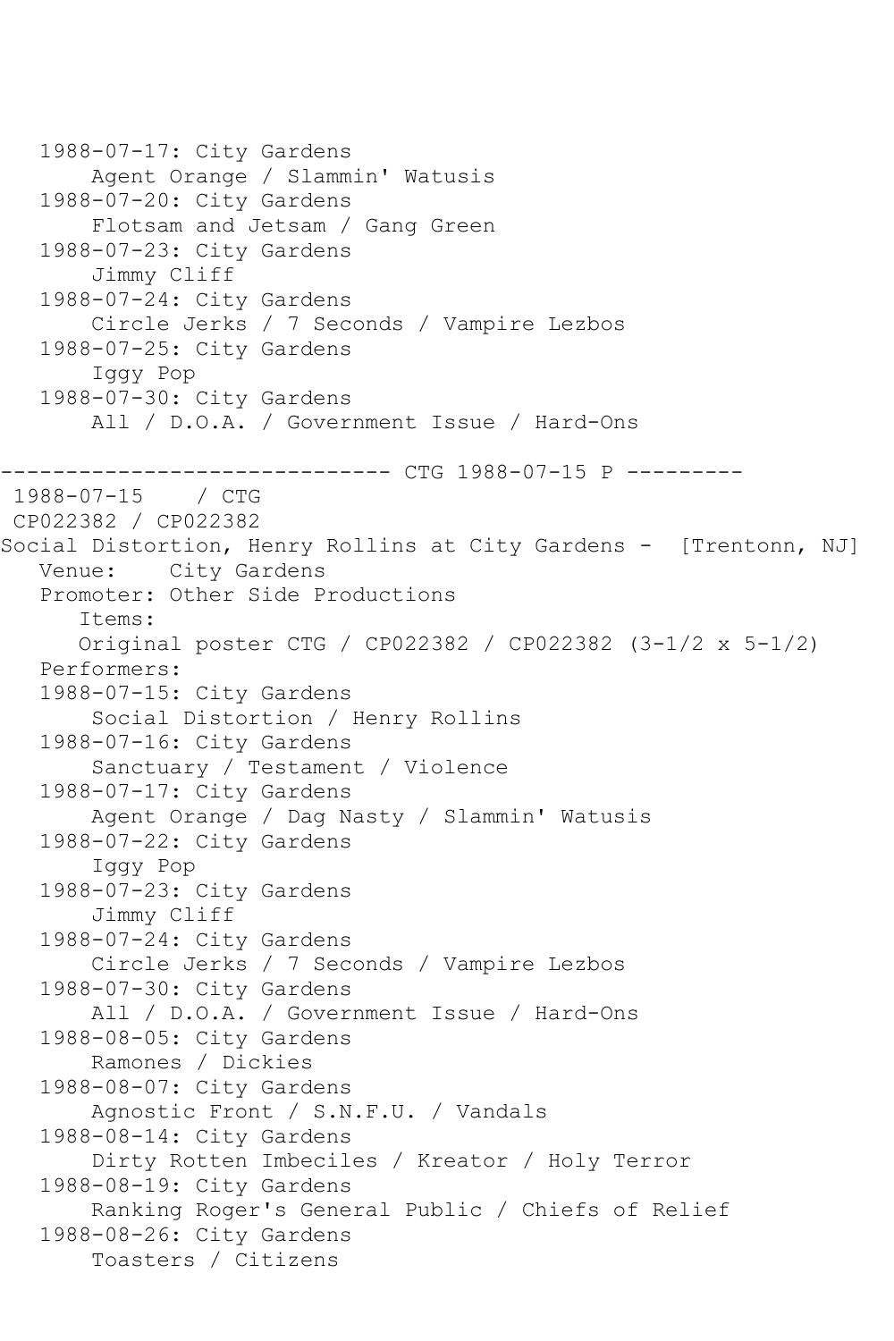```
   1988-07-17: City Gardens
       Agent Orange / Slammin' Watusis
   1988-07-20: City Gardens
       Flotsam and Jetsam / Gang Green
   1988-07-23: City Gardens
       Jimmy Cliff
   1988-07-24: City Gardens
       Circle Jerks / 7 Seconds / Vampire Lezbos
   1988-07-25: City Gardens
       Iggy Pop
   1988-07-30: City Gardens
       All / D.O.A. / Government Issue / Hard-Ons

------------------------------ CTG 1988-07-15 P ---------
 1988-07-15    / CTG
 CP022382 / CP022382
Social Distortion, Henry Rollins at City Gardens -  [Trentonn, NJ]
   Venue:    City Gardens
   Promoter: Other Side Productions
      Items:
      Original poster CTG / CP022382 / CP022382 (3-1/2 x 5-1/2)
   Performers:
   1988-07-15: City Gardens
       Social Distortion / Henry Rollins
   1988-07-16: City Gardens
       Sanctuary / Testament / Violence
   1988-07-17: City Gardens
       Agent Orange / Dag Nasty / Slammin' Watusis
   1988-07-22: City Gardens
       Iggy Pop
   1988-07-23: City Gardens
       Jimmy Cliff
   1988-07-24: City Gardens
       Circle Jerks / 7 Seconds / Vampire Lezbos
   1988-07-30: City Gardens
       All / D.O.A. / Government Issue / Hard-Ons
   1988-08-05: City Gardens
       Ramones / Dickies
   1988-08-07: City Gardens
       Agnostic Front / S.N.F.U. / Vandals
   1988-08-14: City Gardens
       Dirty Rotten Imbeciles / Kreator / Holy Terror
   1988-08-19: City Gardens
       Ranking Roger's General Public / Chiefs of Relief
   1988-08-26: City Gardens
       Toasters / Citizens
```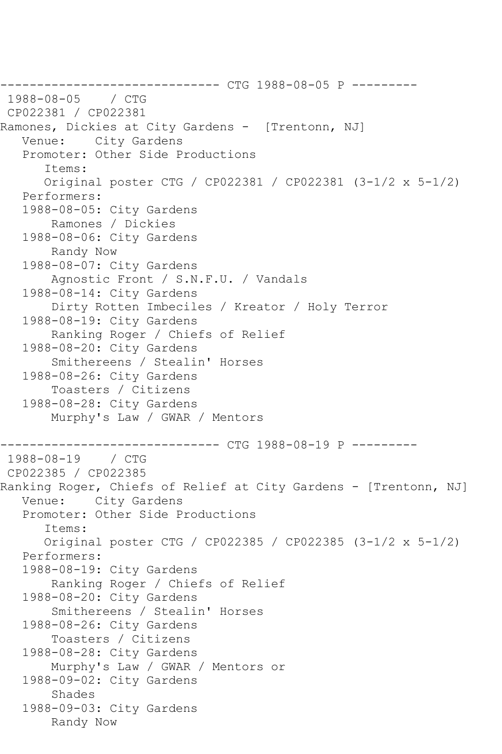```
------------------------------ CTG 1988-08-05 P ---------
 1988-08-05    / CTG
 CP022381 / CP022381
Ramones, Dickies at City Gardens -  [Trentonn, NJ]
   Venue:    City Gardens
   Promoter: Other Side Productions
      Items:
      Original poster CTG / CP022381 / CP022381 (3-1/2 x 5-1/2)
   Performers:
   1988-08-05: City Gardens
       Ramones / Dickies
   1988-08-06: City Gardens
       Randy Now
   1988-08-07: City Gardens
       Agnostic Front / S.N.F.U. / Vandals
   1988-08-14: City Gardens
       Dirty Rotten Imbeciles / Kreator / Holy Terror
   1988-08-19: City Gardens
       Ranking Roger / Chiefs of Relief
   1988-08-20: City Gardens
       Smithereens / Stealin' Horses
   1988-08-26: City Gardens
       Toasters / Citizens
   1988-08-28: City Gardens
       Murphy's Law / GWAR / Mentors

------------------------------ CTG 1988-08-19 P ---------
 1988-08-19    / CTG
 CP022385 / CP022385
Ranking Roger, Chiefs of Relief at City Gardens - [Trentonn, NJ]
   Venue:    City Gardens
   Promoter: Other Side Productions
      Items:
      Original poster CTG / CP022385 / CP022385 (3-1/2 x 5-1/2)
   Performers:
   1988-08-19: City Gardens
       Ranking Roger / Chiefs of Relief
   1988-08-20: City Gardens
       Smithereens / Stealin' Horses
   1988-08-26: City Gardens
       Toasters / Citizens
   1988-08-28: City Gardens
       Murphy's Law / GWAR / Mentors or
   1988-09-02: City Gardens
       Shades
   1988-09-03: City Gardens
       Randy Now
```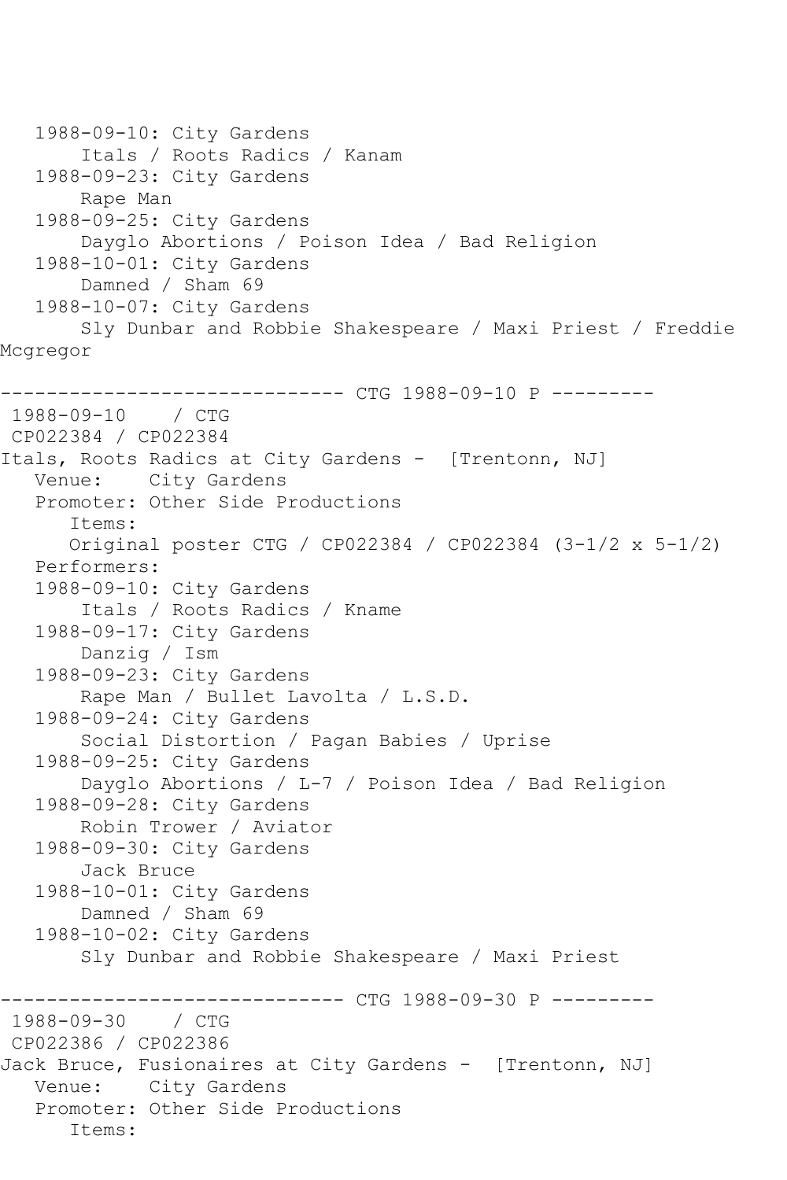```
   1988-09-10: City Gardens
        Itals / Roots Radics / Kanam
   1988-09-23: City Gardens
        Rape Man
   1988-09-25: City Gardens
        Dayglo Abortions / Poison Idea / Bad Religion
   1988-10-01: City Gardens
        Damned / Sham 69
   1988-10-07: City Gardens
        Sly Dunbar and Robbie Shakespeare / Maxi Priest / Freddie 
Mcgregor

------------------------------ CTG 1988-09-10 P ---------
 1988-09-10    / CTG
 CP022384 / CP022384
Itals, Roots Radics at City Gardens -  [Trentonn, NJ]
   Venue:    City Gardens
   Promoter: Other Side Productions
      Items:
      Original poster CTG / CP022384 / CP022384 (3-1/2 x 5-1/2)
   Performers:
   1988-09-10: City Gardens
        Itals / Roots Radics / Kname
   1988-09-17: City Gardens
        Danzig / Ism
   1988-09-23: City Gardens
        Rape Man / Bullet Lavolta / L.S.D.
   1988-09-24: City Gardens
        Social Distortion / Pagan Babies / Uprise
   1988-09-25: City Gardens
        Dayglo Abortions / L-7 / Poison Idea / Bad Religion
   1988-09-28: City Gardens
        Robin Trower / Aviator
   1988-09-30: City Gardens
        Jack Bruce
   1988-10-01: City Gardens
        Damned / Sham 69
   1988-10-02: City Gardens
        Sly Dunbar and Robbie Shakespeare / Maxi Priest

------------------------------ CTG 1988-09-30 P ---------
 1988-09-30    / CTG
 CP022386 / CP022386
Jack Bruce, Fusionaires at City Gardens -  [Trentonn, NJ]
   Venue:    City Gardens
   Promoter: Other Side Productions
      Items:
```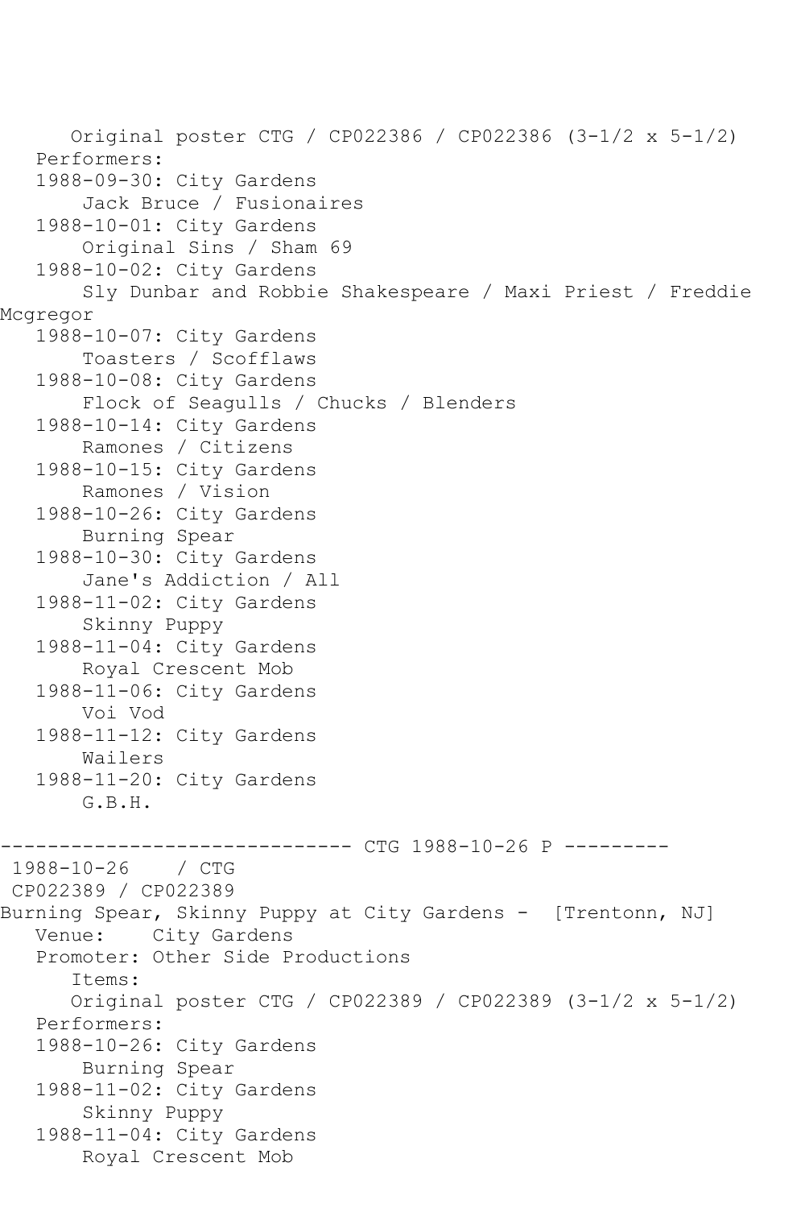```
      Original poster CTG / CP022386 / CP022386 (3-1/2 x 5-1/2)
   Performers:
   1988-09-30: City Gardens
       Jack Bruce / Fusionaires
   1988-10-01: City Gardens
       Original Sins / Sham 69
   1988-10-02: City Gardens
       Sly Dunbar and Robbie Shakespeare / Maxi Priest / Freddie
Mcgregor
   1988-10-07: City Gardens
       Toasters / Scofflaws
   1988-10-08: City Gardens
       Flock of Seagulls / Chucks / Blenders
   1988-10-14: City Gardens
       Ramones / Citizens
   1988-10-15: City Gardens
       Ramones / Vision
   1988-10-26: City Gardens
       Burning Spear
   1988-10-30: City Gardens
       Jane's Addiction / All
   1988-11-02: City Gardens
       Skinny Puppy
   1988-11-04: City Gardens
       Royal Crescent Mob
   1988-11-06: City Gardens
       Voi Vod
   1988-11-12: City Gardens
       Wailers
   1988-11-20: City Gardens
       G.B.H.

------------------------------ CTG 1988-10-26 P ---------
 1988-10-26    / CTG
 CP022389 / CP022389
Burning Spear, Skinny Puppy at City Gardens -  [Trentonn, NJ]
   Venue:    City Gardens
   Promoter: Other Side Productions
      Items:
      Original poster CTG / CP022389 / CP022389 (3-1/2 x 5-1/2)
   Performers:
   1988-10-26: City Gardens
       Burning Spear
   1988-11-02: City Gardens
       Skinny Puppy
   1988-11-04: City Gardens
       Royal Crescent Mob
```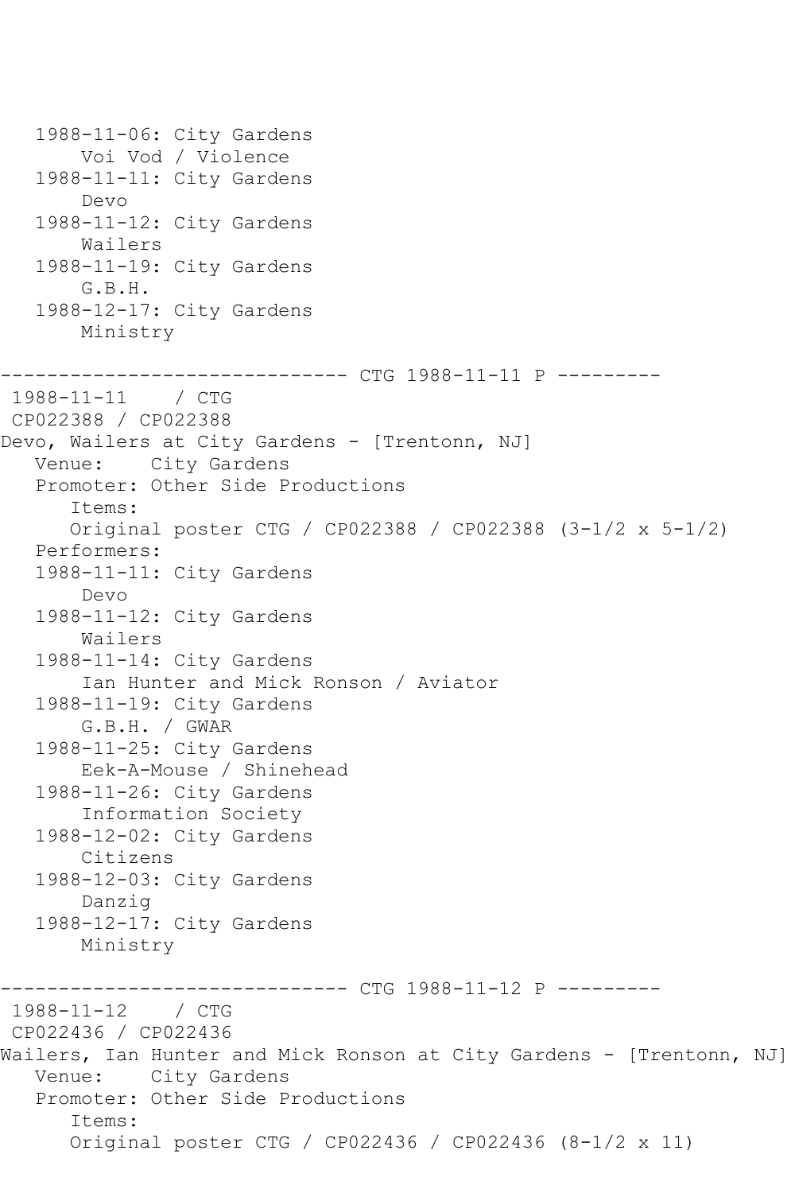```
   1988-11-06: City Gardens
       Voi Vod / Violence
   1988-11-11: City Gardens
       Devo
   1988-11-12: City Gardens
       Wailers
   1988-11-19: City Gardens
       G.B.H.
   1988-12-17: City Gardens
       Ministry

------------------------------ CTG 1988-11-11 P ---------
 1988-11-11    / CTG
 CP022388 / CP022388
Devo, Wailers at City Gardens - [Trentonn, NJ]
   Venue:    City Gardens
   Promoter: Other Side Productions
      Items:
      Original poster CTG / CP022388 / CP022388 (3-1/2 x 5-1/2)
   Performers:
   1988-11-11: City Gardens
       Devo
   1988-11-12: City Gardens
       Wailers
   1988-11-14: City Gardens
       Ian Hunter and Mick Ronson / Aviator
   1988-11-19: City Gardens
       G.B.H. / GWAR
   1988-11-25: City Gardens
       Eek-A-Mouse / Shinehead
   1988-11-26: City Gardens
       Information Society
   1988-12-02: City Gardens
       Citizens
   1988-12-03: City Gardens
       Danzig
   1988-12-17: City Gardens
       Ministry

------------------------------ CTG 1988-11-12 P ---------
 1988-11-12    / CTG
 CP022436 / CP022436
Wailers, Ian Hunter and Mick Ronson at City Gardens - [Trentonn, NJ]
   Venue:    City Gardens
   Promoter: Other Side Productions
      Items:
      Original poster CTG / CP022436 / CP022436 (8-1/2 x 11)
```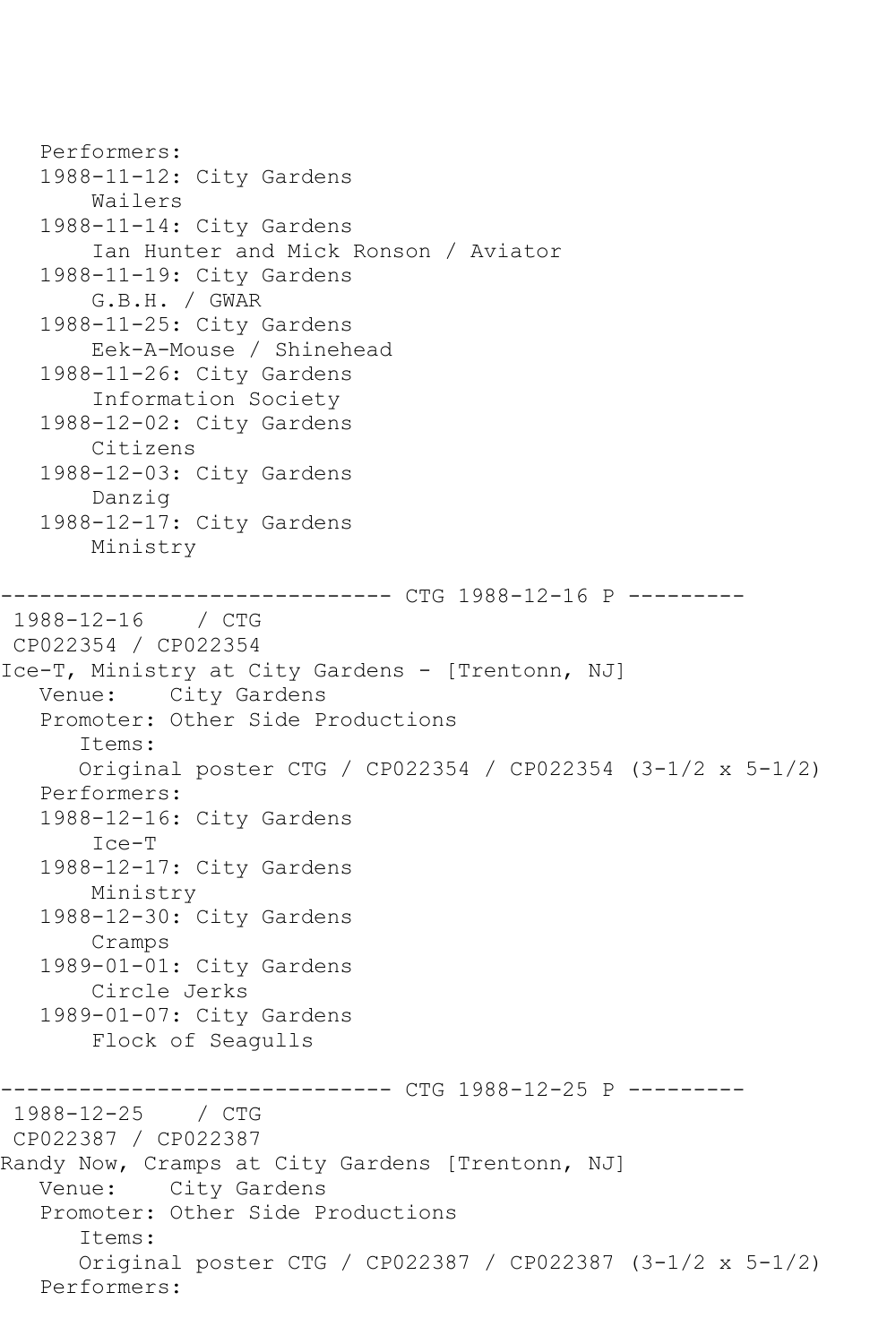```
   Performers:
   1988-11-12: City Gardens
       Wailers
   1988-11-14: City Gardens
       Ian Hunter and Mick Ronson / Aviator
   1988-11-19: City Gardens
       G.B.H. / GWAR
   1988-11-25: City Gardens
       Eek-A-Mouse / Shinehead
   1988-11-26: City Gardens
       Information Society
   1988-12-02: City Gardens
       Citizens
   1988-12-03: City Gardens
       Danzig
   1988-12-17: City Gardens
       Ministry

------------------------------ CTG 1988-12-16 P ---------
 1988-12-16    / CTG
 CP022354 / CP022354
Ice-T, Ministry at City Gardens - [Trentonn, NJ]
   Venue:    City Gardens
   Promoter: Other Side Productions
      Items:
      Original poster CTG / CP022354 / CP022354 (3-1/2 x 5-1/2)
   Performers:
   1988-12-16: City Gardens
       Ice-T
   1988-12-17: City Gardens
       Ministry
   1988-12-30: City Gardens
       Cramps
   1989-01-01: City Gardens
       Circle Jerks
   1989-01-07: City Gardens
       Flock of Seagulls

------------------------------ CTG 1988-12-25 P ---------
 1988-12-25    / CTG
 CP022387 / CP022387
Randy Now, Cramps at City Gardens [Trentonn, NJ]
   Venue:    City Gardens
   Promoter: Other Side Productions
      Items:
      Original poster CTG / CP022387 / CP022387 (3-1/2 x 5-1/2)
   Performers:
```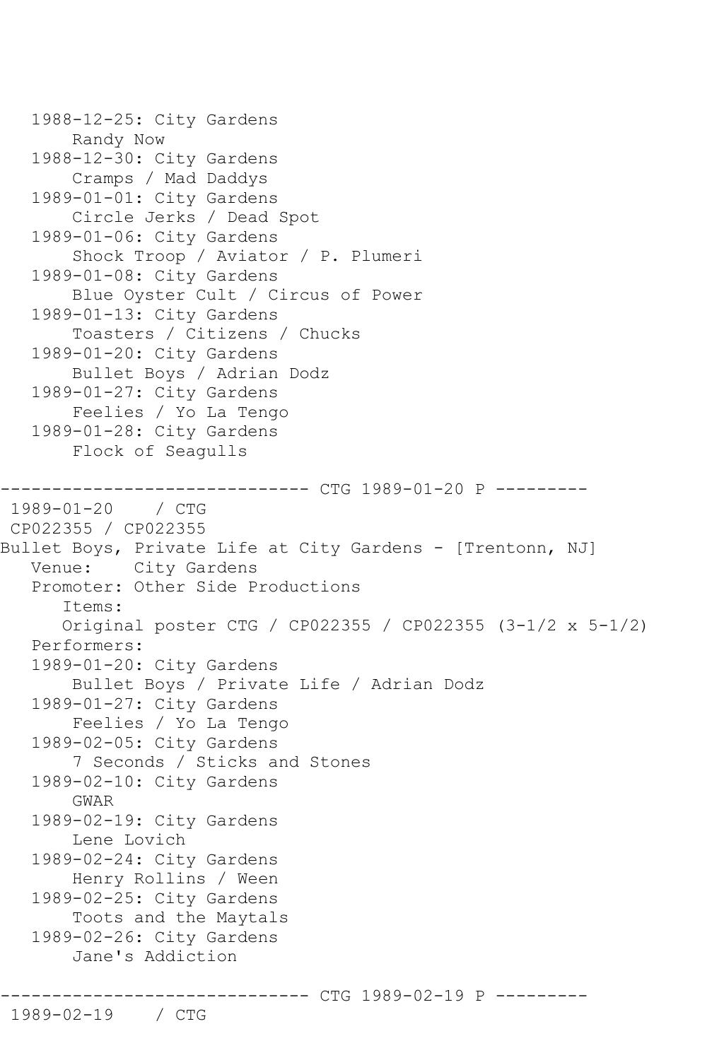```
   1988-12-25: City Gardens
       Randy Now
   1988-12-30: City Gardens
       Cramps / Mad Daddys
   1989-01-01: City Gardens
       Circle Jerks / Dead Spot
   1989-01-06: City Gardens
       Shock Troop / Aviator / P. Plumeri
   1989-01-08: City Gardens
       Blue Oyster Cult / Circus of Power
   1989-01-13: City Gardens
       Toasters / Citizens / Chucks
   1989-01-20: City Gardens
       Bullet Boys / Adrian Dodz
   1989-01-27: City Gardens
       Feelies / Yo La Tengo
   1989-01-28: City Gardens
       Flock of Seagulls

------------------------------ CTG 1989-01-20 P ---------
 1989-01-20    / CTG
 CP022355 / CP022355
Bullet Boys, Private Life at City Gardens - [Trentonn, NJ]
   Venue:    City Gardens
   Promoter: Other Side Productions
      Items:
      Original poster CTG / CP022355 / CP022355 (3-1/2 x 5-1/2)
   Performers:
   1989-01-20: City Gardens
       Bullet Boys / Private Life / Adrian Dodz
   1989-01-27: City Gardens
       Feelies / Yo La Tengo
   1989-02-05: City Gardens
       7 Seconds / Sticks and Stones
   1989-02-10: City Gardens
       GWAR
   1989-02-19: City Gardens
       Lene Lovich
   1989-02-24: City Gardens
       Henry Rollins / Ween
   1989-02-25: City Gardens
       Toots and the Maytals
   1989-02-26: City Gardens
       Jane's Addiction

------------------------------ CTG 1989-02-19 P ---------
 1989-02-19    / CTG
```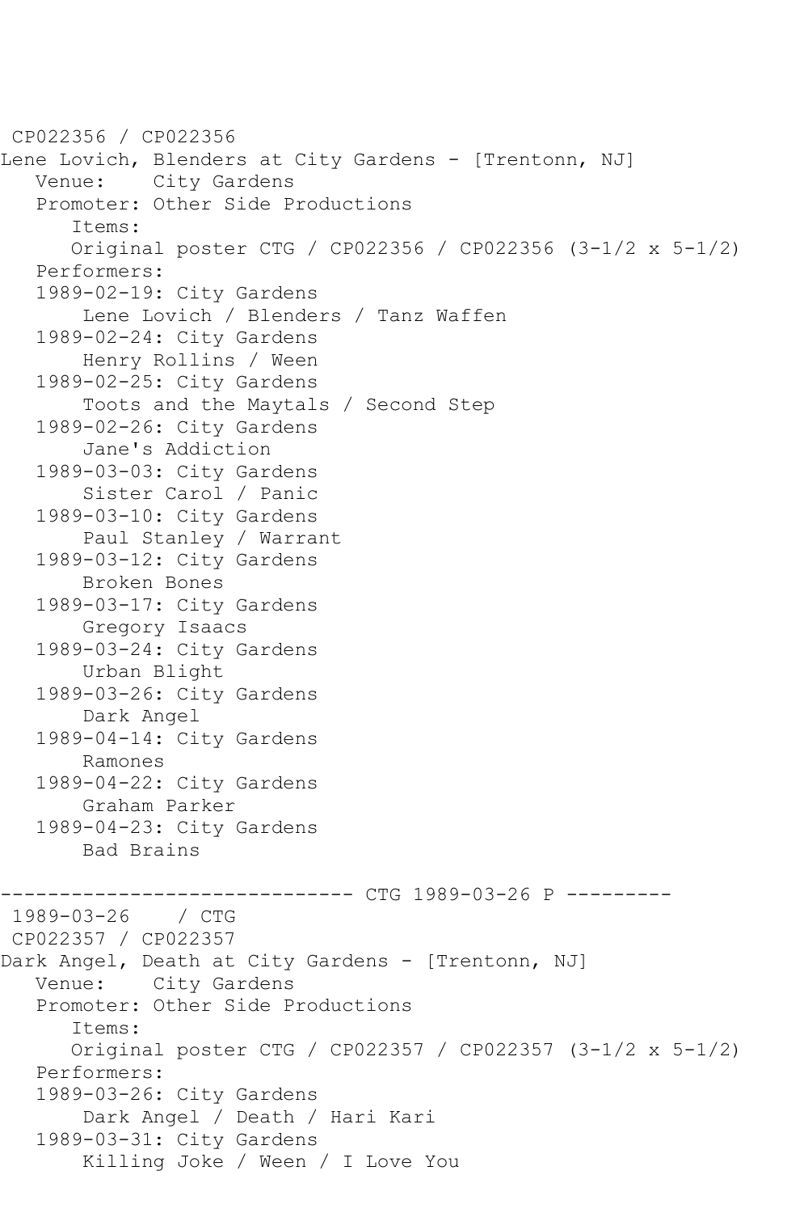CP022356 / CP022356
Lene Lovich, Blenders at City Gardens - [Trentonn, NJ]
   Venue:    City Gardens
   Promoter: Other Side Productions
      Items:
      Original poster CTG / CP022356 / CP022356 (3-1/2 x 5-1/2)
   Performers:
   1989-02-19: City Gardens
       Lene Lovich / Blenders / Tanz Waffen
   1989-02-24: City Gardens
       Henry Rollins / Ween
   1989-02-25: City Gardens
       Toots and the Maytals / Second Step
   1989-02-26: City Gardens
       Jane's Addiction
   1989-03-03: City Gardens
       Sister Carol / Panic
   1989-03-10: City Gardens
       Paul Stanley / Warrant
   1989-03-12: City Gardens
       Broken Bones
   1989-03-17: City Gardens
       Gregory Isaacs
   1989-03-24: City Gardens
       Urban Blight
   1989-03-26: City Gardens
       Dark Angel
   1989-04-14: City Gardens
       Ramones
   1989-04-22: City Gardens
       Graham Parker
   1989-04-23: City Gardens
       Bad Brains

------------------------------ CTG 1989-03-26 P ---------

1989-03-26    / CTG
CP022357 / CP022357
Dark Angel, Death at City Gardens - [Trentonn, NJ]
   Venue:    City Gardens
   Promoter: Other Side Productions
      Items:
      Original poster CTG / CP022357 / CP022357 (3-1/2 x 5-1/2)
   Performers:
   1989-03-26: City Gardens
       Dark Angel / Death / Hari Kari
   1989-03-31: City Gardens
       Killing Joke / Ween / I Love You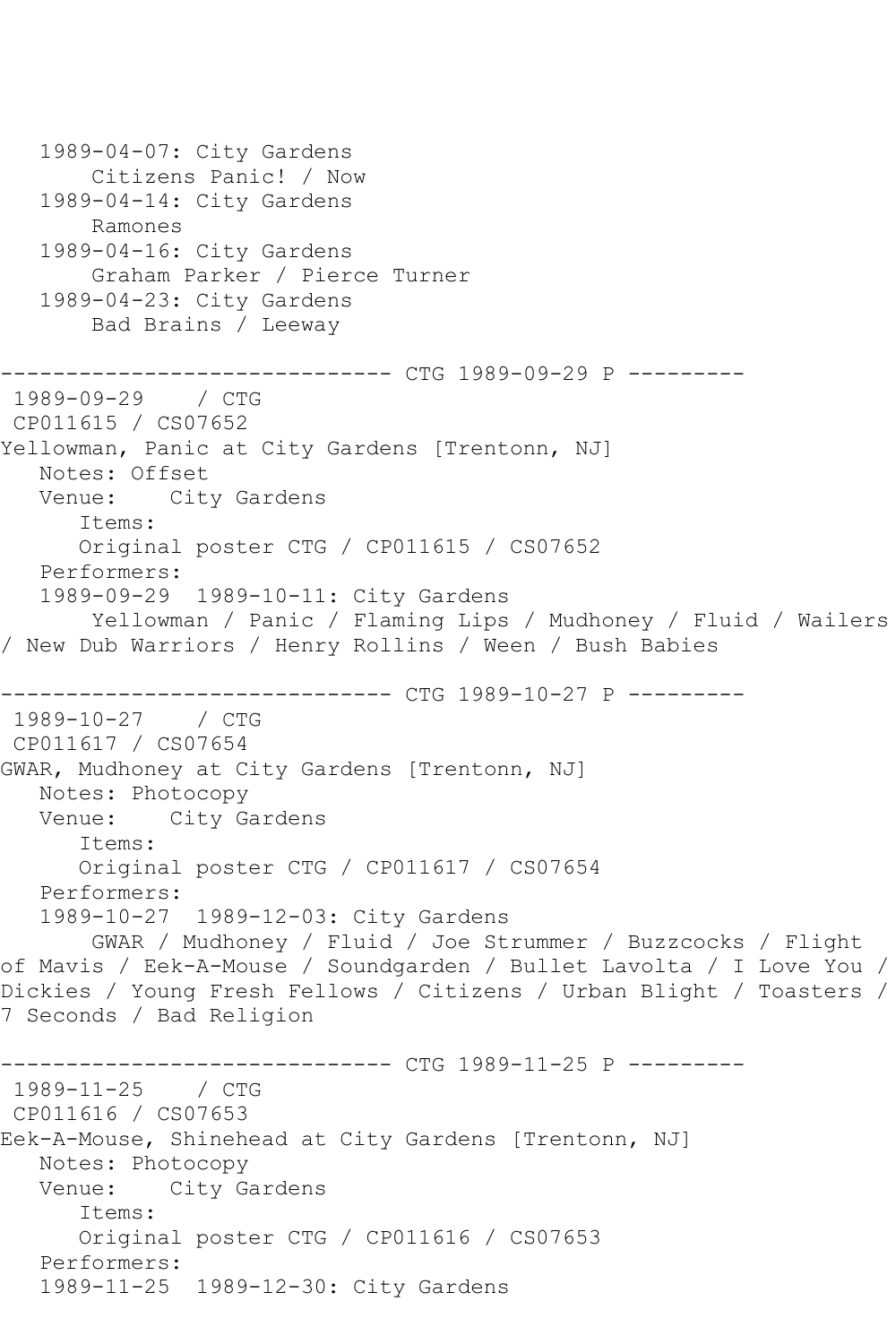1989-04-07: City Gardens
    Citizens Panic! / Now
1989-04-14: City Gardens
    Ramones
1989-04-16: City Gardens
    Graham Parker / Pierce Turner
1989-04-23: City Gardens
    Bad Brains / Leeway

------------------------------ CTG 1989-09-29 P ---------

1989-09-29 / CTG
CP011615 / CS07652
Yellowman, Panic at City Gardens [Trentonn, NJ]
Notes: Offset
Venue: City Gardens
Items:
Original poster CTG / CP011615 / CS07652
Performers:
1989-09-29 1989-10-11: City Gardens
    Yellowman / Panic / Flaming Lips / Mudhoney / Fluid / Wailers / New Dub Warriors / Henry Rollins / Ween / Bush Babies

------------------------------ CTG 1989-10-27 P ---------

1989-10-27 / CTG
CP011617 / CS07654
GWAR, Mudhoney at City Gardens [Trentonn, NJ]
Notes: Photocopy
Venue: City Gardens
Items:
Original poster CTG / CP011617 / CS07654
Performers:
1989-10-27 1989-12-03: City Gardens
    GWAR / Mudhoney / Fluid / Joe Strummer / Buzzcocks / Flight of Mavis / Eek-A-Mouse / Soundgarden / Bullet Lavolta / I Love You / Dickies / Young Fresh Fellows / Citizens / Urban Blight / Toasters / 7 Seconds / Bad Religion

------------------------------ CTG 1989-11-25 P ---------

1989-11-25 / CTG
CP011616 / CS07653
Eek-A-Mouse, Shinehead at City Gardens [Trentonn, NJ]
Notes: Photocopy
Venue: City Gardens
Items:
Original poster CTG / CP011616 / CS07653
Performers:
1989-11-25 1989-12-30: City Gardens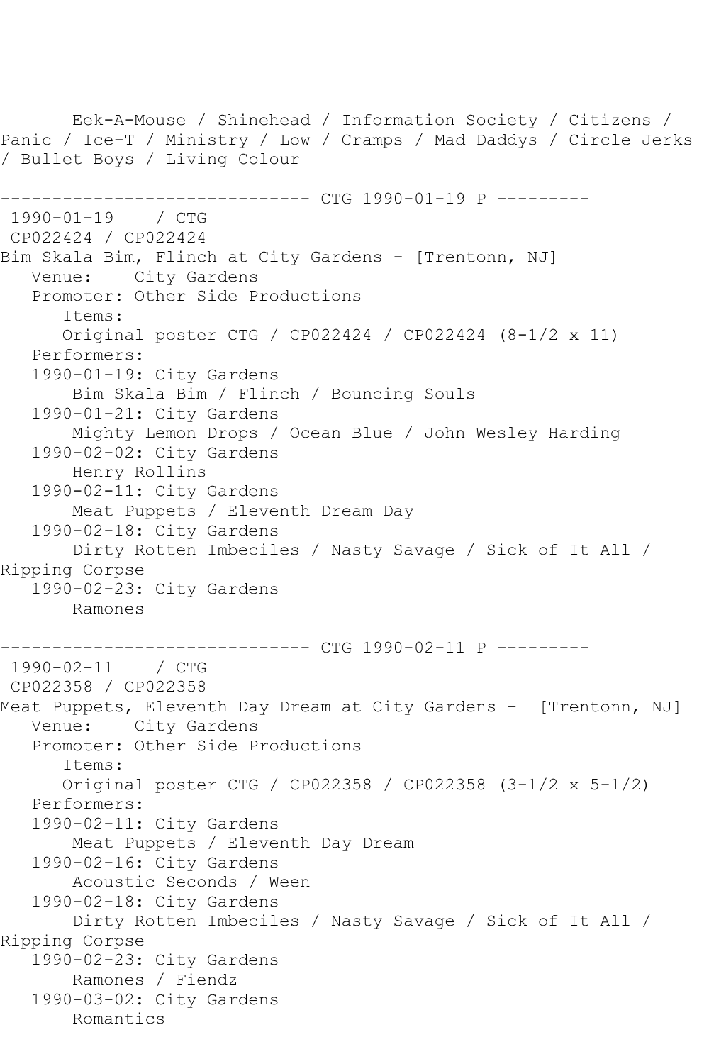Eek-A-Mouse / Shinehead / Information Society / Citizens / Panic / Ice-T / Ministry / Low / Cramps / Mad Daddys / Circle Jerks / Bullet Boys / Living Colour

------------------------------ CTG 1990-01-19 P ---------

1990-01-19 / CTG

CP022424 / CP022424

Bim Skala Bim, Flinch at City Gardens - [Trentonn, NJ]

Venue: City Gardens

Promoter: Other Side Productions

Items:

Original poster CTG / CP022424 / CP022424 (8-1/2 x 11)

Performers:

1990-01-19: City Gardens

Bim Skala Bim / Flinch / Bouncing Souls

1990-01-21: City Gardens

Mighty Lemon Drops / Ocean Blue / John Wesley Harding

1990-02-02: City Gardens

Henry Rollins

1990-02-11: City Gardens

Meat Puppets / Eleventh Dream Day

1990-02-18: City Gardens

Dirty Rotten Imbeciles / Nasty Savage / Sick of It All / Ripping Corpse

1990-02-23: City Gardens

Ramones

------------------------------ CTG 1990-02-11 P ---------

1990-02-11 / CTG

CP022358 / CP022358

Meat Puppets, Eleventh Day Dream at City Gardens - [Trentonn, NJ]

Venue: City Gardens

Promoter: Other Side Productions

Items:

Original poster CTG / CP022358 / CP022358 (3-1/2 x 5-1/2)

Performers:

1990-02-11: City Gardens

Meat Puppets / Eleventh Day Dream

1990-02-16: City Gardens

Acoustic Seconds / Ween

1990-02-18: City Gardens

Dirty Rotten Imbeciles / Nasty Savage / Sick of It All / Ripping Corpse

1990-02-23: City Gardens

Ramones / Fiendz

1990-03-02: City Gardens

Romantics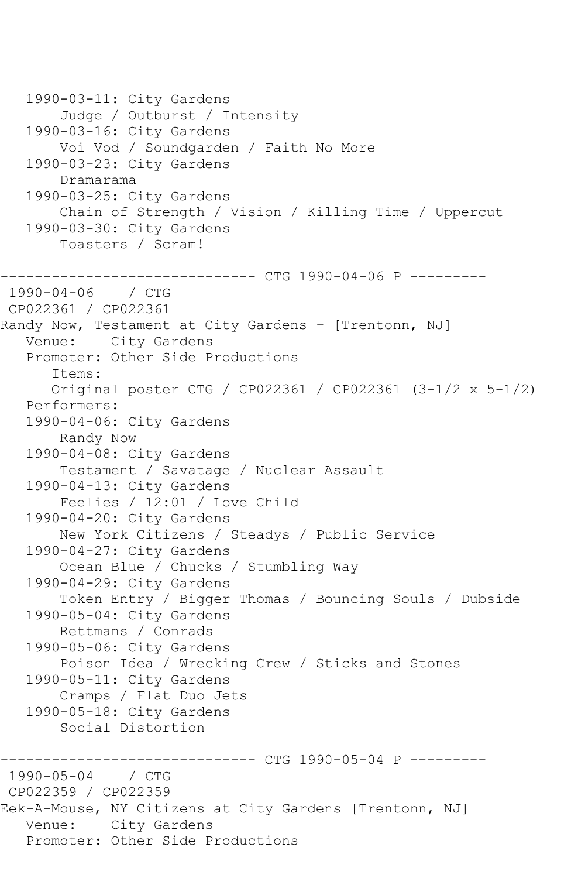```
   1990-03-11: City Gardens
       Judge / Outburst / Intensity
   1990-03-16: City Gardens
       Voi Vod / Soundgarden / Faith No More
   1990-03-23: City Gardens
       Dramarama
   1990-03-25: City Gardens
       Chain of Strength / Vision / Killing Time / Uppercut
   1990-03-30: City Gardens
       Toasters / Scram!

------------------------------ CTG 1990-04-06 P ---------
 1990-04-06    / CTG
 CP022361 / CP022361
Randy Now, Testament at City Gardens - [Trentonn, NJ]
   Venue:    City Gardens
   Promoter: Other Side Productions
      Items:
      Original poster CTG / CP022361 / CP022361 (3-1/2 x 5-1/2)
   Performers:
   1990-04-06: City Gardens
       Randy Now
   1990-04-08: City Gardens
       Testament / Savatage / Nuclear Assault
   1990-04-13: City Gardens
       Feelies / 12:01 / Love Child
   1990-04-20: City Gardens
       New York Citizens / Steadys / Public Service
   1990-04-27: City Gardens
       Ocean Blue / Chucks / Stumbling Way
   1990-04-29: City Gardens
       Token Entry / Bigger Thomas / Bouncing Souls / Dubside
   1990-05-04: City Gardens
       Rettmans / Conrads
   1990-05-06: City Gardens
       Poison Idea / Wrecking Crew / Sticks and Stones
   1990-05-11: City Gardens
       Cramps / Flat Duo Jets
   1990-05-18: City Gardens
       Social Distortion

------------------------------ CTG 1990-05-04 P ---------
 1990-05-04    / CTG
 CP022359 / CP022359
Eek-A-Mouse, NY Citizens at City Gardens [Trentonn, NJ]
   Venue:    City Gardens
   Promoter: Other Side Productions
```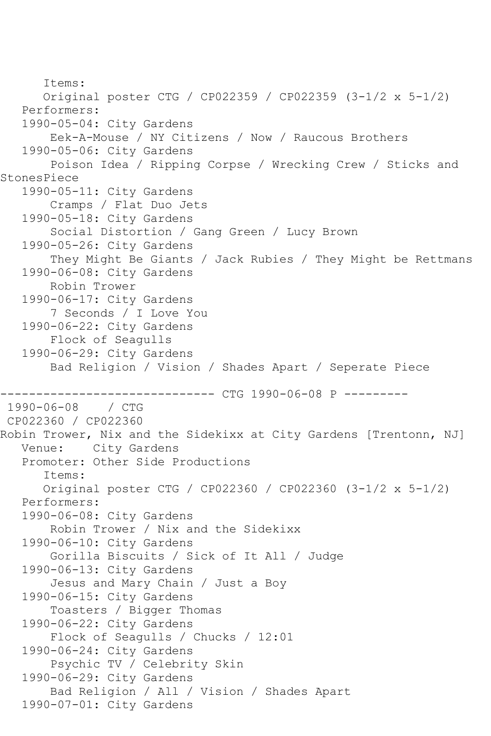Items:
Original poster CTG / CP022359 / CP022359 (3-1/2 x 5-1/2)
Performers:
1990-05-04: City Gardens
Eek-A-Mouse / NY Citizens / Now / Raucous Brothers
1990-05-06: City Gardens
Poison Idea / Ripping Corpse / Wrecking Crew / Sticks and StonesPiece
1990-05-11: City Gardens
Cramps / Flat Duo Jets
1990-05-18: City Gardens
Social Distortion / Gang Green / Lucy Brown
1990-05-26: City Gardens
They Might Be Giants / Jack Rubies / They Might be Rettmans
1990-06-08: City Gardens
Robin Trower
1990-06-17: City Gardens
7 Seconds / I Love You
1990-06-22: City Gardens
Flock of Seagulls
1990-06-29: City Gardens
Bad Religion / Vision / Shades Apart / Seperate Piece

------------------------------ CTG 1990-06-08 P ---------

1990-06-08 / CTG
CP022360 / CP022360
Robin Trower, Nix and the Sidekixx at City Gardens [Trentonn, NJ]
Venue: City Gardens
Promoter: Other Side Productions
Items:
Original poster CTG / CP022360 / CP022360 (3-1/2 x 5-1/2)
Performers:
1990-06-08: City Gardens
Robin Trower / Nix and the Sidekixx
1990-06-10: City Gardens
Gorilla Biscuits / Sick of It All / Judge
1990-06-13: City Gardens
Jesus and Mary Chain / Just a Boy
1990-06-15: City Gardens
Toasters / Bigger Thomas
1990-06-22: City Gardens
Flock of Seagulls / Chucks / 12:01
1990-06-24: City Gardens
Psychic TV / Celebrity Skin
1990-06-29: City Gardens
Bad Religion / All / Vision / Shades Apart
1990-07-01: City Gardens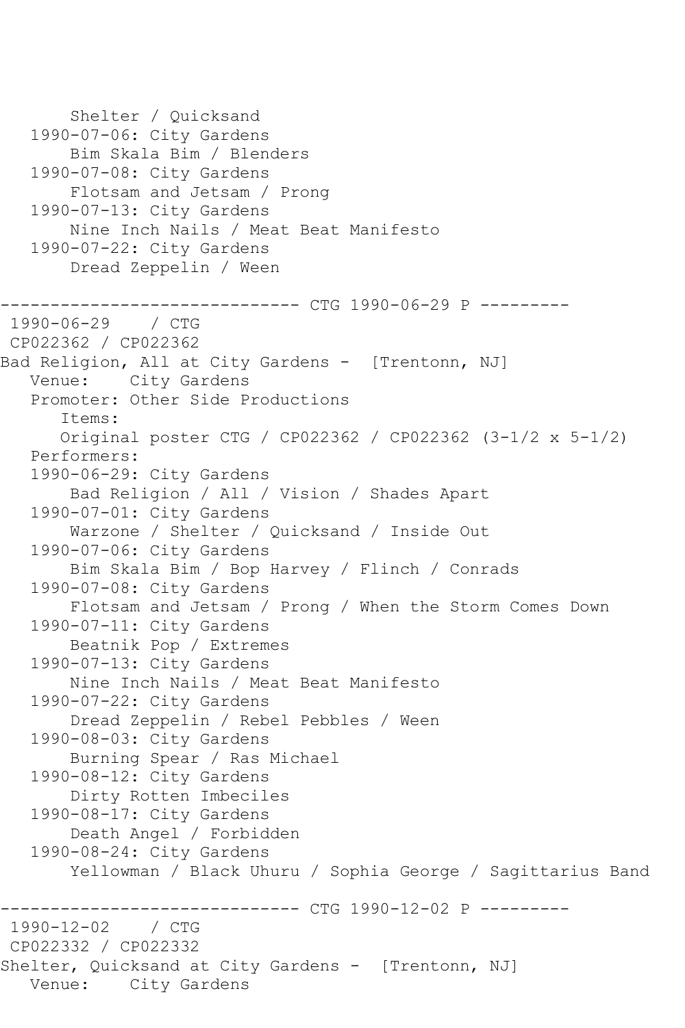```
       Shelter / Quicksand
   1990-07-06: City Gardens
       Bim Skala Bim / Blenders
   1990-07-08: City Gardens
       Flotsam and Jetsam / Prong
   1990-07-13: City Gardens
       Nine Inch Nails / Meat Beat Manifesto
   1990-07-22: City Gardens
       Dread Zeppelin / Ween

------------------------------ CTG 1990-06-29 P ---------
 1990-06-29    / CTG
 CP022362 / CP022362
Bad Religion, All at City Gardens -  [Trentonn, NJ]
   Venue:    City Gardens
   Promoter: Other Side Productions
      Items:
      Original poster CTG / CP022362 / CP022362 (3-1/2 x 5-1/2)
   Performers:
   1990-06-29: City Gardens
       Bad Religion / All / Vision / Shades Apart
   1990-07-01: City Gardens
       Warzone / Shelter / Quicksand / Inside Out
   1990-07-06: City Gardens
       Bim Skala Bim / Bop Harvey / Flinch / Conrads
   1990-07-08: City Gardens
       Flotsam and Jetsam / Prong / When the Storm Comes Down
   1990-07-11: City Gardens
       Beatnik Pop / Extremes
   1990-07-13: City Gardens
       Nine Inch Nails / Meat Beat Manifesto
   1990-07-22: City Gardens
       Dread Zeppelin / Rebel Pebbles / Ween
   1990-08-03: City Gardens
       Burning Spear / Ras Michael
   1990-08-12: City Gardens
       Dirty Rotten Imbeciles
   1990-08-17: City Gardens
       Death Angel / Forbidden
   1990-08-24: City Gardens
       Yellowman / Black Uhuru / Sophia George / Sagittarius Band

------------------------------ CTG 1990-12-02 P ---------
 1990-12-02    / CTG
 CP022332 / CP022332
Shelter, Quicksand at City Gardens -  [Trentonn, NJ]
   Venue:    City Gardens
```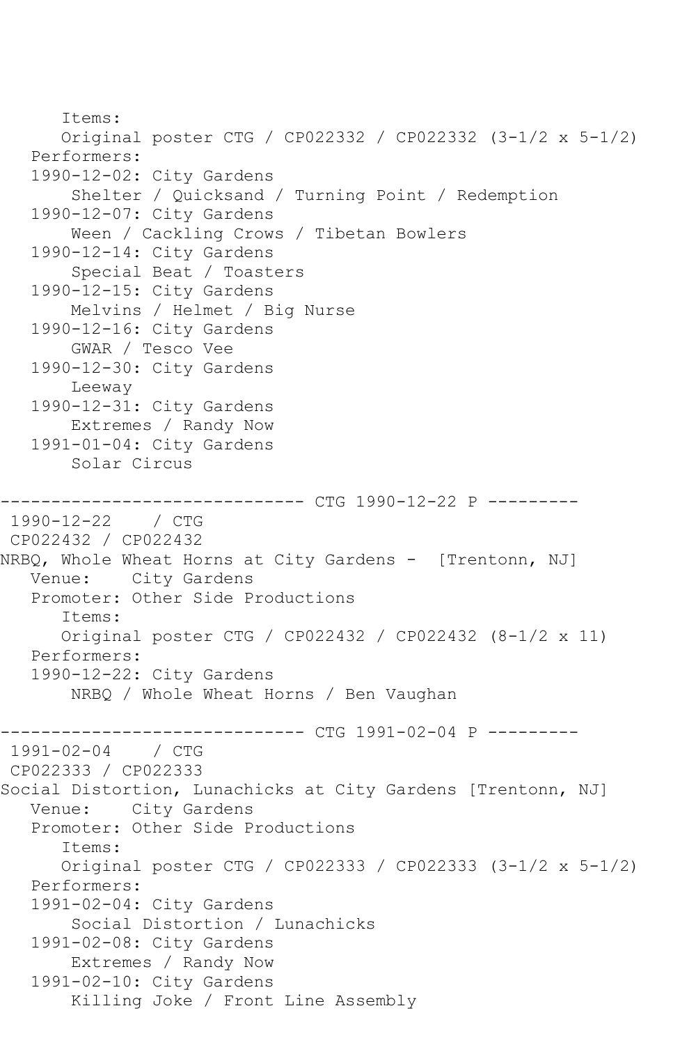```
      Items:
      Original poster CTG / CP022332 / CP022332 (3-1/2 x 5-1/2)
   Performers:
   1990-12-02: City Gardens
       Shelter / Quicksand / Turning Point / Redemption
   1990-12-07: City Gardens
       Ween / Cackling Crows / Tibetan Bowlers
   1990-12-14: City Gardens
       Special Beat / Toasters
   1990-12-15: City Gardens
       Melvins / Helmet / Big Nurse
   1990-12-16: City Gardens
       GWAR / Tesco Vee
   1990-12-30: City Gardens
       Leeway
   1990-12-31: City Gardens
       Extremes / Randy Now
   1991-01-04: City Gardens
       Solar Circus

------------------------------ CTG 1990-12-22 P ---------
 1990-12-22    / CTG
 CP022432 / CP022432
NRBQ, Whole Wheat Horns at City Gardens -  [Trentonn, NJ]
   Venue:    City Gardens
   Promoter: Other Side Productions
      Items:
      Original poster CTG / CP022432 / CP022432 (8-1/2 x 11)
   Performers:
   1990-12-22: City Gardens
       NRBQ / Whole Wheat Horns / Ben Vaughan

------------------------------ CTG 1991-02-04 P ---------
 1991-02-04    / CTG
 CP022333 / CP022333
Social Distortion, Lunachicks at City Gardens [Trentonn, NJ]
   Venue:    City Gardens
   Promoter: Other Side Productions
      Items:
      Original poster CTG / CP022333 / CP022333 (3-1/2 x 5-1/2)
   Performers:
   1991-02-04: City Gardens
       Social Distortion / Lunachicks
   1991-02-08: City Gardens
       Extremes / Randy Now
   1991-02-10: City Gardens
       Killing Joke / Front Line Assembly
```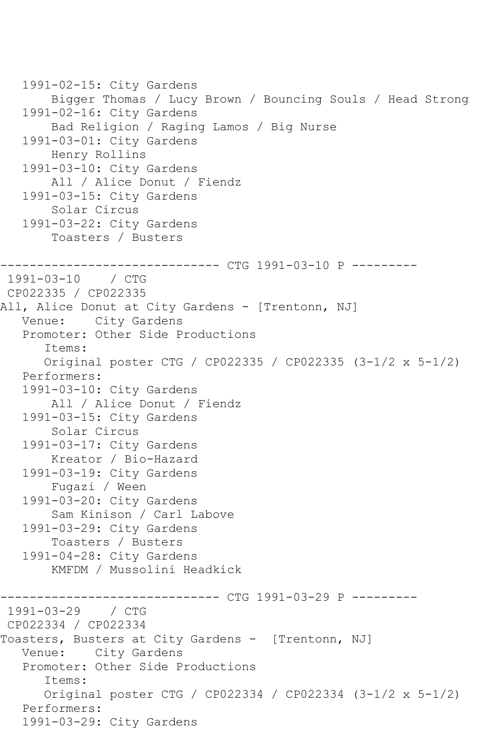```
   1991-02-15: City Gardens
       Bigger Thomas / Lucy Brown / Bouncing Souls / Head Strong
   1991-02-16: City Gardens
       Bad Religion / Raging Lamos / Big Nurse
   1991-03-01: City Gardens
       Henry Rollins
   1991-03-10: City Gardens
       All / Alice Donut / Fiendz
   1991-03-15: City Gardens
       Solar Circus
   1991-03-22: City Gardens
       Toasters / Busters

------------------------------ CTG 1991-03-10 P ---------
 1991-03-10    / CTG
 CP022335 / CP022335
All, Alice Donut at City Gardens - [Trentonn, NJ]
   Venue:    City Gardens
   Promoter: Other Side Productions
      Items:
      Original poster CTG / CP022335 / CP022335 (3-1/2 x 5-1/2)
   Performers:
   1991-03-10: City Gardens
       All / Alice Donut / Fiendz
   1991-03-15: City Gardens
       Solar Circus
   1991-03-17: City Gardens
       Kreator / Bio-Hazard
   1991-03-19: City Gardens
       Fugazi / Ween
   1991-03-20: City Gardens
       Sam Kinison / Carl Labove
   1991-03-29: City Gardens
       Toasters / Busters
   1991-04-28: City Gardens
       KMFDM / Mussolini Headkick

------------------------------ CTG 1991-03-29 P ---------
 1991-03-29    / CTG
 CP022334 / CP022334
Toasters, Busters at City Gardens -  [Trentonn, NJ]
   Venue:    City Gardens
   Promoter: Other Side Productions
      Items:
      Original poster CTG / CP022334 / CP022334 (3-1/2 x 5-1/2)
   Performers:
   1991-03-29: City Gardens
```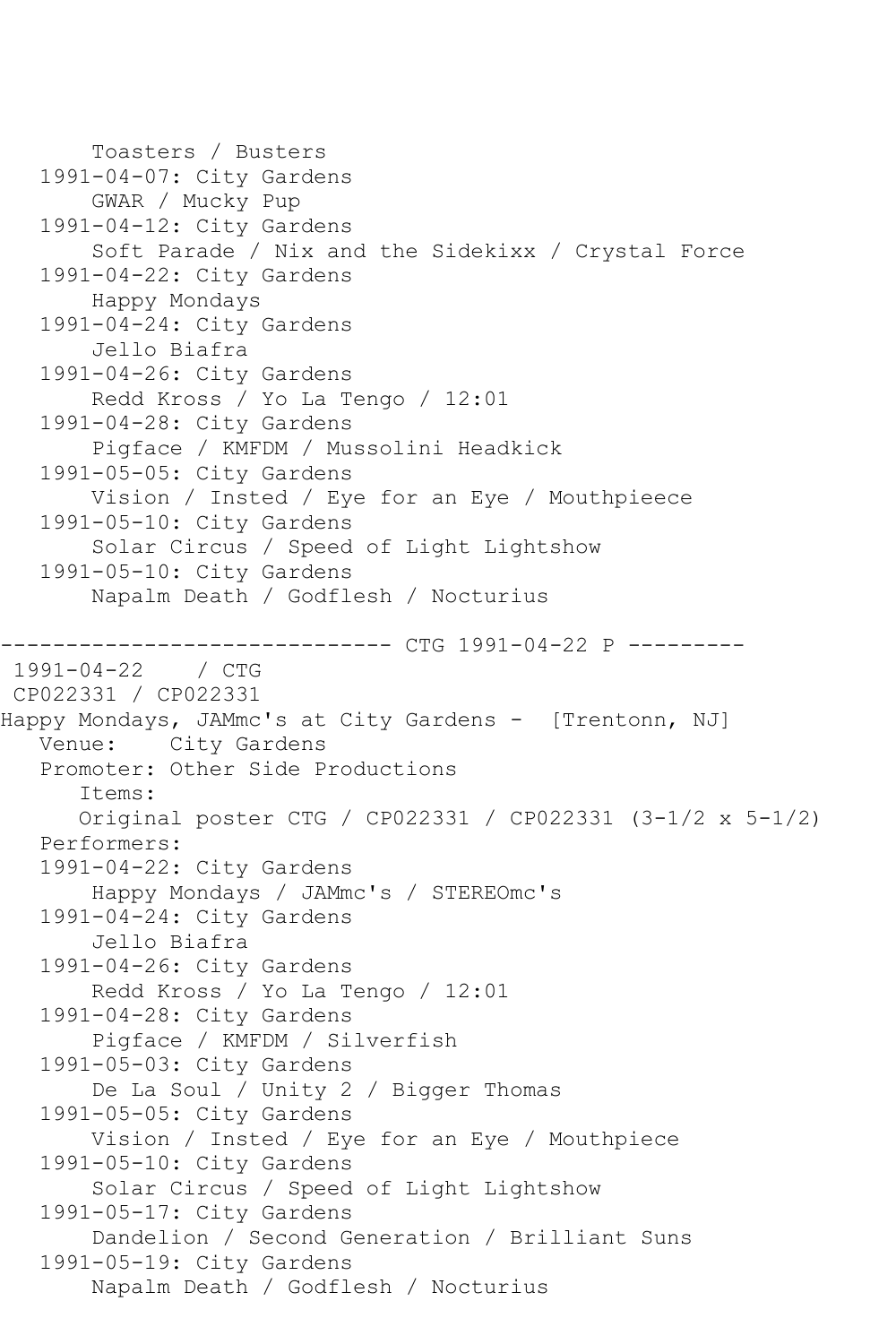```
       Toasters / Busters
   1991-04-07: City Gardens
       GWAR / Mucky Pup
   1991-04-12: City Gardens
       Soft Parade / Nix and the Sidekixx / Crystal Force
   1991-04-22: City Gardens
       Happy Mondays
   1991-04-24: City Gardens
       Jello Biafra
   1991-04-26: City Gardens
       Redd Kross / Yo La Tengo / 12:01
   1991-04-28: City Gardens
       Pigface / KMFDM / Mussolini Headkick
   1991-05-05: City Gardens
       Vision / Insted / Eye for an Eye / Mouthpieece
   1991-05-10: City Gardens
       Solar Circus / Speed of Light Lightshow
   1991-05-10: City Gardens
       Napalm Death / Godflesh / Nocturius

------------------------------ CTG 1991-04-22 P ---------
 1991-04-22    / CTG
 CP022331 / CP022331
Happy Mondays, JAMmc's at City Gardens -  [Trentonn, NJ]
   Venue:    City Gardens
   Promoter: Other Side Productions
      Items:
      Original poster CTG / CP022331 / CP022331 (3-1/2 x 5-1/2)
   Performers:
   1991-04-22: City Gardens
       Happy Mondays / JAMmc's / STEREOmc's
   1991-04-24: City Gardens
       Jello Biafra
   1991-04-26: City Gardens
       Redd Kross / Yo La Tengo / 12:01
   1991-04-28: City Gardens
       Pigface / KMFDM / Silverfish
   1991-05-03: City Gardens
       De La Soul / Unity 2 / Bigger Thomas
   1991-05-05: City Gardens
       Vision / Insted / Eye for an Eye / Mouthpiece
   1991-05-10: City Gardens
       Solar Circus / Speed of Light Lightshow
   1991-05-17: City Gardens
       Dandelion / Second Generation / Brilliant Suns
   1991-05-19: City Gardens
       Napalm Death / Godflesh / Nocturius
```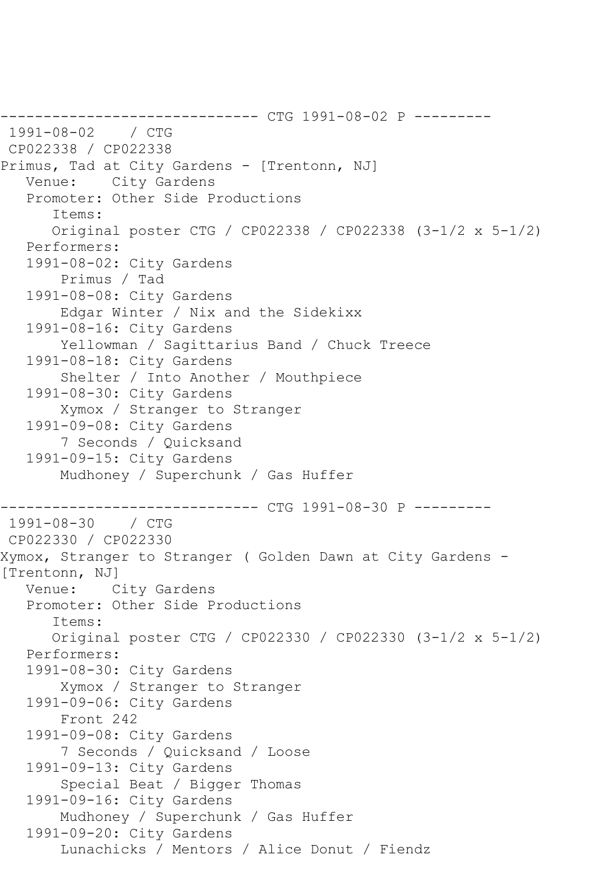------------------------------ CTG 1991-08-02 P ---------
1991-08-02 / CTG
CP022338 / CP022338
Primus, Tad at City Gardens - [Trentonn, NJ]
Venue: City Gardens
Promoter: Other Side Productions
Items:
Original poster CTG / CP022338 / CP022338 (3-1/2 x 5-1/2)
Performers:
1991-08-02: City Gardens
Primus / Tad
1991-08-08: City Gardens
Edgar Winter / Nix and the Sidekixx
1991-08-16: City Gardens
Yellowman / Sagittarius Band / Chuck Treece
1991-08-18: City Gardens
Shelter / Into Another / Mouthpiece
1991-08-30: City Gardens
Xymox / Stranger to Stranger
1991-09-08: City Gardens
7 Seconds / Quicksand
1991-09-15: City Gardens
Mudhoney / Superchunk / Gas Huffer

------------------------------ CTG 1991-08-30 P ---------
1991-08-30 / CTG
CP022330 / CP022330
Xymox, Stranger to Stranger ( Golden Dawn at City Gardens - [Trentonn, NJ]
Venue: City Gardens
Promoter: Other Side Productions
Items:
Original poster CTG / CP022330 / CP022330 (3-1/2 x 5-1/2)
Performers:
1991-08-30: City Gardens
Xymox / Stranger to Stranger
1991-09-06: City Gardens
Front 242
1991-09-08: City Gardens
7 Seconds / Quicksand / Loose
1991-09-13: City Gardens
Special Beat / Bigger Thomas
1991-09-16: City Gardens
Mudhoney / Superchunk / Gas Huffer
1991-09-20: City Gardens
Lunachicks / Mentors / Alice Donut / Fiendz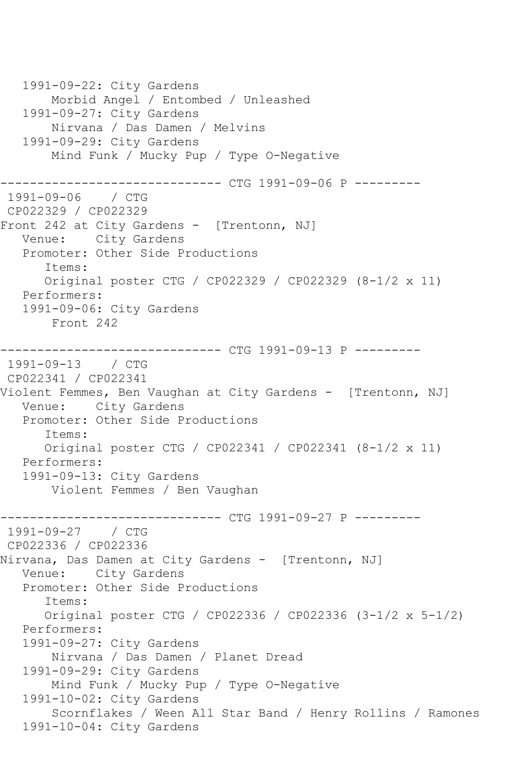```
   1991-09-22: City Gardens
       Morbid Angel / Entombed / Unleashed
   1991-09-27: City Gardens
       Nirvana / Das Damen / Melvins
   1991-09-29: City Gardens
       Mind Funk / Mucky Pup / Type O-Negative

------------------------------ CTG 1991-09-06 P ---------
 1991-09-06    / CTG
 CP022329 / CP022329
Front 242 at City Gardens -  [Trentonn, NJ]
   Venue:    City Gardens
   Promoter: Other Side Productions
      Items:
      Original poster CTG / CP022329 / CP022329 (8-1/2 x 11)
   Performers:
   1991-09-06: City Gardens
       Front 242

------------------------------ CTG 1991-09-13 P ---------
 1991-09-13    / CTG
 CP022341 / CP022341
Violent Femmes, Ben Vaughan at City Gardens -  [Trentonn, NJ]
   Venue:    City Gardens
   Promoter: Other Side Productions
      Items:
      Original poster CTG / CP022341 / CP022341 (8-1/2 x 11)
   Performers:
   1991-09-13: City Gardens
       Violent Femmes / Ben Vaughan

------------------------------ CTG 1991-09-27 P ---------
 1991-09-27    / CTG
 CP022336 / CP022336
Nirvana, Das Damen at City Gardens -  [Trentonn, NJ]
   Venue:    City Gardens
   Promoter: Other Side Productions
      Items:
      Original poster CTG / CP022336 / CP022336 (3-1/2 x 5-1/2)
   Performers:
   1991-09-27: City Gardens
       Nirvana / Das Damen / Planet Dread
   1991-09-29: City Gardens
       Mind Funk / Mucky Pup / Type O-Negative
   1991-10-02: City Gardens
       Scornflakes / Ween All Star Band / Henry Rollins / Ramones
   1991-10-04: City Gardens
```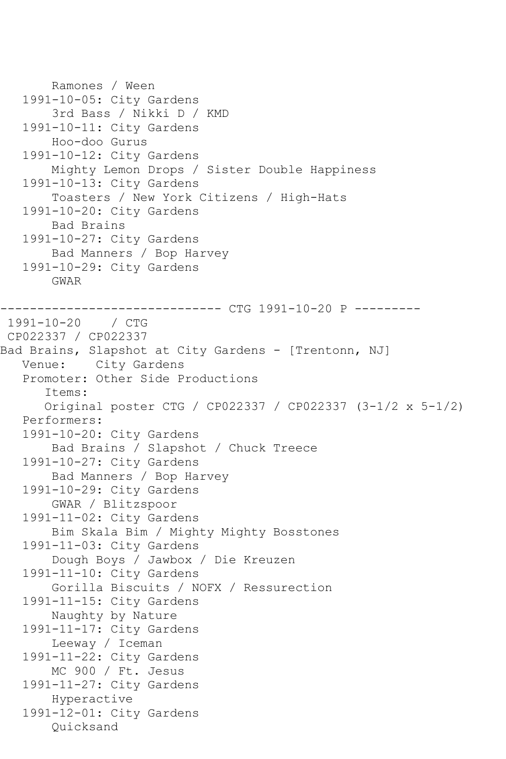```
       Ramones / Ween
   1991-10-05: City Gardens
       3rd Bass / Nikki D / KMD
   1991-10-11: City Gardens
       Hoo-doo Gurus
   1991-10-12: City Gardens
       Mighty Lemon Drops / Sister Double Happiness
   1991-10-13: City Gardens
       Toasters / New York Citizens / High-Hats
   1991-10-20: City Gardens
       Bad Brains
   1991-10-27: City Gardens
       Bad Manners / Bop Harvey
   1991-10-29: City Gardens
       GWAR

------------------------------ CTG 1991-10-20 P ---------
 1991-10-20    / CTG
 CP022337 / CP022337
Bad Brains, Slapshot at City Gardens - [Trentonn, NJ]
   Venue:    City Gardens
   Promoter: Other Side Productions
      Items:
      Original poster CTG / CP022337 / CP022337 (3-1/2 x 5-1/2)
   Performers:
   1991-10-20: City Gardens
       Bad Brains / Slapshot / Chuck Treece
   1991-10-27: City Gardens
       Bad Manners / Bop Harvey
   1991-10-29: City Gardens
       GWAR / Blitzspoor
   1991-11-02: City Gardens
       Bim Skala Bim / Mighty Mighty Bosstones
   1991-11-03: City Gardens
       Dough Boys / Jawbox / Die Kreuzen
   1991-11-10: City Gardens
       Gorilla Biscuits / NOFX / Ressurection
   1991-11-15: City Gardens
       Naughty by Nature
   1991-11-17: City Gardens
       Leeway / Iceman
   1991-11-22: City Gardens
       MC 900 / Ft. Jesus
   1991-11-27: City Gardens
       Hyperactive
   1991-12-01: City Gardens
       Quicksand
```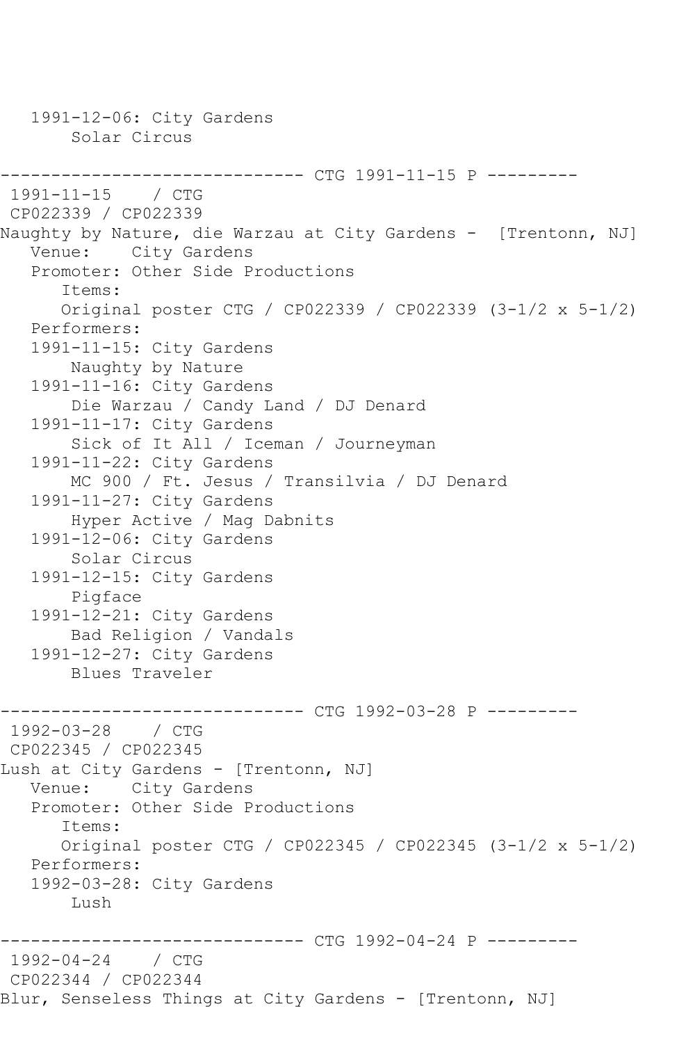```
   1991-12-06: City Gardens
       Solar Circus

------------------------------ CTG 1991-11-15 P ---------
 1991-11-15    / CTG
 CP022339 / CP022339
Naughty by Nature, die Warzau at City Gardens -  [Trentonn, NJ]
   Venue:    City Gardens
   Promoter: Other Side Productions
      Items:
      Original poster CTG / CP022339 / CP022339 (3-1/2 x 5-1/2)
   Performers:
   1991-11-15: City Gardens
       Naughty by Nature
   1991-11-16: City Gardens
       Die Warzau / Candy Land / DJ Denard
   1991-11-17: City Gardens
       Sick of It All / Iceman / Journeyman
   1991-11-22: City Gardens
       MC 900 / Ft. Jesus / Transilvia / DJ Denard
   1991-11-27: City Gardens
       Hyper Active / Mag Dabnits
   1991-12-06: City Gardens
       Solar Circus
   1991-12-15: City Gardens
       Pigface
   1991-12-21: City Gardens
       Bad Religion / Vandals
   1991-12-27: City Gardens
       Blues Traveler

------------------------------ CTG 1992-03-28 P ---------
 1992-03-28    / CTG
 CP022345 / CP022345
Lush at City Gardens - [Trentonn, NJ]
   Venue:    City Gardens
   Promoter: Other Side Productions
      Items:
      Original poster CTG / CP022345 / CP022345 (3-1/2 x 5-1/2)
   Performers:
   1992-03-28: City Gardens
       Lush

------------------------------ CTG 1992-04-24 P ---------
 1992-04-24    / CTG
 CP022344 / CP022344
Blur, Senseless Things at City Gardens - [Trentonn, NJ]
```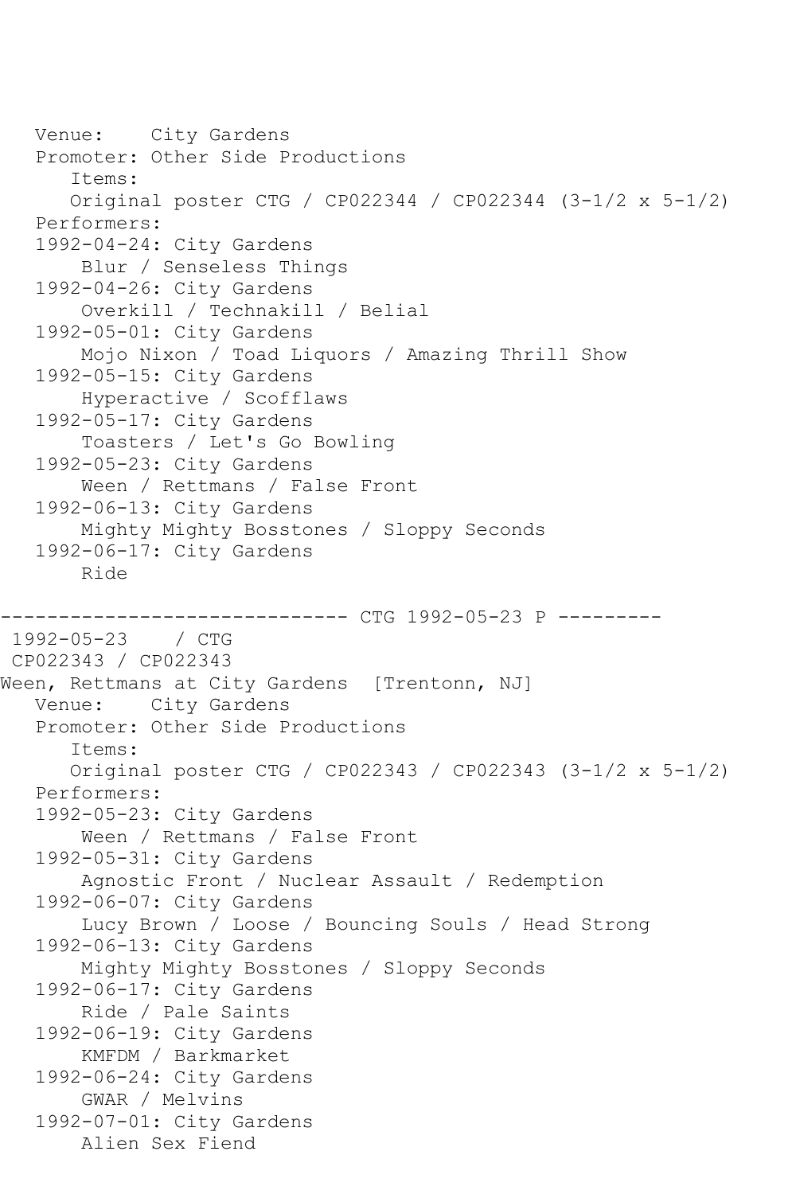```
   Venue:    City Gardens
   Promoter: Other Side Productions
      Items:
      Original poster CTG / CP022344 / CP022344 (3-1/2 x 5-1/2)
   Performers:
   1992-04-24: City Gardens
       Blur / Senseless Things
   1992-04-26: City Gardens
       Overkill / Technakill / Belial
   1992-05-01: City Gardens
       Mojo Nixon / Toad Liquors / Amazing Thrill Show
   1992-05-15: City Gardens
       Hyperactive / Scofflaws
   1992-05-17: City Gardens
       Toasters / Let's Go Bowling
   1992-05-23: City Gardens
       Ween / Rettmans / False Front
   1992-06-13: City Gardens
       Mighty Mighty Bosstones / Sloppy Seconds
   1992-06-17: City Gardens
       Ride

------------------------------ CTG 1992-05-23 P ---------
 1992-05-23    / CTG
 CP022343 / CP022343
Ween, Rettmans at City Gardens  [Trentonn, NJ]
   Venue:    City Gardens
   Promoter: Other Side Productions
      Items:
      Original poster CTG / CP022343 / CP022343 (3-1/2 x 5-1/2)
   Performers:
   1992-05-23: City Gardens
       Ween / Rettmans / False Front
   1992-05-31: City Gardens
       Agnostic Front / Nuclear Assault / Redemption
   1992-06-07: City Gardens
       Lucy Brown / Loose / Bouncing Souls / Head Strong
   1992-06-13: City Gardens
       Mighty Mighty Bosstones / Sloppy Seconds
   1992-06-17: City Gardens
       Ride / Pale Saints
   1992-06-19: City Gardens
       KMFDM / Barkmarket
   1992-06-24: City Gardens
       GWAR / Melvins
   1992-07-01: City Gardens
       Alien Sex Fiend
```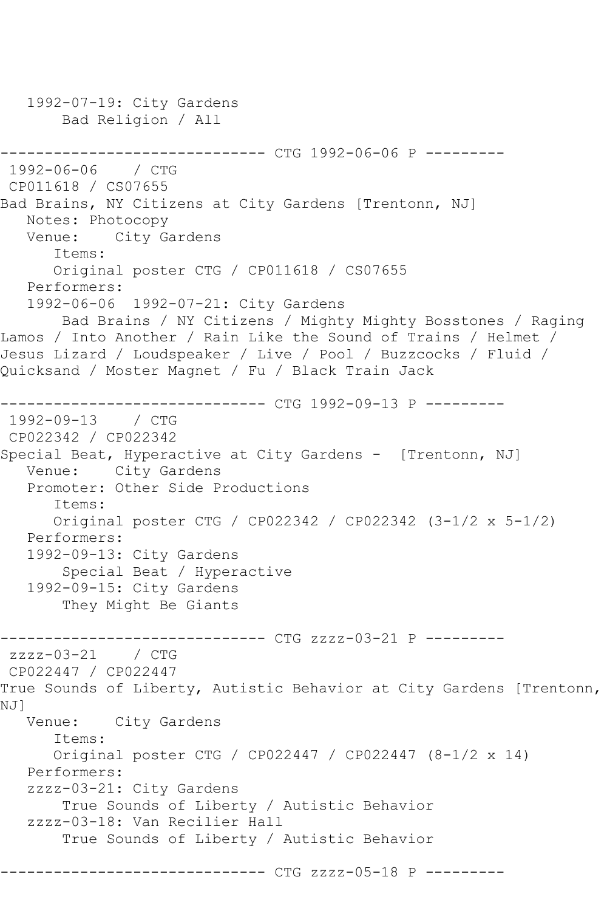```
   1992-07-19: City Gardens
       Bad Religion / All

------------------------------ CTG 1992-06-06 P ---------
 1992-06-06    / CTG
 CP011618 / CS07655
Bad Brains, NY Citizens at City Gardens [Trentonn, NJ]
   Notes: Photocopy
   Venue:    City Gardens
      Items:
      Original poster CTG / CP011618 / CS07655
   Performers:
   1992-06-06  1992-07-21: City Gardens
       Bad Brains / NY Citizens / Mighty Mighty Bosstones / Raging
Lamos / Into Another / Rain Like the Sound of Trains / Helmet /
Jesus Lizard / Loudspeaker / Live / Pool / Buzzcocks / Fluid /
Quicksand / Moster Magnet / Fu / Black Train Jack

------------------------------ CTG 1992-09-13 P ---------
 1992-09-13    / CTG
 CP022342 / CP022342
Special Beat, Hyperactive at City Gardens -  [Trentonn, NJ]
   Venue:    City Gardens
   Promoter: Other Side Productions
      Items:
      Original poster CTG / CP022342 / CP022342 (3-1/2 x 5-1/2)
   Performers:
   1992-09-13: City Gardens
       Special Beat / Hyperactive
   1992-09-15: City Gardens
       They Might Be Giants

------------------------------ CTG zzzz-03-21 P ---------
 zzzz-03-21    / CTG
 CP022447 / CP022447
True Sounds of Liberty, Autistic Behavior at City Gardens [Trentonn,
NJ]
   Venue:    City Gardens
      Items:
      Original poster CTG / CP022447 / CP022447 (8-1/2 x 14)
   Performers:
   zzzz-03-21: City Gardens
       True Sounds of Liberty / Autistic Behavior
   zzzz-03-18: Van Recilier Hall
       True Sounds of Liberty / Autistic Behavior

------------------------------ CTG zzzz-05-18 P ---------
```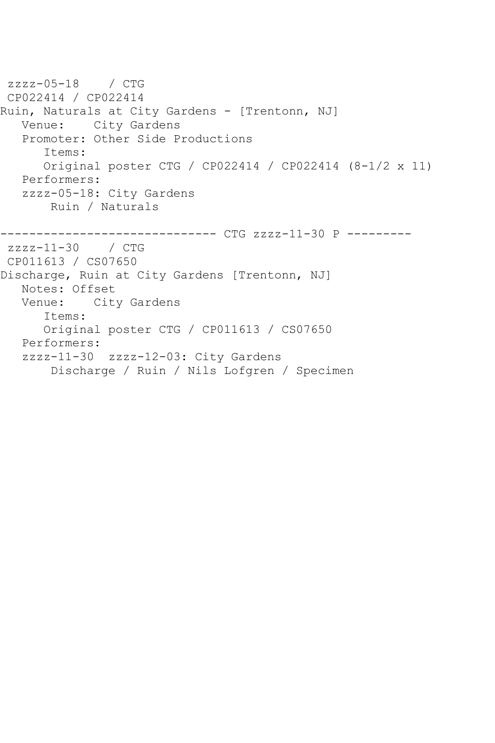```
 zzzz-05-18    / CTG
 CP022414 / CP022414
Ruin, Naturals at City Gardens - [Trentonn, NJ]
   Venue:    City Gardens
   Promoter: Other Side Productions
      Items:
      Original poster CTG / CP022414 / CP022414 (8-1/2 x 11)
   Performers:
   zzzz-05-18: City Gardens
       Ruin / Naturals

------------------------------ CTG zzzz-11-30 P ---------
 zzzz-11-30    / CTG
 CP011613 / CS07650
Discharge, Ruin at City Gardens [Trentonn, NJ]
   Notes: Offset
   Venue:    City Gardens
      Items:
      Original poster CTG / CP011613 / CS07650
   Performers:
   zzzz-11-30  zzzz-12-03: City Gardens
       Discharge / Ruin / Nils Lofgren / Specimen
```